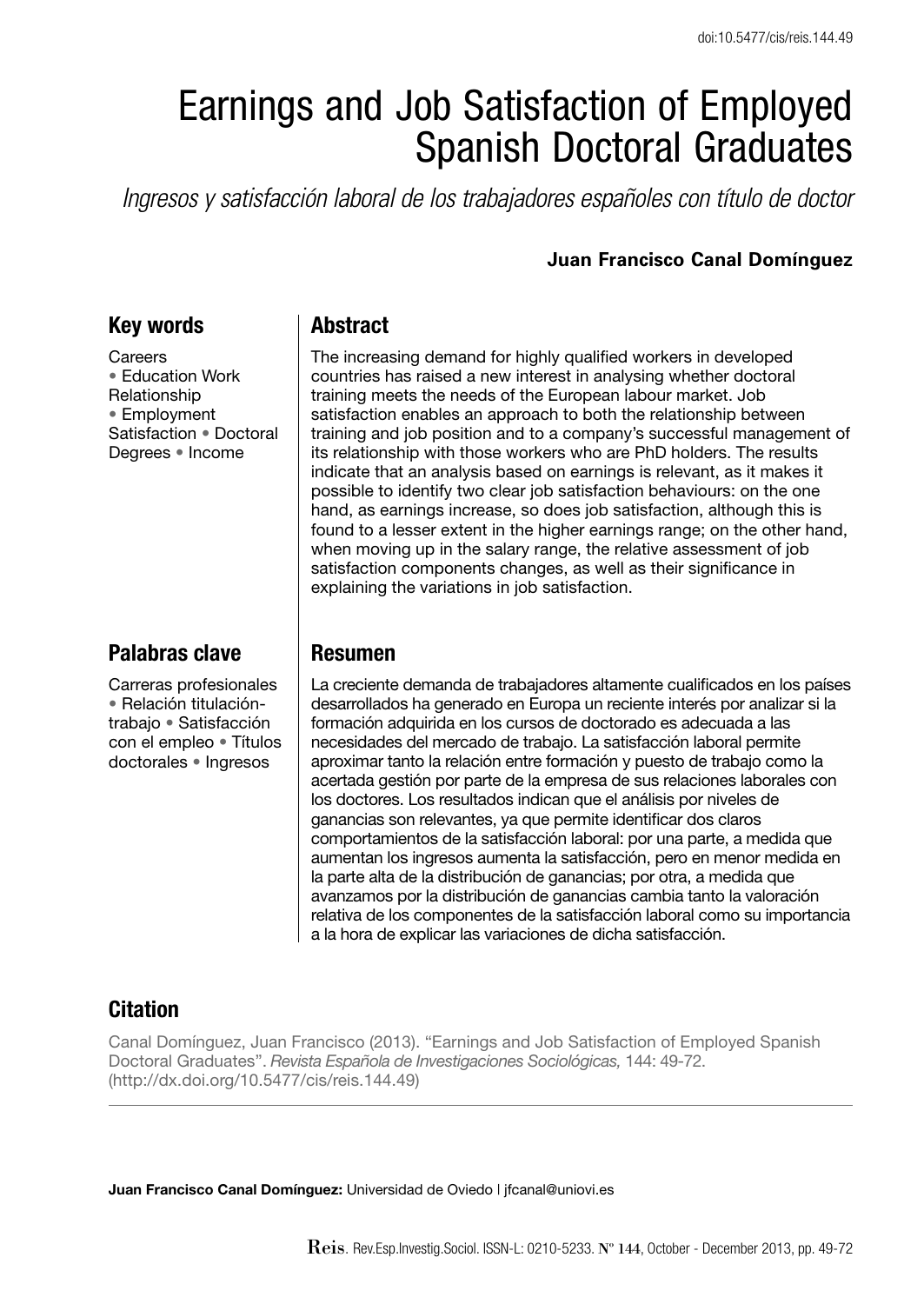doi:10.5477/cis/reis.144.49

# Earnings and Job Satisfaction of Employed Spanish Doctoral Graduates

*Ingresos y satisfacción laboral de los trabajadores españoles con título de doctor*

**Juan Francisco Canal Domínguez**

## Key words

Careers • Education Work Relationship • Employment Satisfaction • Doctoral Degrees • Income

## Abstract

The increasing demand for highly qualified workers in developed countries has raised a new interest in analysing whether doctoral training meets the needs of the European labour market. Job satisfaction enables an approach to both the relationship between training and job position and to a company's successful management of its relationship with those workers who are PhD holders. The results indicate that an analysis based on earnings is relevant, as it makes it possible to identify two clear job satisfaction behaviours: on the one hand, as earnings increase, so does job satisfaction, although this is found to a lesser extent in the higher earnings range; on the other hand, when moving up in the salary range, the relative assessment of job satisfaction components changes, as well as their significance in explaining the variations in job satisfaction.

## Palabras clave

Carreras profesionales • Relación titulación-trabajo • Satisfacción con el empleo • Títulos doctorales • Ingresos

## Resumen

La creciente demanda de trabajadores altamente cualificados en los países desarrollados ha generado en Europa un reciente interés por analizar si la formación adquirida en los cursos de doctorado es adecuada a las necesidades del mercado de trabajo. La satisfacción laboral permite aproximar tanto la relación entre formación y puesto de trabajo como la acertada gestión por parte de la empresa de sus relaciones laborales con los doctores. Los resultados indican que el análisis por niveles de ganancias son relevantes, ya que permite identificar dos claros comportamientos de la satisfacción laboral: por una parte, a medida que aumentan los ingresos aumenta la satisfacción, pero en menor medida en la parte alta de la distribución de ganancias; por otra, a medida que avanzamos por la distribución de ganancias cambia tanto la valoración relativa de los componentes de la satisfacción laboral como su importancia a la hora de explicar las variaciones de dicha satisfacción.

## Citation

Canal Domínguez, Juan Francisco (2013). "Earnings and Job Satisfaction of Employed Spanish Doctoral Graduates". *Revista Española de Investigaciones Sociológicas,* 144: 49-72. (http://dx.doi.org/10.5477/cis/reis.144.49)

**Juan Francisco Canal Domínguez:** Universidad de Oviedo | jfcanal@uniovi.es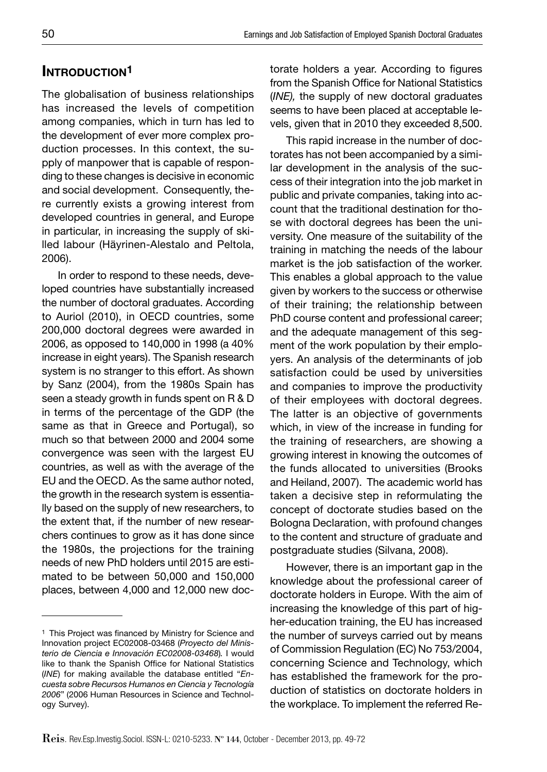## INTRODUCTION[1]

The globalisation of business relationships has increased the levels of competition among companies, which in turn has led to the development of ever more complex production processes. In this context, the supply of manpower that is capable of responding to these changes is decisive in economic and social development. Consequently, there currently exists a growing interest from developed countries in general, and Europe in particular, in increasing the supply of skilled labour (Häyrinen-Alestalo and Peltola, 2006).

In order to respond to these needs, developed countries have substantially increased the number of doctoral graduates. According to Auriol (2010), in OECD countries, some 200,000 doctoral degrees were awarded in 2006, as opposed to 140,000 in 1998 (a 40% increase in eight years). The Spanish research system is no stranger to this effort. As shown by Sanz (2004), from the 1980s Spain has seen a steady growth in funds spent on R & D in terms of the percentage of the GDP (the same as that in Greece and Portugal), so much so that between 2000 and 2004 some convergence was seen with the largest EU countries, as well as with the average of the EU and the OECD. As the same author noted, the growth in the research system is essentially based on the supply of new researchers, to the extent that, if the number of new researchers continues to grow as it has done since the 1980s, the projections for the training needs of new PhD holders until 2015 are estimated to be between 50,000 and 150,000 places, between 4,000 and 12,000 new doctorate holders a year. According to figures from the Spanish Office for National Statistics (*INE*), the supply of new doctoral graduates seems to have been placed at acceptable levels, given that in 2010 they exceeded 8,500.

This rapid increase in the number of doctorates has not been accompanied by a similar development in the analysis of the success of their integration into the job market in public and private companies, taking into account that the traditional destination for those with doctoral degrees has been the university. One measure of the suitability of the training in matching the needs of the labour market is the job satisfaction of the worker. This enables a global approach to the value given by workers to the success or otherwise of their training; the relationship between PhD course content and professional career; and the adequate management of this segment of the work population by their employers. An analysis of the determinants of job satisfaction could be used by universities and companies to improve the productivity of their employees with doctoral degrees. The latter is an objective of governments which, in view of the increase in funding for the training of researchers, are showing a growing interest in knowing the outcomes of the funds allocated to universities (Brooks and Heiland, 2007). The academic world has taken a decisive step in reformulating the concept of doctorate studies based on the Bologna Declaration, with profound changes to the content and structure of graduate and postgraduate studies (Silvana, 2008).

However, there is an important gap in the knowledge about the professional career of doctorate holders in Europe. With the aim of increasing the knowledge of this part of higher-education training, the EU has increased the number of surveys carried out by means of Commission Regulation (EC) No 753/2004, concerning Science and Technology, which has established the framework for the production of statistics on doctorate holders in the workplace. To implement the referred Re-

---

[1] This Project was financed by Ministry for Science and Innovation project EC02008-03468 (*Proyecto del Ministerio de Ciencia e Innovación EC02008-03468*). I would like to thank the Spanish Office for National Statistics (*INE*) for making available the database entitled "*Encuesta sobre Recursos Humanos en Ciencia y Tecnología 2006*" (2006 Human Resources in Science and Technology Survey).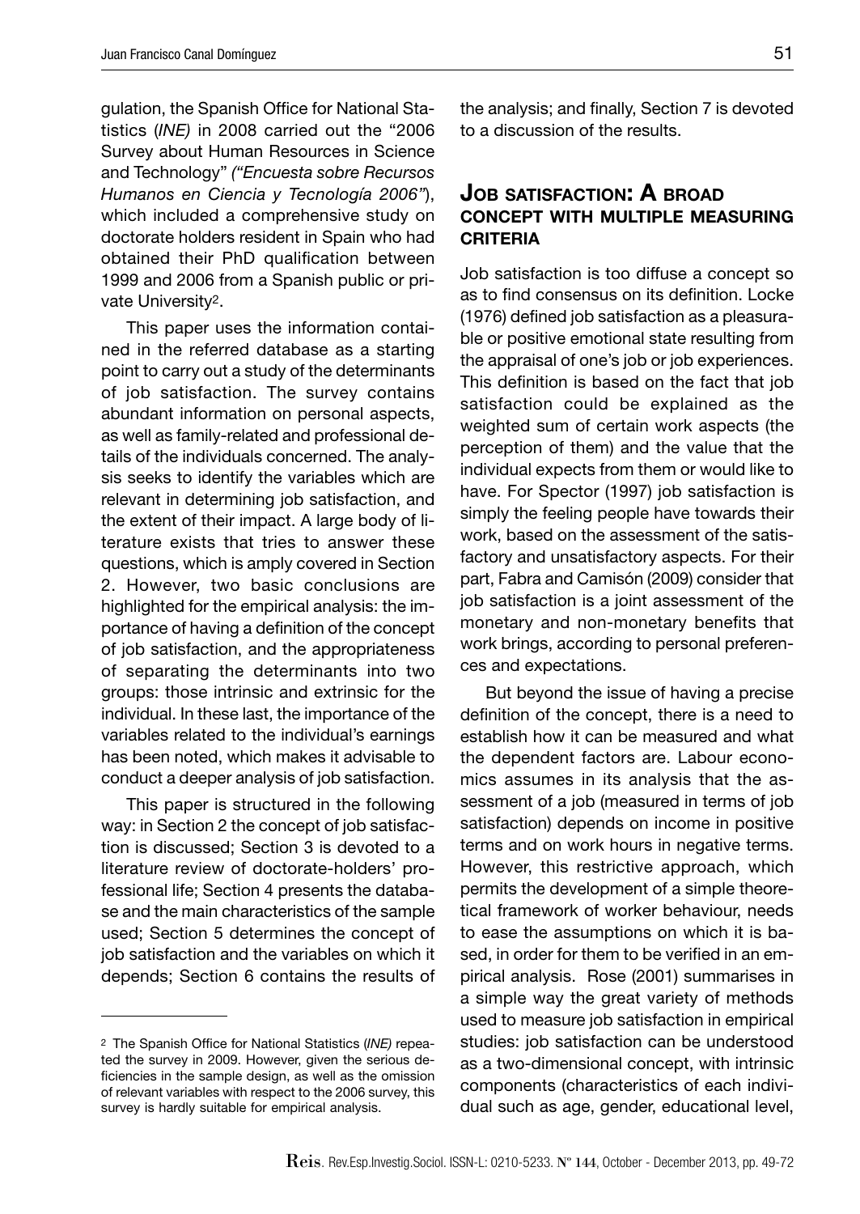gulation, the Spanish Office for National Statistics (*INE)* in 2008 carried out the "2006 Survey about Human Resources in Science and Technology" *("Encuesta sobre Recursos Humanos en Ciencia y Tecnología 2006")*, which included a comprehensive study on doctorate holders resident in Spain who had obtained their PhD qualification between 1999 and 2006 from a Spanish public or private University[2].

This paper uses the information contained in the referred database as a starting point to carry out a study of the determinants of job satisfaction. The survey contains abundant information on personal aspects, as well as family-related and professional details of the individuals concerned. The analysis seeks to identify the variables which are relevant in determining job satisfaction, and the extent of their impact. A large body of literature exists that tries to answer these questions, which is amply covered in Section 2. However, two basic conclusions are highlighted for the empirical analysis: the importance of having a definition of the concept of job satisfaction, and the appropriateness of separating the determinants into two groups: those intrinsic and extrinsic for the individual. In these last, the importance of the variables related to the individual's earnings has been noted, which makes it advisable to conduct a deeper analysis of job satisfaction.

This paper is structured in the following way: in Section 2 the concept of job satisfaction is discussed; Section 3 is devoted to a literature review of doctorate-holders' professional life; Section 4 presents the database and the main characteristics of the sample used; Section 5 determines the concept of job satisfaction and the variables on which it depends; Section 6 contains the results of the analysis; and finally, Section 7 is devoted to a discussion of the results.

[2] The Spanish Office for National Statistics (*INE)* repeated the survey in 2009. However, given the serious deficiencies in the sample design, as well as the omission of relevant variables with respect to the 2006 survey, this survey is hardly suitable for empirical analysis.

## Job satisfaction: A broad concept with multiple measuring criteria

Job satisfaction is too diffuse a concept so as to find consensus on its definition. Locke (1976) defined job satisfaction as a pleasurable or positive emotional state resulting from the appraisal of one's job or job experiences. This definition is based on the fact that job satisfaction could be explained as the weighted sum of certain work aspects (the perception of them) and the value that the individual expects from them or would like to have. For Spector (1997) job satisfaction is simply the feeling people have towards their work, based on the assessment of the satisfactory and unsatisfactory aspects. For their part, Fabra and Camisón (2009) consider that job satisfaction is a joint assessment of the monetary and non-monetary benefits that work brings, according to personal preferences and expectations.

But beyond the issue of having a precise definition of the concept, there is a need to establish how it can be measured and what the dependent factors are. Labour economics assumes in its analysis that the assessment of a job (measured in terms of job satisfaction) depends on income in positive terms and on work hours in negative terms. However, this restrictive approach, which permits the development of a simple theoretical framework of worker behaviour, needs to ease the assumptions on which it is based, in order for them to be verified in an empirical analysis. Rose (2001) summarises in a simple way the great variety of methods used to measure job satisfaction in empirical studies: job satisfaction can be understood as a two-dimensional concept, with intrinsic components (characteristics of each individual such as age, gender, educational level,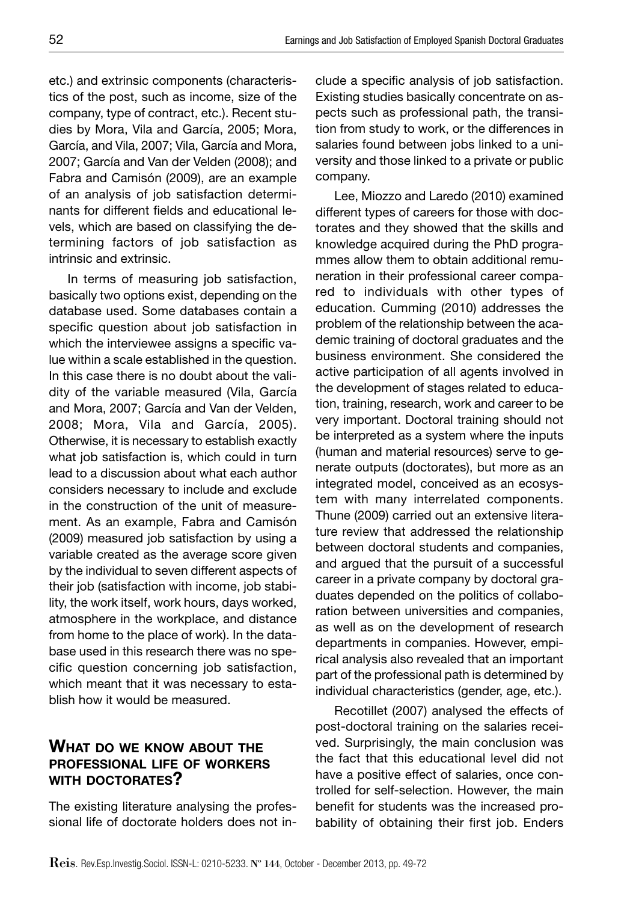etc.) and extrinsic components (characteristics of the post, such as income, size of the company, type of contract, etc.). Recent studies by Mora, Vila and García, 2005; Mora, García, and Vila, 2007; Vila, García and Mora, 2007; García and Van der Velden (2008); and Fabra and Camisón (2009), are an example of an analysis of job satisfaction determinants for different fields and educational levels, which are based on classifying the determining factors of job satisfaction as intrinsic and extrinsic.

In terms of measuring job satisfaction, basically two options exist, depending on the database used. Some databases contain a specific question about job satisfaction in which the interviewee assigns a specific value within a scale established in the question. In this case there is no doubt about the validity of the variable measured (Vila, García and Mora, 2007; García and Van der Velden, 2008; Mora, Vila and García, 2005). Otherwise, it is necessary to establish exactly what job satisfaction is, which could in turn lead to a discussion about what each author considers necessary to include and exclude in the construction of the unit of measurement. As an example, Fabra and Camisón (2009) measured job satisfaction by using a variable created as the average score given by the individual to seven different aspects of their job (satisfaction with income, job stability, the work itself, work hours, days worked, atmosphere in the workplace, and distance from home to the place of work). In the database used in this research there was no specific question concerning job satisfaction, which meant that it was necessary to establish how it would be measured.

## What do we know about the professional life of workers with doctorates?

The existing literature analysing the professional life of doctorate holders does not include a specific analysis of job satisfaction. Existing studies basically concentrate on aspects such as professional path, the transition from study to work, or the differences in salaries found between jobs linked to a university and those linked to a private or public company.

Lee, Miozzo and Laredo (2010) examined different types of careers for those with doctorates and they showed that the skills and knowledge acquired during the PhD programmes allow them to obtain additional remuneration in their professional career compared to individuals with other types of education. Cumming (2010) addresses the problem of the relationship between the academic training of doctoral graduates and the business environment. She considered the active participation of all agents involved in the development of stages related to education, training, research, work and career to be very important. Doctoral training should not be interpreted as a system where the inputs (human and material resources) serve to generate outputs (doctorates), but more as an integrated model, conceived as an ecosystem with many interrelated components. Thune (2009) carried out an extensive literature review that addressed the relationship between doctoral students and companies, and argued that the pursuit of a successful career in a private company by doctoral graduates depended on the politics of collaboration between universities and companies, as well as on the development of research departments in companies. However, empirical analysis also revealed that an important part of the professional path is determined by individual characteristics (gender, age, etc.).

Recotillet (2007) analysed the effects of post-doctoral training on the salaries received. Surprisingly, the main conclusion was the fact that this educational level did not have a positive effect of salaries, once controlled for self-selection. However, the main benefit for students was the increased probability of obtaining their first job. Enders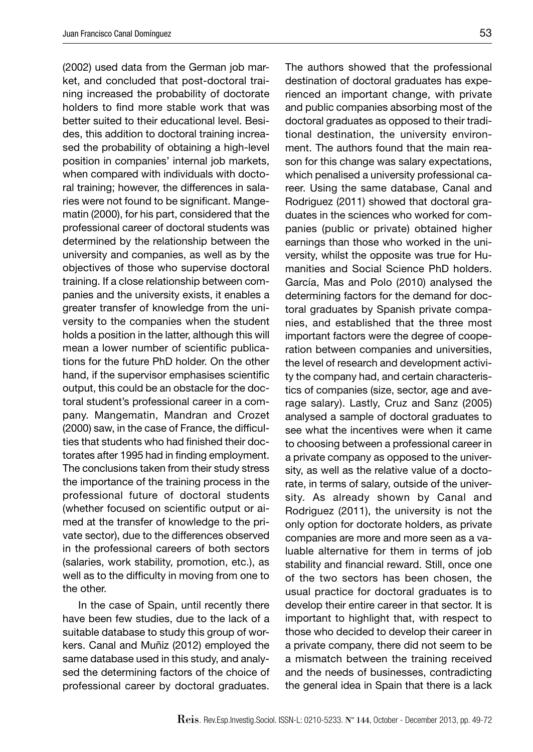(2002) used data from the German job market, and concluded that post-doctoral training increased the probability of doctorate holders to find more stable work that was better suited to their educational level. Besides, this addition to doctoral training increased the probability of obtaining a high-level position in companies' internal job markets, when compared with individuals with doctoral training; however, the differences in salaries were not found to be significant. Mangematin (2000), for his part, considered that the professional career of doctoral students was determined by the relationship between the university and companies, as well as by the objectives of those who supervise doctoral training. If a close relationship between companies and the university exists, it enables a greater transfer of knowledge from the university to the companies when the student holds a position in the latter, although this will mean a lower number of scientific publications for the future PhD holder. On the other hand, if the supervisor emphasises scientific output, this could be an obstacle for the doctoral student's professional career in a company. Mangematin, Mandran and Crozet (2000) saw, in the case of France, the difficulties that students who had finished their doctorates after 1995 had in finding employment. The conclusions taken from their study stress the importance of the training process in the professional future of doctoral students (whether focused on scientific output or aimed at the transfer of knowledge to the private sector), due to the differences observed in the professional careers of both sectors (salaries, work stability, promotion, etc.), as well as to the difficulty in moving from one to the other.

In the case of Spain, until recently there have been few studies, due to the lack of a suitable database to study this group of workers. Canal and Muñiz (2012) employed the same database used in this study, and analysed the determining factors of the choice of professional career by doctoral graduates. The authors showed that the professional destination of doctoral graduates has experienced an important change, with private and public companies absorbing most of the doctoral graduates as opposed to their traditional destination, the university environment. The authors found that the main reason for this change was salary expectations, which penalised a university professional career. Using the same database, Canal and Rodriguez (2011) showed that doctoral graduates in the sciences who worked for companies (public or private) obtained higher earnings than those who worked in the university, whilst the opposite was true for Humanities and Social Science PhD holders. García, Mas and Polo (2010) analysed the determining factors for the demand for doctoral graduates by Spanish private companies, and established that the three most important factors were the degree of cooperation between companies and universities, the level of research and development activity the company had, and certain characteristics of companies (size, sector, age and average salary). Lastly, Cruz and Sanz (2005) analysed a sample of doctoral graduates to see what the incentives were when it came to choosing between a professional career in a private company as opposed to the university, as well as the relative value of a doctorate, in terms of salary, outside of the university. As already shown by Canal and Rodriguez (2011), the university is not the only option for doctorate holders, as private companies are more and more seen as a valuable alternative for them in terms of job stability and financial reward. Still, once one of the two sectors has been chosen, the usual practice for doctoral graduates is to develop their entire career in that sector. It is important to highlight that, with respect to those who decided to develop their career in a private company, there did not seem to be a mismatch between the training received and the needs of businesses, contradicting the general idea in Spain that there is a lack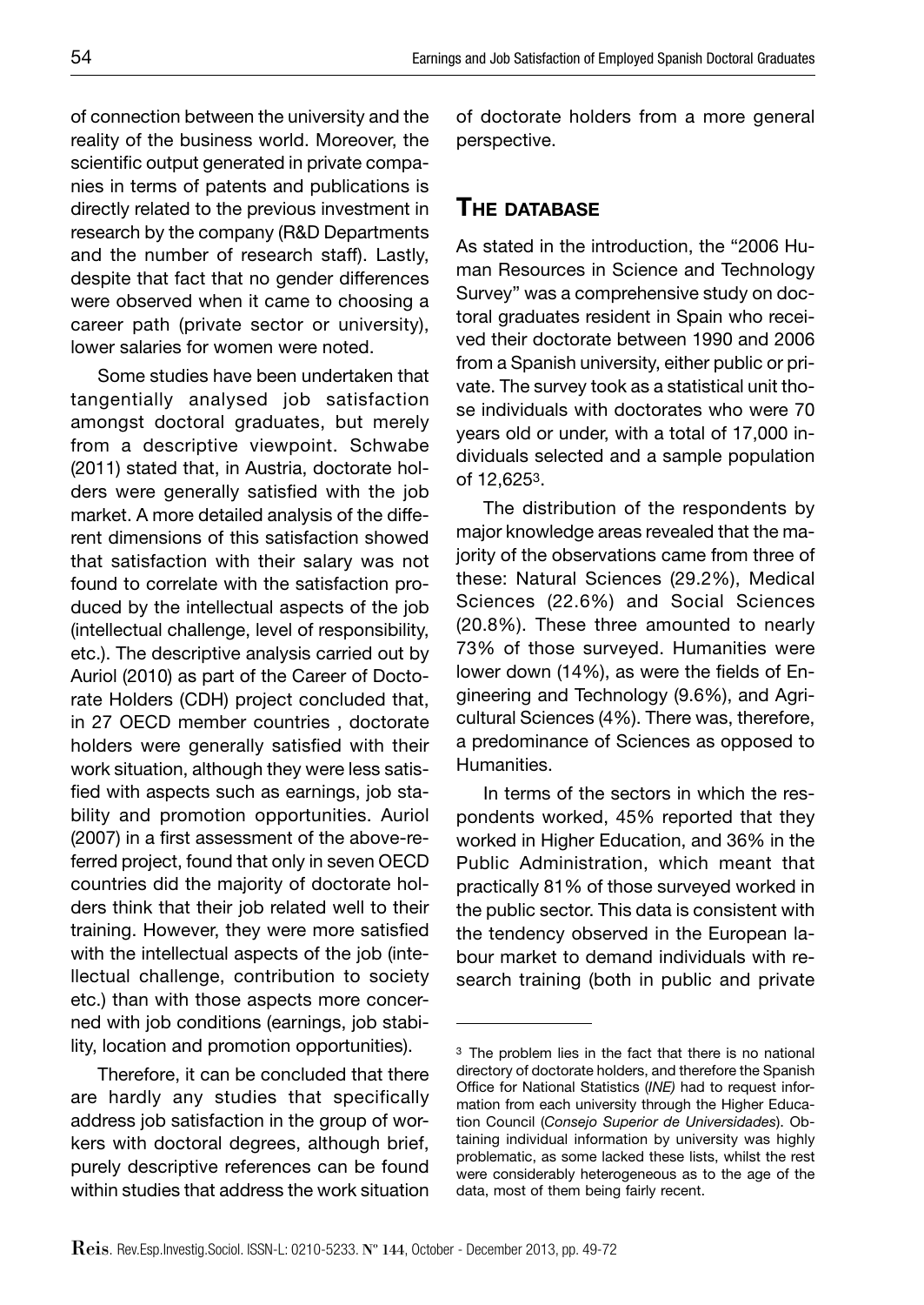of connection between the university and the reality of the business world. Moreover, the scientific output generated in private companies in terms of patents and publications is directly related to the previous investment in research by the company (R&D Departments and the number of research staff). Lastly, despite that fact that no gender differences were observed when it came to choosing a career path (private sector or university), lower salaries for women were noted.

Some studies have been undertaken that tangentially analysed job satisfaction amongst doctoral graduates, but merely from a descriptive viewpoint. Schwabe (2011) stated that, in Austria, doctorate holders were generally satisfied with the job market. A more detailed analysis of the different dimensions of this satisfaction showed that satisfaction with their salary was not found to correlate with the satisfaction produced by the intellectual aspects of the job (intellectual challenge, level of responsibility, etc.). The descriptive analysis carried out by Auriol (2010) as part of the Career of Doctorate Holders (CDH) project concluded that, in 27 OECD member countries , doctorate holders were generally satisfied with their work situation, although they were less satisfied with aspects such as earnings, job stability and promotion opportunities. Auriol (2007) in a first assessment of the above-referred project, found that only in seven OECD countries did the majority of doctorate holders think that their job related well to their training. However, they were more satisfied with the intellectual aspects of the job (intellectual challenge, contribution to society etc.) than with those aspects more concerned with job conditions (earnings, job stability, location and promotion opportunities).

Therefore, it can be concluded that there are hardly any studies that specifically address job satisfaction in the group of workers with doctoral degrees, although brief, purely descriptive references can be found within studies that address the work situation of doctorate holders from a more general perspective.

## The database

As stated in the introduction, the "2006 Human Resources in Science and Technology Survey" was a comprehensive study on doctoral graduates resident in Spain who received their doctorate between 1990 and 2006 from a Spanish university, either public or private. The survey took as a statistical unit those individuals with doctorates who were 70 years old or under, with a total of 17,000 individuals selected and a sample population of 12,625[3].

The distribution of the respondents by major knowledge areas revealed that the majority of the observations came from three of these: Natural Sciences (29.2%), Medical Sciences (22.6%) and Social Sciences (20.8%). These three amounted to nearly 73% of those surveyed. Humanities were lower down (14%), as were the fields of Engineering and Technology (9.6%), and Agricultural Sciences (4%). There was, therefore, a predominance of Sciences as opposed to Humanities.

In terms of the sectors in which the respondents worked, 45% reported that they worked in Higher Education, and 36% in the Public Administration, which meant that practically 81% of those surveyed worked in the public sector. This data is consistent with the tendency observed in the European labour market to demand individuals with research training (both in public and private

---

[3] The problem lies in the fact that there is no national directory of doctorate holders, and therefore the Spanish Office for National Statistics (*INE)* had to request information from each university through the Higher Education Council (*Consejo Superior de Universidades*). Obtaining individual information by university was highly problematic, as some lacked these lists, whilst the rest were considerably heterogeneous as to the age of the data, most of them being fairly recent.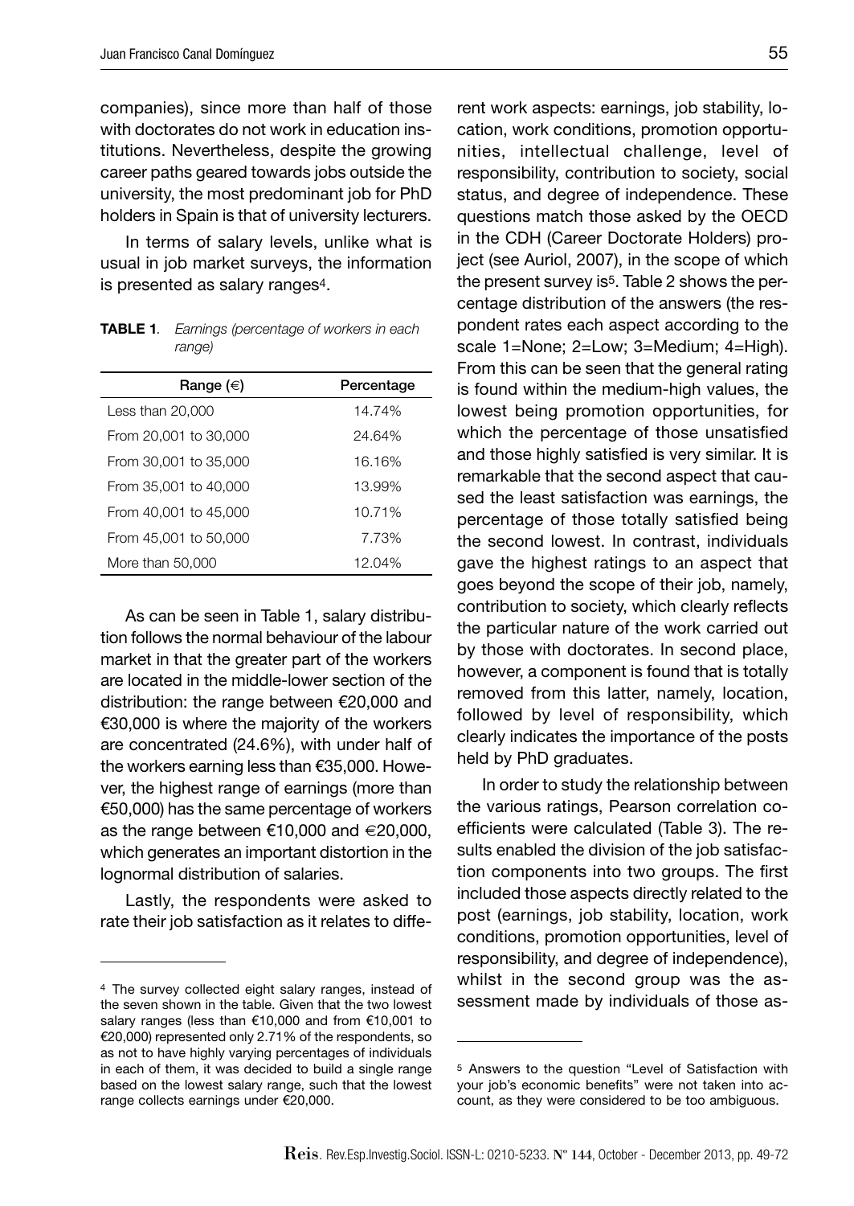companies), since more than half of those with doctorates do not work in education institutions. Nevertheless, despite the growing career paths geared towards jobs outside the university, the most predominant job for PhD holders in Spain is that of university lecturers.

In terms of salary levels, unlike what is usual in job market surveys, the information is presented as salary ranges[4].

**TABLE 1**. *Earnings (percentage of workers in each range)*

| Range (€) | Percentage |
|---|---|
| Less than 20,000 | 14.74% |
| From 20,001 to 30,000 | 24.64% |
| From 30,001 to 35,000 | 16.16% |
| From 35,001 to 40,000 | 13.99% |
| From 40,001 to 45,000 | 10.71% |
| From 45,001 to 50,000 | 7.73% |
| More than 50,000 | 12.04% |

As can be seen in Table 1, salary distribution follows the normal behaviour of the labour market in that the greater part of the workers are located in the middle-lower section of the distribution: the range between €20,000 and €30,000 is where the majority of the workers are concentrated (24.6%), with under half of the workers earning less than €35,000. However, the highest range of earnings (more than €50,000) has the same percentage of workers as the range between €10,000 and €20,000, which generates an important distortion in the lognormal distribution of salaries.

Lastly, the respondents were asked to rate their job satisfaction as it relates to different work aspects: earnings, job stability, location, work conditions, promotion opportunities, intellectual challenge, level of responsibility, contribution to society, social status, and degree of independence. These questions match those asked by the OECD in the CDH (Career Doctorate Holders) project (see Auriol, 2007), in the scope of which the present survey is[5]. Table 2 shows the percentage distribution of the answers (the respondent rates each aspect according to the scale 1=None; 2=Low; 3=Medium; 4=High). From this can be seen that the general rating is found within the medium-high values, the lowest being promotion opportunities, for which the percentage of those unsatisfied and those highly satisfied is very similar. It is remarkable that the second aspect that caused the least satisfaction was earnings, the percentage of those totally satisfied being the second lowest. In contrast, individuals gave the highest ratings to an aspect that goes beyond the scope of their job, namely, contribution to society, which clearly reflects the particular nature of the work carried out by those with doctorates. In second place, however, a component is found that is totally removed from this latter, namely, location, followed by level of responsibility, which clearly indicates the importance of the posts held by PhD graduates.

In order to study the relationship between the various ratings, Pearson correlation coefficients were calculated (Table 3). The results enabled the division of the job satisfaction components into two groups. The first included those aspects directly related to the post (earnings, job stability, location, work conditions, promotion opportunities, level of responsibility, and degree of independence), whilst in the second group was the assessment made by individuals of those as-

[4] The survey collected eight salary ranges, instead of the seven shown in the table. Given that the two lowest salary ranges (less than €10,000 and from €10,001 to €20,000) represented only 2.71% of the respondents, so as not to have highly varying percentages of individuals in each of them, it was decided to build a single range based on the lowest salary range, such that the lowest range collects earnings under €20,000.

[5] Answers to the question "Level of Satisfaction with your job's economic benefits" were not taken into account, as they were considered to be too ambiguous.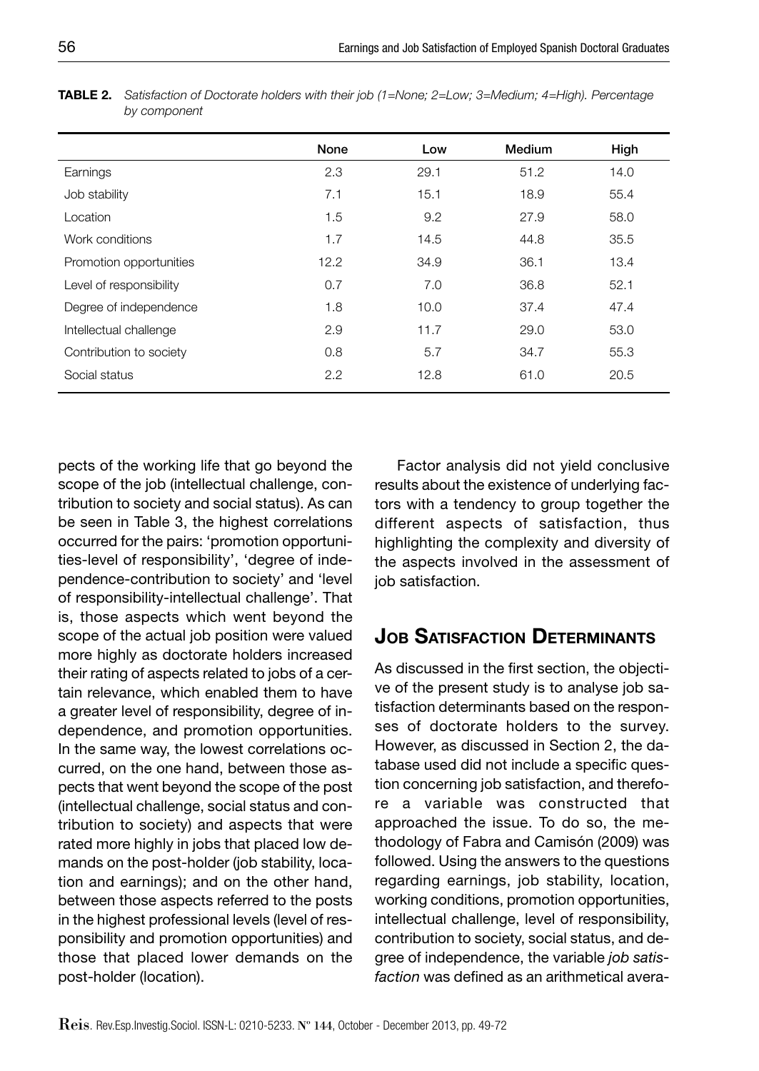**TABLE 2.** *Satisfaction of Doctorate holders with their job (1=None; 2=Low; 3=Medium; 4=High). Percentage by component*

| | None | Low | Medium | High |
|---|---|---|---|---|
| Earnings | 2.3 | 29.1 | 51.2 | 14.0 |
| Job stability | 7.1 | 15.1 | 18.9 | 55.4 |
| Location | 1.5 | 9.2 | 27.9 | 58.0 |
| Work conditions | 1.7 | 14.5 | 44.8 | 35.5 |
| Promotion opportunities | 12.2 | 34.9 | 36.1 | 13.4 |
| Level of responsibility | 0.7 | 7.0 | 36.8 | 52.1 |
| Degree of independence | 1.8 | 10.0 | 37.4 | 47.4 |
| Intellectual challenge | 2.9 | 11.7 | 29.0 | 53.0 |
| Contribution to society | 0.8 | 5.7 | 34.7 | 55.3 |
| Social status | 2.2 | 12.8 | 61.0 | 20.5 |

pects of the working life that go beyond the scope of the job (intellectual challenge, contribution to society and social status). As can be seen in Table 3, the highest correlations occurred for the pairs: 'promotion opportunities-level of responsibility', 'degree of independence-contribution to society' and 'level of responsibility-intellectual challenge'. That is, those aspects which went beyond the scope of the actual job position were valued more highly as doctorate holders increased their rating of aspects related to jobs of a certain relevance, which enabled them to have a greater level of responsibility, degree of independence, and promotion opportunities. In the same way, the lowest correlations occurred, on the one hand, between those aspects that went beyond the scope of the post (intellectual challenge, social status and contribution to society) and aspects that were rated more highly in jobs that placed low demands on the post-holder (job stability, location and earnings); and on the other hand, between those aspects referred to the posts in the highest professional levels (level of responsibility and promotion opportunities) and those that placed lower demands on the post-holder (location).

Factor analysis did not yield conclusive results about the existence of underlying factors with a tendency to group together the different aspects of satisfaction, thus highlighting the complexity and diversity of the aspects involved in the assessment of job satisfaction.

## Job Satisfaction Determinants

As discussed in the first section, the objective of the present study is to analyse job satisfaction determinants based on the responses of doctorate holders to the survey. However, as discussed in Section 2, the database used did not include a specific question concerning job satisfaction, and therefore a variable was constructed that approached the issue. To do so, the methodology of Fabra and Camisón (2009) was followed. Using the answers to the questions regarding earnings, job stability, location, working conditions, promotion opportunities, intellectual challenge, level of responsibility, contribution to society, social status, and degree of independence, the variable *job satisfaction* was defined as an arithmetical avera-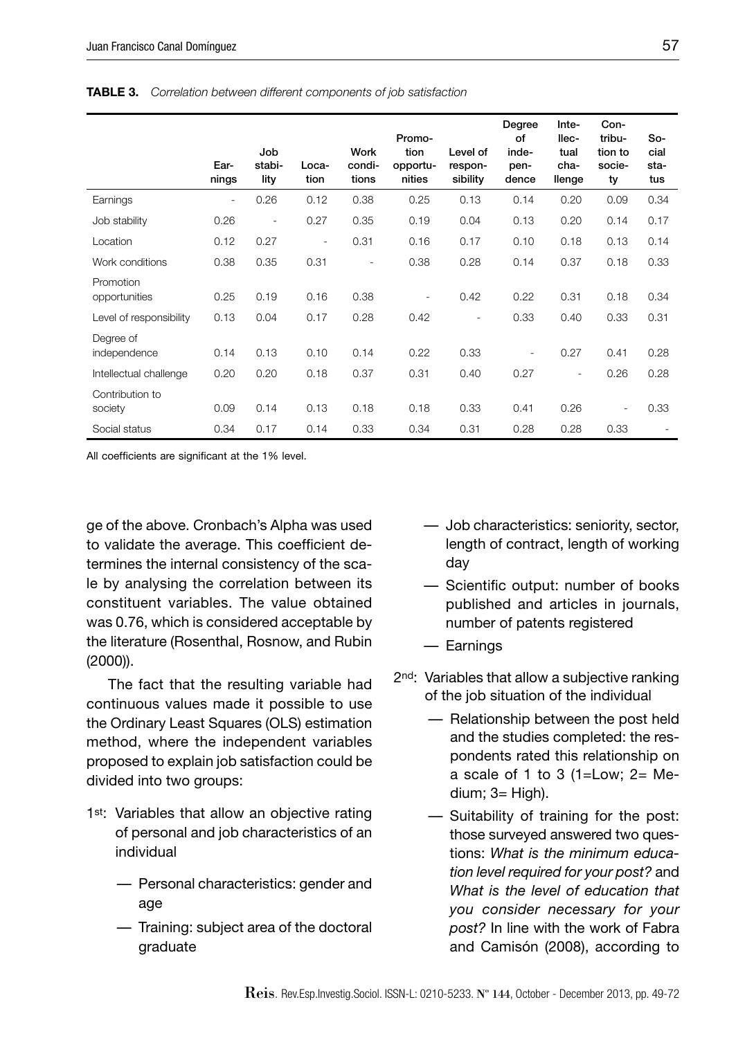**TABLE 3.** *Correlation between different components of job satisfaction*

| | Earnings | Job stability | Location | Work conditions | Promotion opportunities | Level of responsibility | Degree of independence | Intellectual challenge | Contribution to society | Social status |
|---|---|---|---|---|---|---|---|---|---|---|
| Earnings | - | 0.26 | 0.12 | 0.38 | 0.25 | 0.13 | 0.14 | 0.20 | 0.09 | 0.34 |
| Job stability | 0.26 | - | 0.27 | 0.35 | 0.19 | 0.04 | 0.13 | 0.20 | 0.14 | 0.17 |
| Location | 0.12 | 0.27 | - | 0.31 | 0.16 | 0.17 | 0.10 | 0.18 | 0.13 | 0.14 |
| Work conditions | 0.38 | 0.35 | 0.31 | - | 0.38 | 0.28 | 0.14 | 0.37 | 0.18 | 0.33 |
| Promotion opportunities | 0.25 | 0.19 | 0.16 | 0.38 | - | 0.42 | 0.22 | 0.31 | 0.18 | 0.34 |
| Level of responsibility | 0.13 | 0.04 | 0.17 | 0.28 | 0.42 | - | 0.33 | 0.40 | 0.33 | 0.31 |
| Degree of independence | 0.14 | 0.13 | 0.10 | 0.14 | 0.22 | 0.33 | - | 0.27 | 0.41 | 0.28 |
| Intellectual challenge | 0.20 | 0.20 | 0.18 | 0.37 | 0.31 | 0.40 | 0.27 | - | 0.26 | 0.28 |
| Contribution to society | 0.09 | 0.14 | 0.13 | 0.18 | 0.18 | 0.33 | 0.41 | 0.26 | - | 0.33 |
| Social status | 0.34 | 0.17 | 0.14 | 0.33 | 0.34 | 0.31 | 0.28 | 0.28 | 0.33 | - |

All coefficients are significant at the 1% level.

ge of the above. Cronbach's Alpha was used to validate the average. This coefficient determines the internal consistency of the scale by analysing the correlation between its constituent variables. The value obtained was 0.76, which is considered acceptable by the literature (Rosenthal, Rosnow, and Rubin (2000)).

The fact that the resulting variable had continuous values made it possible to use the Ordinary Least Squares (OLS) estimation method, where the independent variables proposed to explain job satisfaction could be divided into two groups:

1st: Variables that allow an objective rating of personal and job characteristics of an individual

- Personal characteristics: gender and age
- Training: subject area of the doctoral graduate
- Job characteristics: seniority, sector, length of contract, length of working day
- Scientific output: number of books published and articles in journals, number of patents registered
- Earnings

2nd: Variables that allow a subjective ranking of the job situation of the individual

- Relationship between the post held and the studies completed: the respondents rated this relationship on a scale of 1 to 3 (1=Low; 2= Medium; 3= High).
- Suitability of training for the post: those surveyed answered two questions: *What is the minimum education level required for your post?* and *What is the level of education that you consider necessary for your post?* In line with the work of Fabra and Camisón (2008), according to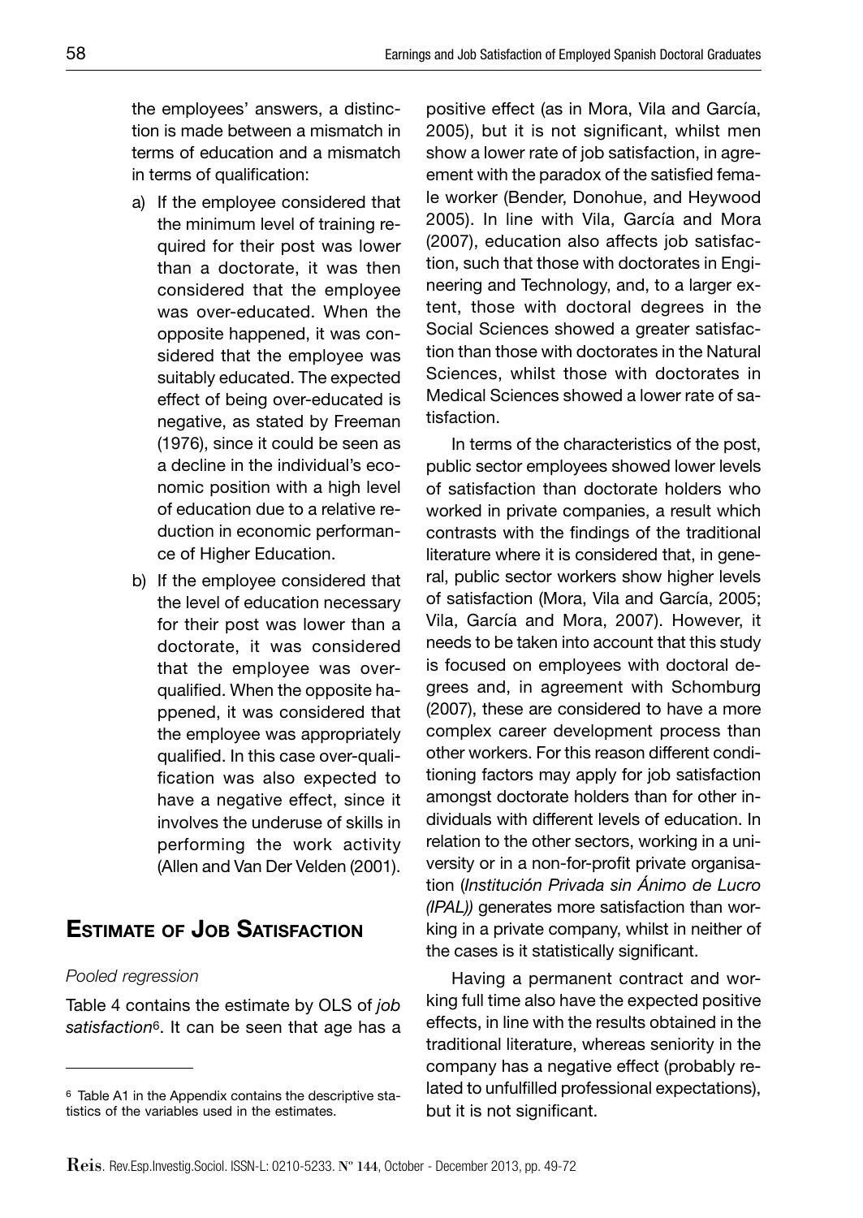the employees' answers, a distinction is made between a mismatch in terms of education and a mismatch in terms of qualification:

a) If the employee considered that the minimum level of training required for their post was lower than a doctorate, it was then considered that the employee was over-educated. When the opposite happened, it was considered that the employee was suitably educated. The expected effect of being over-educated is negative, as stated by Freeman (1976), since it could be seen as a decline in the individual's economic position with a high level of education due to a relative reduction in economic performance of Higher Education.

b) If the employee considered that the level of education necessary for their post was lower than a doctorate, it was considered that the employee was over-qualified. When the opposite happened, it was considered that the employee was appropriately qualified. In this case over-qualification was also expected to have a negative effect, since it involves the underuse of skills in performing the work activity (Allen and Van Der Velden (2001).

## Estimate of Job Satisfaction

### *Pooled regression*

Table 4 contains the estimate by OLS of *job satisfaction*[6]. It can be seen that age has a positive effect (as in Mora, Vila and García, 2005), but it is not significant, whilst men show a lower rate of job satisfaction, in agreement with the paradox of the satisfied female worker (Bender, Donohue, and Heywood 2005). In line with Vila, García and Mora (2007), education also affects job satisfaction, such that those with doctorates in Engineering and Technology, and, to a larger extent, those with doctoral degrees in the Social Sciences showed a greater satisfaction than those with doctorates in the Natural Sciences, whilst those with doctorates in Medical Sciences showed a lower rate of satisfaction.

In terms of the characteristics of the post, public sector employees showed lower levels of satisfaction than doctorate holders who worked in private companies, a result which contrasts with the findings of the traditional literature where it is considered that, in general, public sector workers show higher levels of satisfaction (Mora, Vila and García, 2005; Vila, García and Mora, 2007). However, it needs to be taken into account that this study is focused on employees with doctoral degrees and, in agreement with Schomburg (2007), these are considered to have a more complex career development process than other workers. For this reason different conditioning factors may apply for job satisfaction amongst doctorate holders than for other individuals with different levels of education. In relation to the other sectors, working in a university or in a non-for-profit private organisation (*Institución Privada sin Ánimo de Lucro (IPAL)*) generates more satisfaction than working in a private company, whilst in neither of the cases is it statistically significant.

Having a permanent contract and working full time also have the expected positive effects, in line with the results obtained in the traditional literature, whereas seniority in the company has a negative effect (probably related to unfulfilled professional expectations), but it is not significant.

---

[6] Table A1 in the Appendix contains the descriptive statistics of the variables used in the estimates.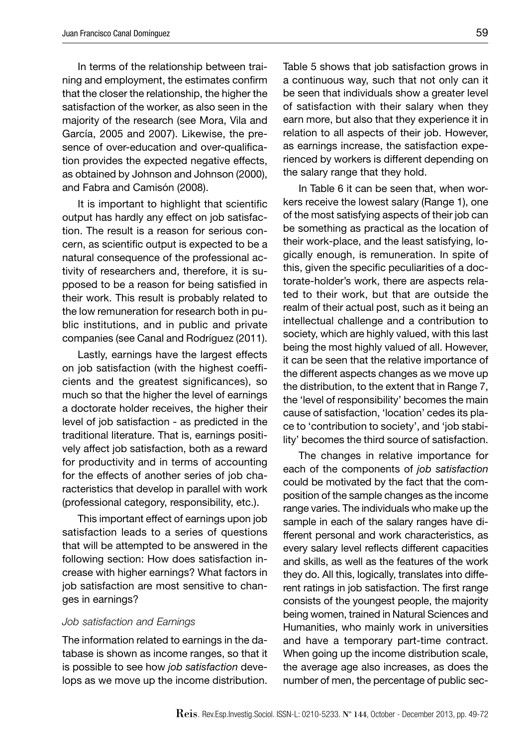In terms of the relationship between training and employment, the estimates confirm that the closer the relationship, the higher the satisfaction of the worker, as also seen in the majority of the research (see Mora, Vila and García, 2005 and 2007). Likewise, the presence of over-education and over-qualification provides the expected negative effects, as obtained by Johnson and Johnson (2000), and Fabra and Camisón (2008).

It is important to highlight that scientific output has hardly any effect on job satisfaction. The result is a reason for serious concern, as scientific output is expected to be a natural consequence of the professional activity of researchers and, therefore, it is supposed to be a reason for being satisfied in their work. This result is probably related to the low remuneration for research both in public institutions, and in public and private companies (see Canal and Rodríguez (2011).

Lastly, earnings have the largest effects on job satisfaction (with the highest coefficients and the greatest significances), so much so that the higher the level of earnings a doctorate holder receives, the higher their level of job satisfaction - as predicted in the traditional literature. That is, earnings positively affect job satisfaction, both as a reward for productivity and in terms of accounting for the effects of another series of job characteristics that develop in parallel with work (professional category, responsibility, etc.).

This important effect of earnings upon job satisfaction leads to a series of questions that will be attempted to be answered in the following section: How does satisfaction increase with higher earnings? What factors in job satisfaction are most sensitive to changes in earnings?

### *Job satisfaction and Earnings*

The information related to earnings in the database is shown as income ranges, so that it is possible to see how *job satisfaction* develops as we move up the income distribution. Table 5 shows that job satisfaction grows in a continuous way, such that not only can it be seen that individuals show a greater level of satisfaction with their salary when they earn more, but also that they experience it in relation to all aspects of their job. However, as earnings increase, the satisfaction experienced by workers is different depending on the salary range that they hold.

In Table 6 it can be seen that, when workers receive the lowest salary (Range 1), one of the most satisfying aspects of their job can be something as practical as the location of their work-place, and the least satisfying, logically enough, is remuneration. In spite of this, given the specific peculiarities of a doctorate-holder's work, there are aspects related to their work, but that are outside the realm of their actual post, such as it being an intellectual challenge and a contribution to society, which are highly valued, with this last being the most highly valued of all. However, it can be seen that the relative importance of the different aspects changes as we move up the distribution, to the extent that in Range 7, the 'level of responsibility' becomes the main cause of satisfaction, 'location' cedes its place to 'contribution to society', and 'job stability' becomes the third source of satisfaction.

The changes in relative importance for each of the components of *job satisfaction* could be motivated by the fact that the composition of the sample changes as the income range varies. The individuals who make up the sample in each of the salary ranges have different personal and work characteristics, as every salary level reflects different capacities and skills, as well as the features of the work they do. All this, logically, translates into different ratings in job satisfaction. The first range consists of the youngest people, the majority being women, trained in Natural Sciences and Humanities, who mainly work in universities and have a temporary part-time contract. When going up the income distribution scale, the average age also increases, as does the number of men, the percentage of public sec-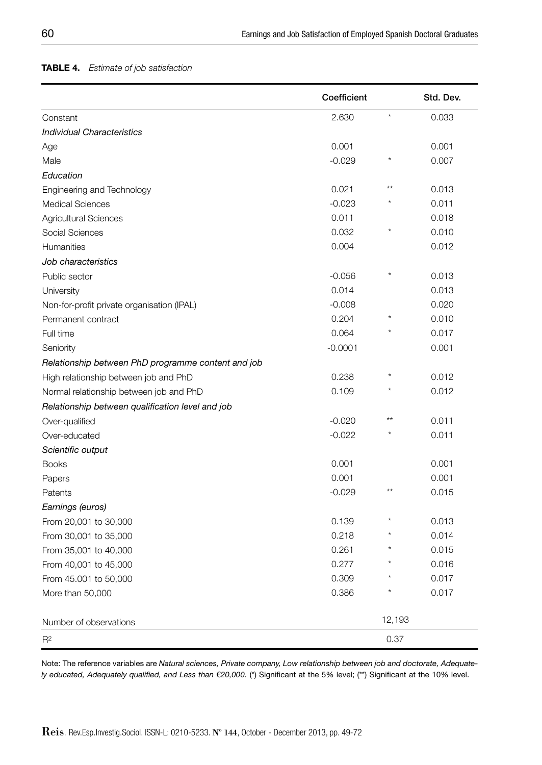**TABLE 4.** *Estimate of job satisfaction*

| | Coefficient | | Std. Dev. |
|---|---|---|---|
| Constant | 2.630 | * | 0.033 |
| *Individual Characteristics* | | | |
| Age | 0.001 | | 0.001 |
| Male | -0.029 | * | 0.007 |
| *Education* | | | |
| Engineering and Technology | 0.021 | ** | 0.013 |
| Medical Sciences | -0.023 | * | 0.011 |
| Agricultural Sciences | 0.011 | | 0.018 |
| Social Sciences | 0.032 | * | 0.010 |
| Humanities | 0.004 | | 0.012 |
| *Job characteristics* | | | |
| Public sector | -0.056 | * | 0.013 |
| University | 0.014 | | 0.013 |
| Non-for-profit private organisation (IPAL) | -0.008 | | 0.020 |
| Permanent contract | 0.204 | * | 0.010 |
| Full time | 0.064 | * | 0.017 |
| Seniority | -0.0001 | | 0.001 |
| *Relationship between PhD programme content and job* | | | |
| High relationship between job and PhD | 0.238 | * | 0.012 |
| Normal relationship between job and PhD | 0.109 | * | 0.012 |
| *Relationship between qualification level and job* | | | |
| Over-qualified | -0.020 | ** | 0.011 |
| Over-educated | -0.022 | * | 0.011 |
| *Scientific output* | | | |
| Books | 0.001 | | 0.001 |
| Papers | 0.001 | | 0.001 |
| Patents | -0.029 | ** | 0.015 |
| *Earnings (euros)* | | | |
| From 20,001 to 30,000 | 0.139 | * | 0.013 |
| From 30,001 to 35,000 | 0.218 | * | 0.014 |
| From 35,001 to 40,000 | 0.261 | * | 0.015 |
| From 40,001 to 45,000 | 0.277 | * | 0.016 |
| From 45.001 to 50,000 | 0.309 | * | 0.017 |
| More than 50,000 | 0.386 | * | 0.017 |
| Number of observations | | 12,193 | |
| $R^2$ | | 0.37 | |

Note: The reference variables are *Natural sciences, Private company, Low relationship between job and doctorate, Adequately educated, Adequately qualified, and Less than €20,000.* (*) Significant at the 5% level; (**) Significant at the 10% level.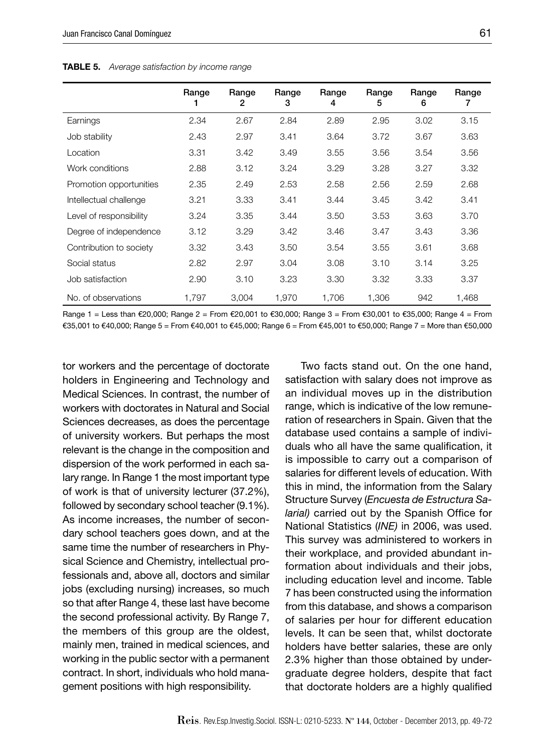**TABLE 5.** *Average satisfaction by income range*

| | Range 1 | Range 2 | Range 3 | Range 4 | Range 5 | Range 6 | Range 7 |
|---|---|---|---|---|---|---|---|
| Earnings | 2.34 | 2.67 | 2.84 | 2.89 | 2.95 | 3.02 | 3.15 |
| Job stability | 2.43 | 2.97 | 3.41 | 3.64 | 3.72 | 3.67 | 3.63 |
| Location | 3.31 | 3.42 | 3.49 | 3.55 | 3.56 | 3.54 | 3.56 |
| Work conditions | 2.88 | 3.12 | 3.24 | 3.29 | 3.28 | 3.27 | 3.32 |
| Promotion opportunities | 2.35 | 2.49 | 2.53 | 2.58 | 2.56 | 2.59 | 2.68 |
| Intellectual challenge | 3.21 | 3.33 | 3.41 | 3.44 | 3.45 | 3.42 | 3.41 |
| Level of responsibility | 3.24 | 3.35 | 3.44 | 3.50 | 3.53 | 3.63 | 3.70 |
| Degree of independence | 3.12 | 3.29 | 3.42 | 3.46 | 3.47 | 3.43 | 3.36 |
| Contribution to society | 3.32 | 3.43 | 3.50 | 3.54 | 3.55 | 3.61 | 3.68 |
| Social status | 2.82 | 2.97 | 3.04 | 3.08 | 3.10 | 3.14 | 3.25 |
| Job satisfaction | 2.90 | 3.10 | 3.23 | 3.30 | 3.32 | 3.33 | 3.37 |
| No. of observations | 1,797 | 3,004 | 1,970 | 1,706 | 1,306 | 942 | 1,468 |

Range 1 = Less than €20,000; Range 2 = From €20,001 to €30,000; Range 3 = From €30,001 to €35,000; Range 4 = From €35,001 to €40,000; Range 5 = From €40,001 to €45,000; Range 6 = From €45,001 to €50,000; Range 7 = More than €50,000

tor workers and the percentage of doctorate holders in Engineering and Technology and Medical Sciences. In contrast, the number of workers with doctorates in Natural and Social Sciences decreases, as does the percentage of university workers. But perhaps the most relevant is the change in the composition and dispersion of the work performed in each salary range. In Range 1 the most important type of work is that of university lecturer (37.2%), followed by secondary school teacher (9.1%). As income increases, the number of secondary school teachers goes down, and at the same time the number of researchers in Physical Science and Chemistry, intellectual professionals and, above all, doctors and similar jobs (excluding nursing) increases, so much so that after Range 4, these last have become the second professional activity. By Range 7, the members of this group are the oldest, mainly men, trained in medical sciences, and working in the public sector with a permanent contract. In short, individuals who hold management positions with high responsibility.

Two facts stand out. On the one hand, satisfaction with salary does not improve as an individual moves up in the distribution range, which is indicative of the low remuneration of researchers in Spain. Given that the database used contains a sample of individuals who all have the same qualification, it is impossible to carry out a comparison of salaries for different levels of education. With this in mind, the information from the Salary Structure Survey (*Encuesta de Estructura Salarial)* carried out by the Spanish Office for National Statistics (*INE)* in 2006, was used. This survey was administered to workers in their workplace, and provided abundant information about individuals and their jobs, including education level and income. Table 7 has been constructed using the information from this database, and shows a comparison of salaries per hour for different education levels. It can be seen that, whilst doctorate holders have better salaries, these are only 2.3% higher than those obtained by undergraduate degree holders, despite that fact that doctorate holders are a highly qualified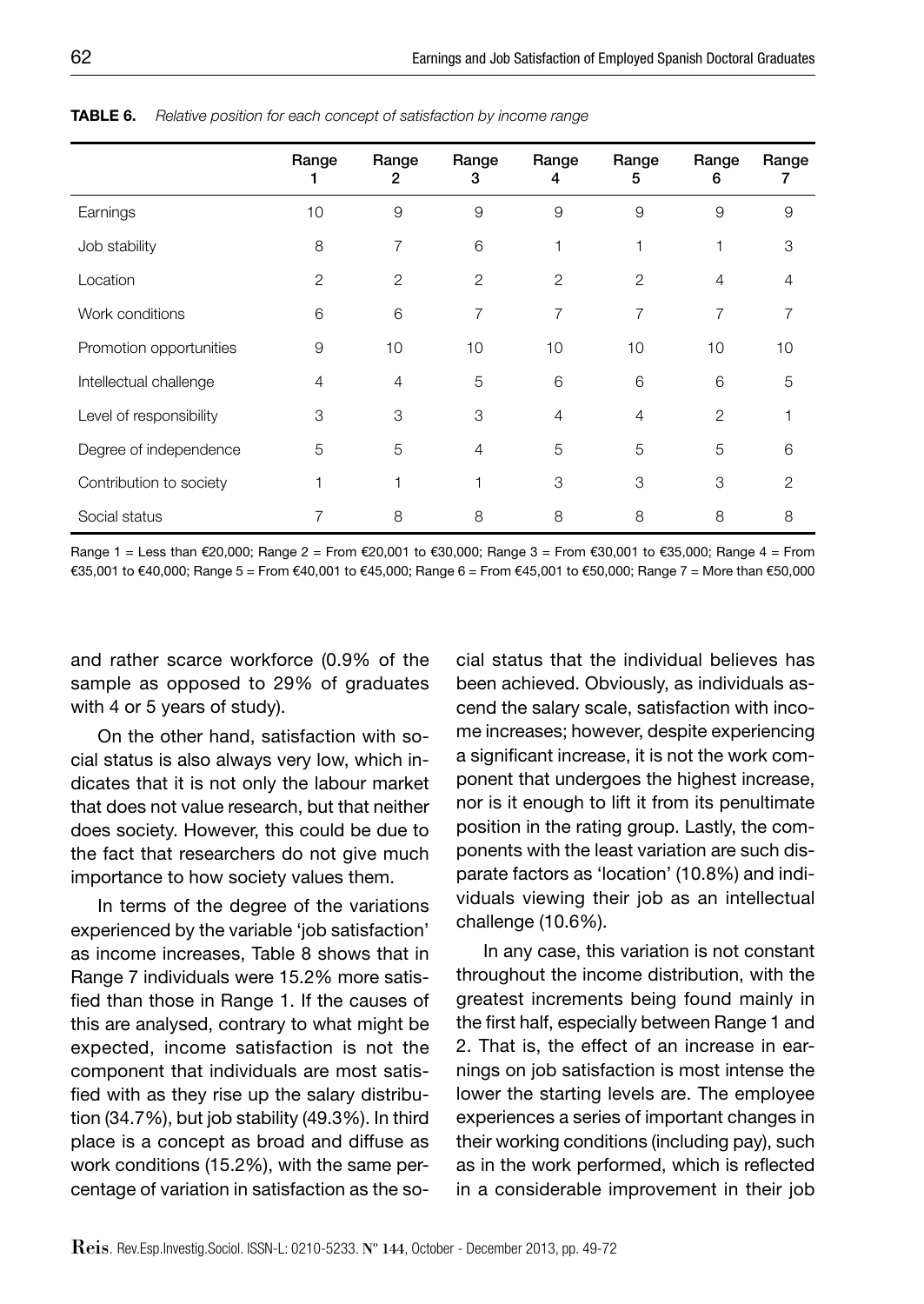**TABLE 6.** *Relative position for each concept of satisfaction by income range*

| | Range 1 | Range 2 | Range 3 | Range 4 | Range 5 | Range 6 | Range 7 |
|---|---|---|---|---|---|---|---|
| Earnings | 10 | 9 | 9 | 9 | 9 | 9 | 9 |
| Job stability | 8 | 7 | 6 | 1 | 1 | 1 | 3 |
| Location | 2 | 2 | 2 | 2 | 2 | 4 | 4 |
| Work conditions | 6 | 6 | 7 | 7 | 7 | 7 | 7 |
| Promotion opportunities | 9 | 10 | 10 | 10 | 10 | 10 | 10 |
| Intellectual challenge | 4 | 4 | 5 | 6 | 6 | 6 | 5 |
| Level of responsibility | 3 | 3 | 3 | 4 | 4 | 2 | 1 |
| Degree of independence | 5 | 5 | 4 | 5 | 5 | 5 | 6 |
| Contribution to society | 1 | 1 | 1 | 3 | 3 | 3 | 2 |
| Social status | 7 | 8 | 8 | 8 | 8 | 8 | 8 |

Range 1 = Less than €20,000; Range 2 = From €20,001 to €30,000; Range 3 = From €30,001 to €35,000; Range 4 = From €35,001 to €40,000; Range 5 = From €40,001 to €45,000; Range 6 = From €45,001 to €50,000; Range 7 = More than €50,000

and rather scarce workforce (0.9% of the sample as opposed to 29% of graduates with 4 or 5 years of study).

On the other hand, satisfaction with social status is also always very low, which indicates that it is not only the labour market that does not value research, but that neither does society. However, this could be due to the fact that researchers do not give much importance to how society values them.

In terms of the degree of the variations experienced by the variable 'job satisfaction' as income increases, Table 8 shows that in Range 7 individuals were 15.2% more satisfied than those in Range 1. If the causes of this are analysed, contrary to what might be expected, income satisfaction is not the component that individuals are most satisfied with as they rise up the salary distribution (34.7%), but job stability (49.3%). In third place is a concept as broad and diffuse as work conditions (15.2%), with the same percentage of variation in satisfaction as the social status that the individual believes has been achieved. Obviously, as individuals ascend the salary scale, satisfaction with income increases; however, despite experiencing a significant increase, it is not the work component that undergoes the highest increase, nor is it enough to lift it from its penultimate position in the rating group. Lastly, the components with the least variation are such disparate factors as 'location' (10.8%) and individuals viewing their job as an intellectual challenge (10.6%).

In any case, this variation is not constant throughout the income distribution, with the greatest increments being found mainly in the first half, especially between Range 1 and 2. That is, the effect of an increase in earnings on job satisfaction is most intense the lower the starting levels are. The employee experiences a series of important changes in their working conditions (including pay), such as in the work performed, which is reflected in a considerable improvement in their job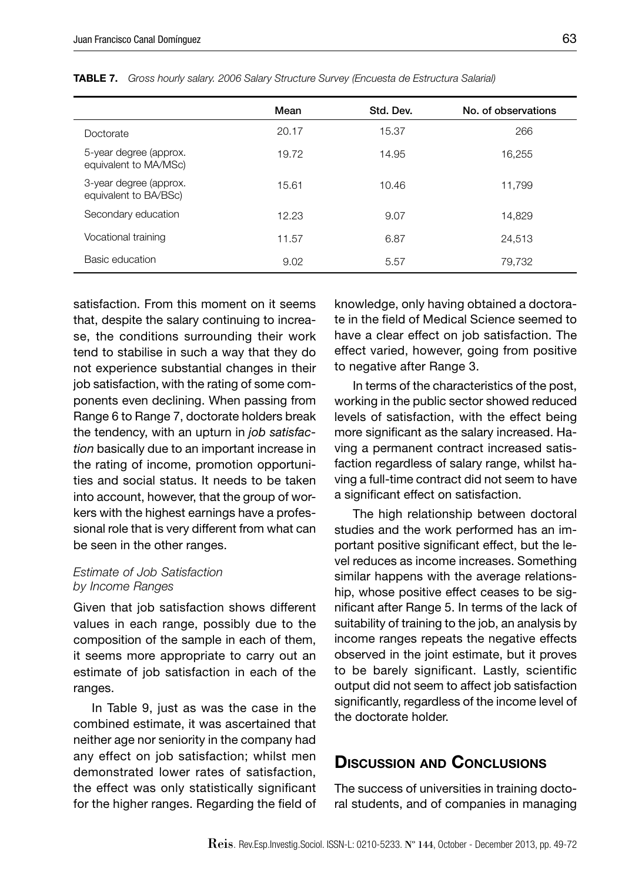**TABLE 7.** *Gross hourly salary. 2006 Salary Structure Survey (Encuesta de Estructura Salarial)*

| | Mean | Std. Dev. | No. of observations |
|---|---|---|---|
| Doctorate | 20.17 | 15.37 | 266 |
| 5-year degree (approx. equivalent to MA/MSc) | 19.72 | 14.95 | 16,255 |
| 3-year degree (approx. equivalent to BA/BSc) | 15.61 | 10.46 | 11,799 |
| Secondary education | 12.23 | 9.07 | 14,829 |
| Vocational training | 11.57 | 6.87 | 24,513 |
| Basic education | 9.02 | 5.57 | 79,732 |

satisfaction. From this moment on it seems that, despite the salary continuing to increase, the conditions surrounding their work tend to stabilise in such a way that they do not experience substantial changes in their job satisfaction, with the rating of some components even declining. When passing from Range 6 to Range 7, doctorate holders break the tendency, with an upturn in *job satisfaction* basically due to an important increase in the rating of income, promotion opportunities and social status. It needs to be taken into account, however, that the group of workers with the highest earnings have a professional role that is very different from what can be seen in the other ranges.

### *Estimate of Job Satisfaction by Income Ranges*

Given that job satisfaction shows different values in each range, possibly due to the composition of the sample in each of them, it seems more appropriate to carry out an estimate of job satisfaction in each of the ranges.

In Table 9, just as was the case in the combined estimate, it was ascertained that neither age nor seniority in the company had any effect on job satisfaction; whilst men demonstrated lower rates of satisfaction, the effect was only statistically significant for the higher ranges. Regarding the field of knowledge, only having obtained a doctorate in the field of Medical Science seemed to have a clear effect on job satisfaction. The effect varied, however, going from positive to negative after Range 3.

In terms of the characteristics of the post, working in the public sector showed reduced levels of satisfaction, with the effect being more significant as the salary increased. Having a permanent contract increased satisfaction regardless of salary range, whilst having a full-time contract did not seem to have a significant effect on satisfaction.

The high relationship between doctoral studies and the work performed has an important positive significant effect, but the level reduces as income increases. Something similar happens with the average relationship, whose positive effect ceases to be significant after Range 5. In terms of the lack of suitability of training to the job, an analysis by income ranges repeats the negative effects observed in the joint estimate, but it proves to be barely significant. Lastly, scientific output did not seem to affect job satisfaction significantly, regardless of the income level of the doctorate holder.

## Discussion and Conclusions

The success of universities in training doctoral students, and of companies in managing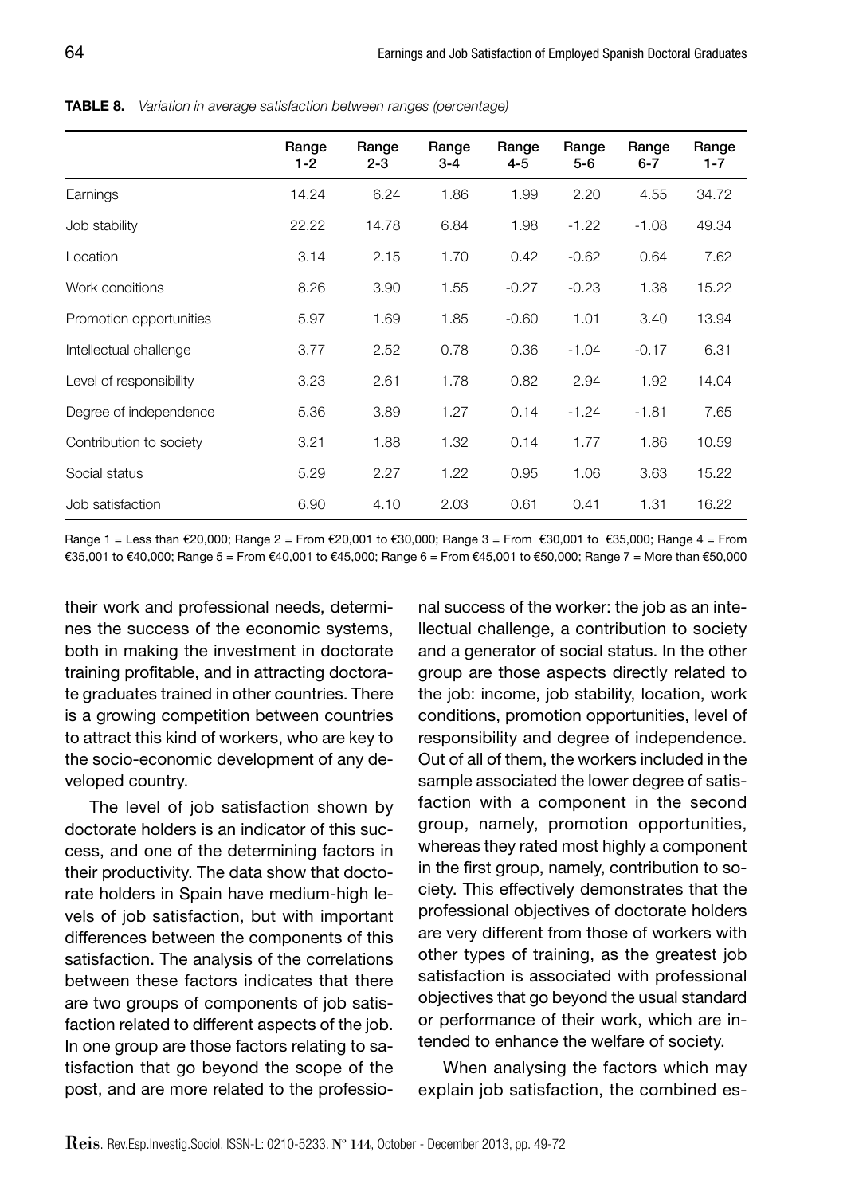**TABLE 8.** *Variation in average satisfaction between ranges (percentage)*

| | Range 1-2 | Range 2-3 | Range 3-4 | Range 4-5 | Range 5-6 | Range 6-7 | Range 1-7 |
|---|---|---|---|---|---|---|---|
| Earnings | 14.24 | 6.24 | 1.86 | 1.99 | 2.20 | 4.55 | 34.72 |
| Job stability | 22.22 | 14.78 | 6.84 | 1.98 | -1.22 | -1.08 | 49.34 |
| Location | 3.14 | 2.15 | 1.70 | 0.42 | -0.62 | 0.64 | 7.62 |
| Work conditions | 8.26 | 3.90 | 1.55 | -0.27 | -0.23 | 1.38 | 15.22 |
| Promotion opportunities | 5.97 | 1.69 | 1.85 | -0.60 | 1.01 | 3.40 | 13.94 |
| Intellectual challenge | 3.77 | 2.52 | 0.78 | 0.36 | -1.04 | -0.17 | 6.31 |
| Level of responsibility | 3.23 | 2.61 | 1.78 | 0.82 | 2.94 | 1.92 | 14.04 |
| Degree of independence | 5.36 | 3.89 | 1.27 | 0.14 | -1.24 | -1.81 | 7.65 |
| Contribution to society | 3.21 | 1.88 | 1.32 | 0.14 | 1.77 | 1.86 | 10.59 |
| Social status | 5.29 | 2.27 | 1.22 | 0.95 | 1.06 | 3.63 | 15.22 |
| Job satisfaction | 6.90 | 4.10 | 2.03 | 0.61 | 0.41 | 1.31 | 16.22 |

Range 1 = Less than €20,000; Range 2 = From €20,001 to €30,000; Range 3 = From €30,001 to €35,000; Range 4 = From €35,001 to €40,000; Range 5 = From €40,001 to €45,000; Range 6 = From €45,001 to €50,000; Range 7 = More than €50,000

their work and professional needs, determines the success of the economic systems, both in making the investment in doctorate training profitable, and in attracting doctorate graduates trained in other countries. There is a growing competition between countries to attract this kind of workers, who are key to the socio-economic development of any developed country.

The level of job satisfaction shown by doctorate holders is an indicator of this success, and one of the determining factors in their productivity. The data show that doctorate holders in Spain have medium-high levels of job satisfaction, but with important differences between the components of this satisfaction. The analysis of the correlations between these factors indicates that there are two groups of components of job satisfaction related to different aspects of the job. In one group are those factors relating to satisfaction that go beyond the scope of the post, and are more related to the professional success of the worker: the job as an intellectual challenge, a contribution to society and a generator of social status. In the other group are those aspects directly related to the job: income, job stability, location, work conditions, promotion opportunities, level of responsibility and degree of independence. Out of all of them, the workers included in the sample associated the lower degree of satisfaction with a component in the second group, namely, promotion opportunities, whereas they rated most highly a component in the first group, namely, contribution to society. This effectively demonstrates that the professional objectives of doctorate holders are very different from those of workers with other types of training, as the greatest job satisfaction is associated with professional objectives that go beyond the usual standard or performance of their work, which are intended to enhance the welfare of society.

When analysing the factors which may explain job satisfaction, the combined es-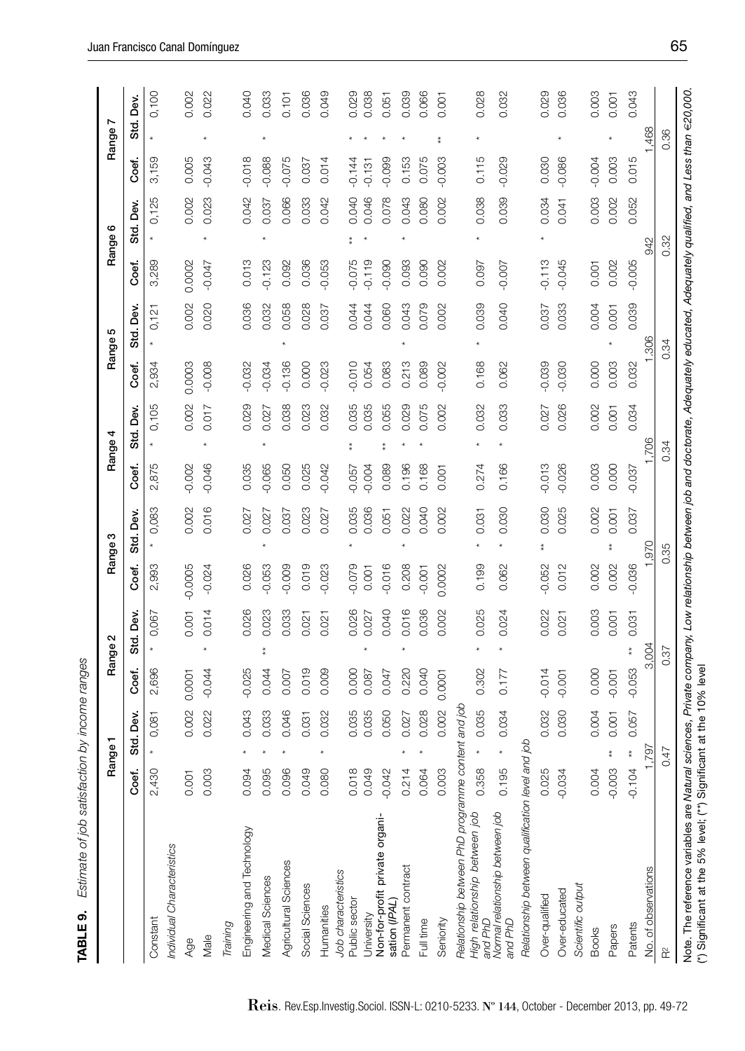**TABLE 9.** *Estimate of job satisfaction by income ranges*

| | Range 1 | | | Range 2 | | | Range 3 | | | Range 4 | | | Range 5 | | | Range 6 | | | Range 7 | | |
|---|---|---|---|---|---|---|---|---|---|---|---|---|---|---|---|---|---|---|---|---|---|
| | Coef. | | Std. Dev. | Coef. | | Std. Dev. | Coef. | | Std. Dev. | Coef. | | Std. Dev. | Coef. | | Std. Dev. | Coef. | | Std. Dev. | Coef. | | Std. Dev. |
| Constant | 2,430 | * | 0,081 | 2,696 | * | 0,067 | 2,993 | * | 0,083 | 2,875 | * | 0,105 | 2,934 | * | 0,121 | 3,289 | * | 0,125 | 3,159 | * | 0,100 |
| *Individual Characteristics* | | | | | | | | | | | | | | | | | | | | | |
| Age | 0.001 | | 0.002 | 0.0001 | | 0.001 | -0.0005 | | 0.002 | -0.002 | | 0.002 | 0.0003 | | 0.002 | 0.0002 | | 0.002 | 0.005 | | 0.002 |
| Male | 0.003 | | 0.022 | -0.044 | * | 0.014 | -0.024 | | 0.016 | -0.046 | * | 0.017 | -0.008 | | 0.020 | -0.047 | * | 0.023 | -0.043 | * | 0.022 |
| *Training* | | | | | | | | | | | | | | | | | | | | | |
| Engineering and Technology | 0.094 | * | 0.043 | -0.025 | | 0.026 | 0.026 | | 0.027 | 0.035 | | 0.029 | -0.032 | | 0.036 | 0.013 | | 0.042 | -0.018 | | 0.040 |
| Medical Sciences | 0.095 | * | 0.033 | 0.044 | ** | 0.023 | -0.053 | * | 0.027 | -0.065 | * | 0.027 | -0.034 | | 0.032 | -0.123 | * | 0.037 | -0.088 | * | 0.033 |
| Agricultural Sciences | 0.096 | * | 0.046 | 0.007 | | 0.033 | -0.009 | | 0.037 | 0.050 | | 0.038 | -0.136 | * | 0.058 | 0.092 | | 0.066 | -0.075 | | 0.101 |
| Social Sciences | 0.049 | | 0.031 | 0.019 | | 0.021 | 0.019 | | 0.023 | 0.025 | | 0.023 | 0.000 | | 0.028 | 0.036 | | 0.033 | 0.037 | | 0.036 |
| Humanities | 0.080 | * | 0.032 | 0.009 | | 0.021 | -0.023 | | 0.027 | -0.042 | | 0.032 | -0.023 | | 0.037 | -0.053 | | 0.042 | 0.014 | | 0.049 |
| *Job characteristics* | | | | | | | | | | | | | | | | | | | | | |
| Public sector | 0.018 | | 0.035 | 0.000 | | 0.026 | -0.079 | * | 0.035 | -0.057 | ** | 0.035 | -0.010 | | 0.044 | -0.075 | ** | 0.040 | -0.144 | * | 0.029 |
| University | 0.049 | | 0.035 | 0.087 | * | 0.027 | 0.001 | | 0.036 | -0.004 | | 0.035 | 0.054 | | 0.044 | -0.119 | * | 0.046 | -0.131 | * | 0.038 |
| Non-for-profit private organisation (IPAL) | -0.042 | | 0.050 | 0.047 | | 0.040 | -0.016 | | 0.051 | 0.089 | ** | 0.055 | 0.083 | | 0.060 | -0.090 | | 0.078 | -0.099 | * | 0.051 |
| Permanent contract | 0.214 | * | 0.027 | 0.220 | * | 0.016 | 0.208 | * | 0.022 | 0.196 | * | 0.029 | 0.213 | * | 0.043 | 0.093 | * | 0.043 | 0.153 | * | 0.039 |
| Full time | 0.064 | * | 0.028 | 0.040 | | 0.036 | -0.001 | | 0.040 | 0.168 | * | 0.075 | 0.089 | | 0.079 | 0.090 | | 0.080 | 0.075 | | 0.066 |
| Seniority | 0.003 | | 0.002 | 0.0001 | | 0.002 | 0.0002 | | 0.002 | 0.001 | | 0.002 | -0.002 | | 0.002 | 0.002 | | 0.002 | -0.003 | ** | 0.001 |
| *Relationship between PhD programme content and job* | | | | | | | | | | | | | | | | | | | | | |
| High relationship between job and PhD | 0.358 | * | 0.035 | 0.302 | * | 0.025 | 0.199 | * | 0.031 | 0.274 | * | 0.032 | 0.168 | * | 0.039 | 0.097 | * | 0.038 | 0.115 | * | 0.028 |
| Normal relationship between job and PhD | 0.195 | * | 0.034 | 0.177 | * | 0.024 | 0.062 | * | 0.030 | 0.166 | * | 0.033 | 0.062 | | 0.040 | -0.007 | | 0.039 | -0.029 | | 0.032 |
| *Relationship between qualification level and job* | | | | | | | | | | | | | | | | | | | | | |
| Over-qualified | 0.025 | | 0.032 | -0.014 | | 0.022 | -0.052 | ** | 0.030 | -0.013 | | 0.027 | -0.039 | | 0.037 | -0.113 | * | 0.034 | 0.030 | | 0.029 |
| Over-educated | -0.034 | | 0.030 | -0.001 | | 0.021 | 0.012 | | 0.025 | -0.026 | | 0.026 | -0.030 | | 0.033 | -0.045 | | 0.041 | -0.086 | * | 0.036 |
| *Scientific output* | | | | | | | | | | | | | | | | | | | | | |
| Books | 0.004 | | 0.004 | 0.000 | | 0.003 | 0.002 | | 0.002 | 0.003 | | 0.002 | 0.000 | | 0.004 | 0.001 | | 0.003 | -0.004 | | 0.003 |
| Papers | -0.003 | ** | 0.001 | -0.001 | | 0.001 | 0.002 | ** | 0.001 | 0.000 | | 0.001 | 0.003 | * | 0.001 | 0.002 | | 0.002 | 0.003 | * | 0.001 |
| Patents | -0.104 | ** | 0.057 | -0.053 | ** | 0.031 | -0.036 | | 0.037 | -0.037 | | 0.034 | 0.032 | | 0.039 | -0.005 | | 0.052 | 0.015 | | 0.043 |
| No. of observations | 1,797 | | | 3,004 | | | 1,970 | | | 1,706 | | | 1,306 | | | 942 | | | 1,468 | | |
| $R^2$ | 0.47 | | | 0.37 | | | 0.35 | | | 0.34 | | | 0.34 | | | 0.32 | | | 0.36 | | |

Note. The reference variables are *Natural sciences, Private company, Low relationship between job and doctorate, Adequately educated, Adequately qualified, and Less than €20,000.*
(*) Significant at the 5% level; (**) Significant at the 10% level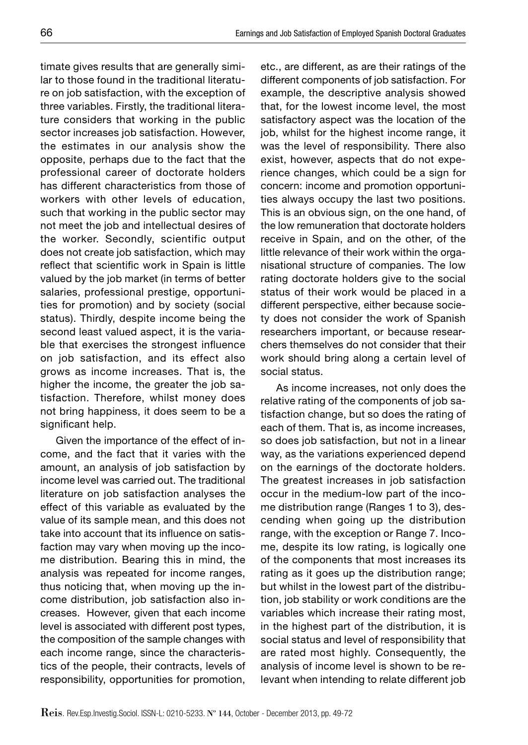timate gives results that are generally similar to those found in the traditional literature on job satisfaction, with the exception of three variables. Firstly, the traditional literature considers that working in the public sector increases job satisfaction. However, the estimates in our analysis show the opposite, perhaps due to the fact that the professional career of doctorate holders has different characteristics from those of workers with other levels of education, such that working in the public sector may not meet the job and intellectual desires of the worker. Secondly, scientific output does not create job satisfaction, which may reflect that scientific work in Spain is little valued by the job market (in terms of better salaries, professional prestige, opportunities for promotion) and by society (social status). Thirdly, despite income being the second least valued aspect, it is the variable that exercises the strongest influence on job satisfaction, and its effect also grows as income increases. That is, the higher the income, the greater the job satisfaction. Therefore, whilst money does not bring happiness, it does seem to be a significant help.

Given the importance of the effect of income, and the fact that it varies with the amount, an analysis of job satisfaction by income level was carried out. The traditional literature on job satisfaction analyses the effect of this variable as evaluated by the value of its sample mean, and this does not take into account that its influence on satisfaction may vary when moving up the income distribution. Bearing this in mind, the analysis was repeated for income ranges, thus noticing that, when moving up the income distribution, job satisfaction also increases. However, given that each income level is associated with different post types, the composition of the sample changes with each income range, since the characteristics of the people, their contracts, levels of responsibility, opportunities for promotion, etc., are different, as are their ratings of the different components of job satisfaction. For example, the descriptive analysis showed that, for the lowest income level, the most satisfactory aspect was the location of the job, whilst for the highest income range, it was the level of responsibility. There also exist, however, aspects that do not experience changes, which could be a sign for concern: income and promotion opportunities always occupy the last two positions. This is an obvious sign, on the one hand, of the low remuneration that doctorate holders receive in Spain, and on the other, of the little relevance of their work within the organisational structure of companies. The low rating doctorate holders give to the social status of their work would be placed in a different perspective, either because society does not consider the work of Spanish researchers important, or because researchers themselves do not consider that their work should bring along a certain level of social status.

As income increases, not only does the relative rating of the components of job satisfaction change, but so does the rating of each of them. That is, as income increases, so does job satisfaction, but not in a linear way, as the variations experienced depend on the earnings of the doctorate holders. The greatest increases in job satisfaction occur in the medium-low part of the income distribution range (Ranges 1 to 3), descending when going up the distribution range, with the exception or Range 7. Income, despite its low rating, is logically one of the components that most increases its rating as it goes up the distribution range; but whilst in the lowest part of the distribution, job stability or work conditions are the variables which increase their rating most, in the highest part of the distribution, it is social status and level of responsibility that are rated most highly. Consequently, the analysis of income level is shown to be relevant when intending to relate different job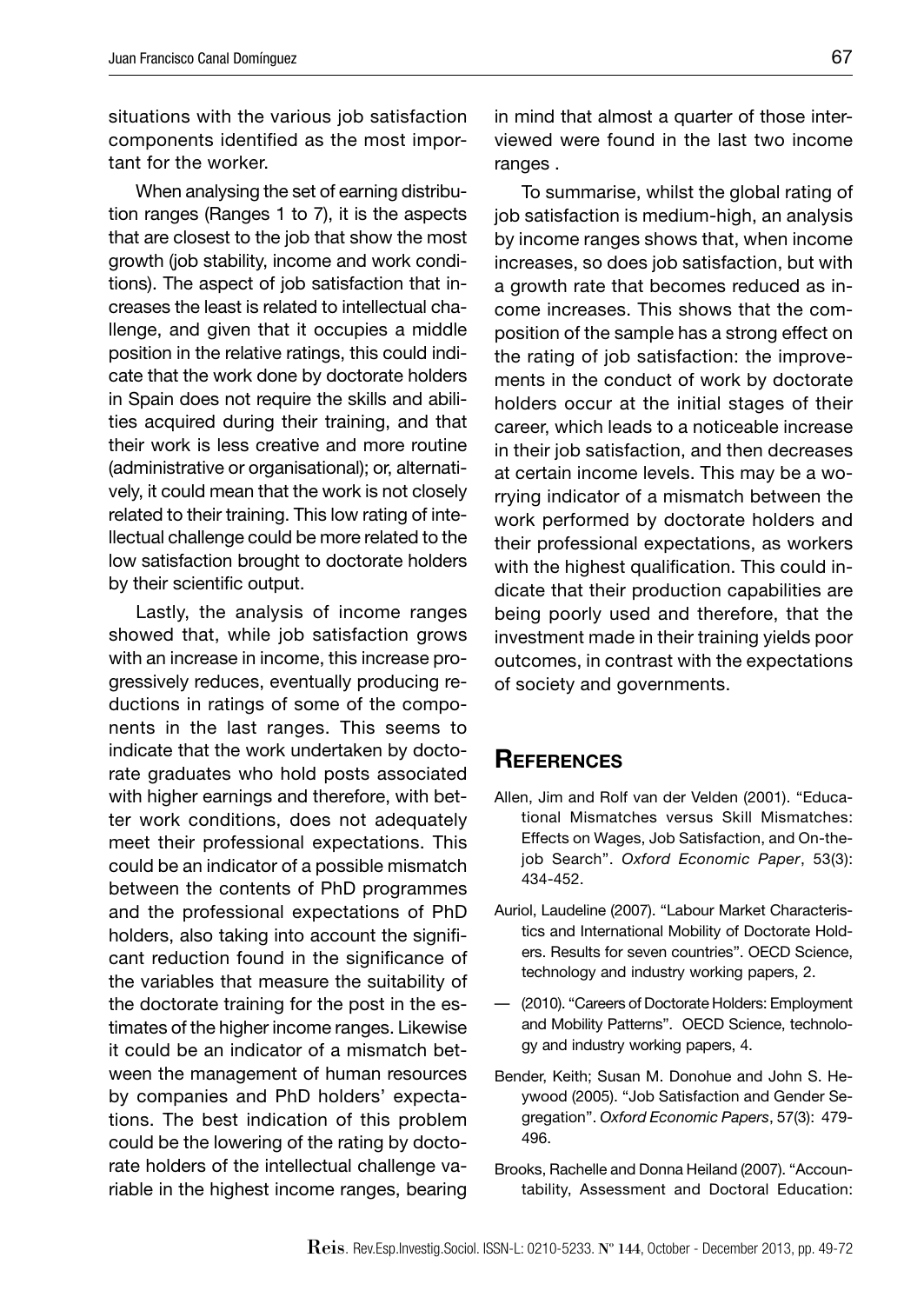situations with the various job satisfaction components identified as the most important for the worker.

When analysing the set of earning distribution ranges (Ranges 1 to 7), it is the aspects that are closest to the job that show the most growth (job stability, income and work conditions). The aspect of job satisfaction that increases the least is related to intellectual challenge, and given that it occupies a middle position in the relative ratings, this could indicate that the work done by doctorate holders in Spain does not require the skills and abilities acquired during their training, and that their work is less creative and more routine (administrative or organisational); or, alternatively, it could mean that the work is not closely related to their training. This low rating of intellectual challenge could be more related to the low satisfaction brought to doctorate holders by their scientific output.

Lastly, the analysis of income ranges showed that, while job satisfaction grows with an increase in income, this increase progressively reduces, eventually producing reductions in ratings of some of the components in the last ranges. This seems to indicate that the work undertaken by doctorate graduates who hold posts associated with higher earnings and therefore, with better work conditions, does not adequately meet their professional expectations. This could be an indicator of a possible mismatch between the contents of PhD programmes and the professional expectations of PhD holders, also taking into account the significant reduction found in the significance of the variables that measure the suitability of the doctorate training for the post in the estimates of the higher income ranges. Likewise it could be an indicator of a mismatch between the management of human resources by companies and PhD holders' expectations. The best indication of this problem could be the lowering of the rating by doctorate holders of the intellectual challenge variable in the highest income ranges, bearing in mind that almost a quarter of those interviewed were found in the last two income ranges .

To summarise, whilst the global rating of job satisfaction is medium-high, an analysis by income ranges shows that, when income increases, so does job satisfaction, but with a growth rate that becomes reduced as income increases. This shows that the composition of the sample has a strong effect on the rating of job satisfaction: the improvements in the conduct of work by doctorate holders occur at the initial stages of their career, which leads to a noticeable increase in their job satisfaction, and then decreases at certain income levels. This may be a worrying indicator of a mismatch between the work performed by doctorate holders and their professional expectations, as workers with the highest qualification. This could indicate that their production capabilities are being poorly used and therefore, that the investment made in their training yields poor outcomes, in contrast with the expectations of society and governments.

## References

Allen, Jim and Rolf van der Velden (2001). "Educational Mismatches versus Skill Mismatches: Effects on Wages, Job Satisfaction, and On-the-job Search". *Oxford Economic Paper*, 53(3): 434-452.

Auriol, Laudeline (2007). "Labour Market Characteristics and International Mobility of Doctorate Holders. Results for seven countries". OECD Science, technology and industry working papers, 2.

— (2010). "Careers of Doctorate Holders: Employment and Mobility Patterns". OECD Science, technology and industry working papers, 4.

Bender, Keith; Susan M. Donohue and John S. Heywood (2005). "Job Satisfaction and Gender Segregation". *Oxford Economic Papers*, 57(3): 479-496.

Brooks, Rachelle and Donna Heiland (2007). "Accountability, Assessment and Doctoral Education: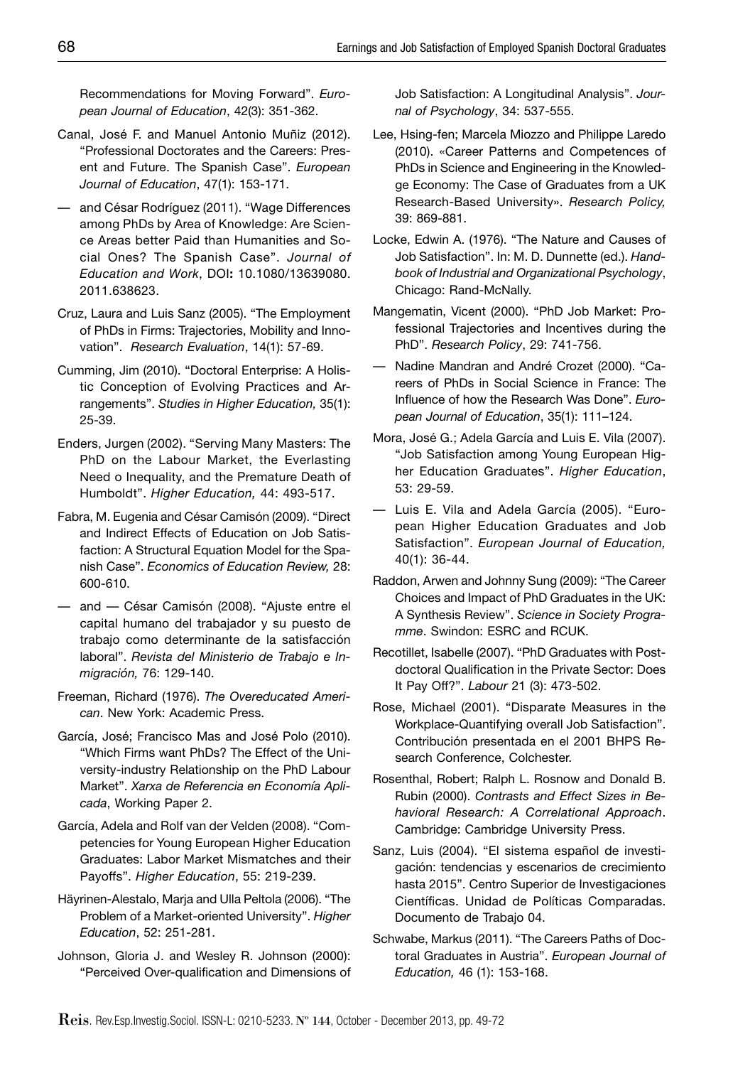Recommendations for Moving Forward". *European Journal of Education*, 42(3): 351-362.

Canal, José F. and Manuel Antonio Muñiz (2012). "Professional Doctorates and the Careers: Present and Future. The Spanish Case". *European Journal of Education*, 47(1): 153-171.

— and César Rodríguez (2011). "Wage Differences among PhDs by Area of Knowledge: Are Science Areas better Paid than Humanities and Social Ones? The Spanish Case". *Journal of Education and Work*, DOI**:** 10.1080/13639080.2011.638623.

Cruz, Laura and Luis Sanz (2005). "The Employment of PhDs in Firms: Trajectories, Mobility and Innovation". *Research Evaluation*, 14(1): 57-69.

Cumming, Jim (2010). "Doctoral Enterprise: A Holistic Conception of Evolving Practices and Arrangements". *Studies in Higher Education,* 35(1): 25-39.

Enders, Jurgen (2002). "Serving Many Masters: The PhD on the Labour Market, the Everlasting Need o Inequality, and the Premature Death of Humboldt". *Higher Education,* 44: 493-517.

Fabra, M. Eugenia and César Camisón (2009). "Direct and Indirect Effects of Education on Job Satisfaction: A Structural Equation Model for the Spanish Case". *Economics of Education Review,* 28: 600-610.

— and — César Camisón (2008). "Ajuste entre el capital humano del trabajador y su puesto de trabajo como determinante de la satisfacción laboral". *Revista del Ministerio de Trabajo e Inmigración,* 76: 129-140.

Freeman, Richard (1976). *The Overeducated American*. New York: Academic Press.

García, José; Francisco Mas and José Polo (2010). "Which Firms want PhDs? The Effect of the University-industry Relationship on the PhD Labour Market". *Xarxa de Referencia en Economía Aplicada*, Working Paper 2.

García, Adela and Rolf van der Velden (2008). "Competencies for Young European Higher Education Graduates: Labor Market Mismatches and their Payoffs". *Higher Education*, 55: 219-239.

Häyrinen-Alestalo, Marja and Ulla Peltola (2006). "The Problem of a Market-oriented University". *Higher Education*, 52: 251-281.

Johnson, Gloria J. and Wesley R. Johnson (2000): "Perceived Over-qualification and Dimensions of Job Satisfaction: A Longitudinal Analysis". *Journal of Psychology*, 34: 537-555.

Lee, Hsing-fen; Marcela Miozzo and Philippe Laredo (2010). «Career Patterns and Competences of PhDs in Science and Engineering in the Knowledge Economy: The Case of Graduates from a UK Research-Based University». *Research Policy,* 39: 869-881.

Locke, Edwin A. (1976). "The Nature and Causes of Job Satisfaction". In: M. D. Dunnette (ed.). *Handbook of Industrial and Organizational Psychology*, Chicago: Rand-McNally.

Mangematin, Vicent (2000). "PhD Job Market: Professional Trajectories and Incentives during the PhD". *Research Policy*, 29: 741-756.

— Nadine Mandran and André Crozet (2000). "Careers of PhDs in Social Science in France: The Influence of how the Research Was Done". *European Journal of Education*, 35(1): 111–124.

Mora, José G.; Adela García and Luis E. Vila (2007). "Job Satisfaction among Young European Higher Education Graduates". *Higher Education*, 53: 29-59.

— Luis E. Vila and Adela García (2005). "European Higher Education Graduates and Job Satisfaction". *European Journal of Education,* 40(1): 36-44.

Raddon, Arwen and Johnny Sung (2009): "The Career Choices and Impact of PhD Graduates in the UK: A Synthesis Review". *Science in Society Programme*. Swindon: ESRC and RCUK.

Recotillet, Isabelle (2007). "PhD Graduates with Postdoctoral Qualification in the Private Sector: Does It Pay Off?". *Labour* 21 (3): 473-502.

Rose, Michael (2001). "Disparate Measures in the Workplace-Quantifying overall Job Satisfaction". Contribución presentada en el 2001 BHPS Research Conference, Colchester.

Rosenthal, Robert; Ralph L. Rosnow and Donald B. Rubin (2000). *Contrasts and Effect Sizes in Behavioral Research: A Correlational Approach*. Cambridge: Cambridge University Press.

Sanz, Luis (2004). "El sistema español de investigación: tendencias y escenarios de crecimiento hasta 2015". Centro Superior de Investigaciones Científicas. Unidad de Políticas Comparadas. Documento de Trabajo 04.

Schwabe, Markus (2011). "The Careers Paths of Doctoral Graduates in Austria". *European Journal of Education,* 46 (1): 153-168.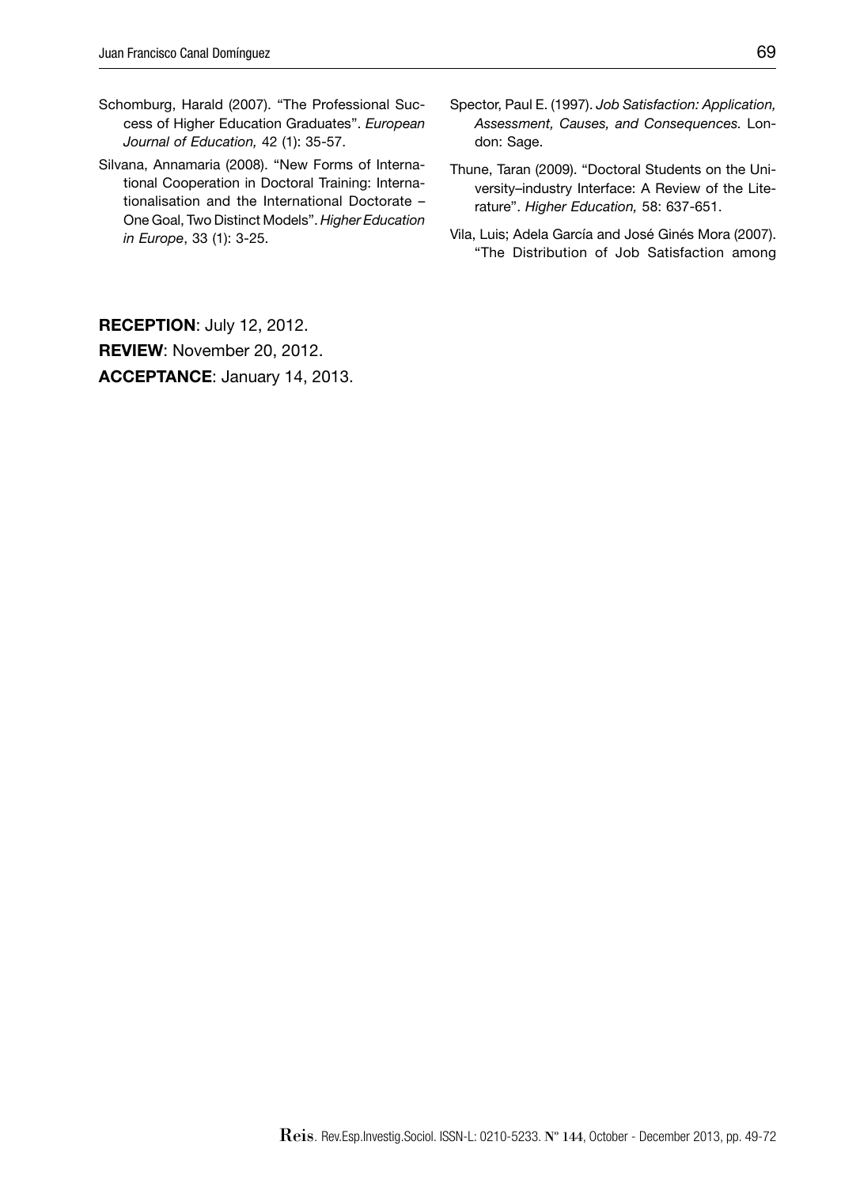Schomburg, Harald (2007). "The Professional Success of Higher Education Graduates". *European Journal of Education,* 42 (1): 35-57.

Silvana, Annamaria (2008). "New Forms of International Cooperation in Doctoral Training: Internationalisation and the International Doctorate – One Goal, Two Distinct Models". *Higher Education in Europe*, 33 (1): 3-25.

Spector, Paul E. (1997). *Job Satisfaction: Application, Assessment, Causes, and Consequences.* London: Sage.

Thune, Taran (2009). "Doctoral Students on the University–industry Interface: A Review of the Literature". *Higher Education,* 58: 637-651.

Vila, Luis; Adela García and José Ginés Mora (2007). "The Distribution of Job Satisfaction among

**RECEPTION**: July 12, 2012.
**REVIEW**: November 20, 2012.
**ACCEPTANCE**: January 14, 2013.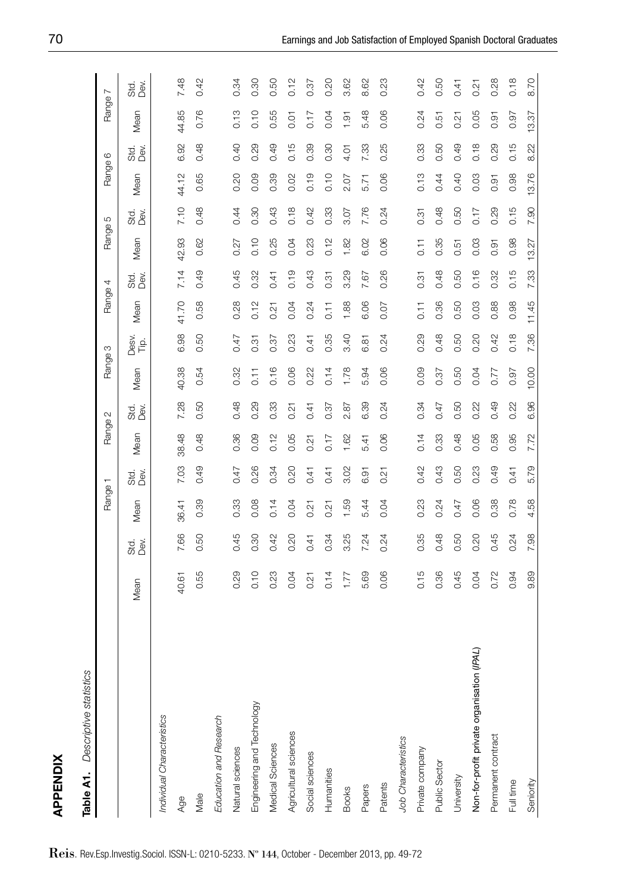## APPENDIX

**Table A1.** *Descriptive statistics*

| | Mean | Std. Dev. | Range 1 | | Range 2 | | Range 3 | | Range 4 | | Range 5 | | Range 6 | | Range 7 | |
|---|---|---|---|---|---|---|---|---|---|---|---|---|---|---|---|---|
| | | | Mean | Std. Dev. | Mean | Std. Dev. | Mean | Desv. Tip. | Mean | Std. Dev. | Mean | Std. Dev. | Mean | Std. Dev. | Mean | Std. Dev. |
| *Individual Characteristics* | | | | | | | | | | | | | | | | |
| Age | 40.61 | 7.66 | 36.41 | 7.03 | 38.48 | 7.28 | 40.38 | 6.98 | 41.70 | 7.14 | 42.93 | 7.10 | 44.12 | 6.92 | 44.85 | 7.48 |
| Male | 0.55 | 0.50 | 0.39 | 0.49 | 0.48 | 0.50 | 0.54 | 0.50 | 0.58 | 0.49 | 0.62 | 0.48 | 0.65 | 0.48 | 0.76 | 0.42 |
| *Education and Research* | | | | | | | | | | | | | | | | |
| Natural sciences | 0.29 | 0.45 | 0.33 | 0.47 | 0.36 | 0.48 | 0.32 | 0.47 | 0.28 | 0.45 | 0.27 | 0.44 | 0.20 | 0.40 | 0.13 | 0.34 |
| Engineering and Technology | 0.10 | 0.30 | 0.08 | 0.26 | 0.09 | 0.29 | 0.11 | 0.31 | 0.12 | 0.32 | 0.10 | 0.30 | 0.09 | 0.29 | 0.10 | 0.30 |
| Medical Sciences | 0.23 | 0.42 | 0.14 | 0.34 | 0.12 | 0.33 | 0.16 | 0.37 | 0.21 | 0.41 | 0.25 | 0.43 | 0.39 | 0.49 | 0.55 | 0.50 |
| Agricultural sciences | 0.04 | 0.20 | 0.04 | 0.20 | 0.05 | 0.21 | 0.06 | 0.23 | 0.04 | 0.19 | 0.04 | 0.18 | 0.02 | 0.15 | 0.01 | 0.12 |
| Social sciences | 0.21 | 0.41 | 0.21 | 0.41 | 0.21 | 0.41 | 0.22 | 0.41 | 0.24 | 0.43 | 0.23 | 0.42 | 0.19 | 0.39 | 0.17 | 0.37 |
| Humanities | 0.14 | 0.34 | 0.21 | 0.41 | 0.17 | 0.37 | 0.14 | 0.35 | 0.11 | 0.31 | 0.12 | 0.33 | 0.10 | 0.30 | 0.04 | 0.20 |
| Books | 1.77 | 3.25 | 1.59 | 3.02 | 1.62 | 2.87 | 1.78 | 3.40 | 1.88 | 3.29 | 1.82 | 3.07 | 2.07 | 4.01 | 1.91 | 3.62 |
| Papers | 5.69 | 7.24 | 5.44 | 6.91 | 5.41 | 6.39 | 5.94 | 6.81 | 6.06 | 7.67 | 6.02 | 7.76 | 5.71 | 7.33 | 5.48 | 8.62 |
| Patents | 0.06 | 0.24 | 0.04 | 0.21 | 0.06 | 0.24 | 0.06 | 0.24 | 0.07 | 0.26 | 0.06 | 0.24 | 0.06 | 0.25 | 0.06 | 0.23 |
| *Job Characteristics* | | | | | | | | | | | | | | | | |
| Private company | 0.15 | 0.35 | 0.23 | 0.42 | 0.14 | 0.34 | 0.09 | 0.29 | 0.11 | 0.31 | 0.11 | 0.31 | 0.13 | 0.33 | 0.24 | 0.42 |
| Public Sector | 0.36 | 0.48 | 0.24 | 0.43 | 0.33 | 0.47 | 0.37 | 0.48 | 0.36 | 0.48 | 0.35 | 0.48 | 0.44 | 0.50 | 0.51 | 0.50 |
| University | 0.45 | 0.50 | 0.47 | 0.50 | 0.48 | 0.50 | 0.50 | 0.50 | 0.50 | 0.50 | 0.51 | 0.50 | 0.40 | 0.49 | 0.21 | 0.41 |
| Non-for-profit private organisation (IPAL) | 0.04 | 0.20 | 0.06 | 0.23 | 0.05 | 0.22 | 0.04 | 0.20 | 0.03 | 0.16 | 0.03 | 0.17 | 0.03 | 0.18 | 0.05 | 0.21 |
| Permanent contract | 0.72 | 0.45 | 0.38 | 0.49 | 0.58 | 0.49 | 0.77 | 0.42 | 0.88 | 0.32 | 0.91 | 0.29 | 0.91 | 0.29 | 0.91 | 0.28 |
| Full time | 0.94 | 0.24 | 0.78 | 0.41 | 0.95 | 0.22 | 0.97 | 0.18 | 0.98 | 0.15 | 0.98 | 0.15 | 0.98 | 0.15 | 0.97 | 0.18 |
| Seniority | 9.89 | 7.98 | 4.58 | 5.79 | 7.72 | 6.96 | 10.00 | 7.36 | 11.45 | 7.33 | 13.27 | 7.90 | 13.76 | 8.22 | 13.37 | 8.70 |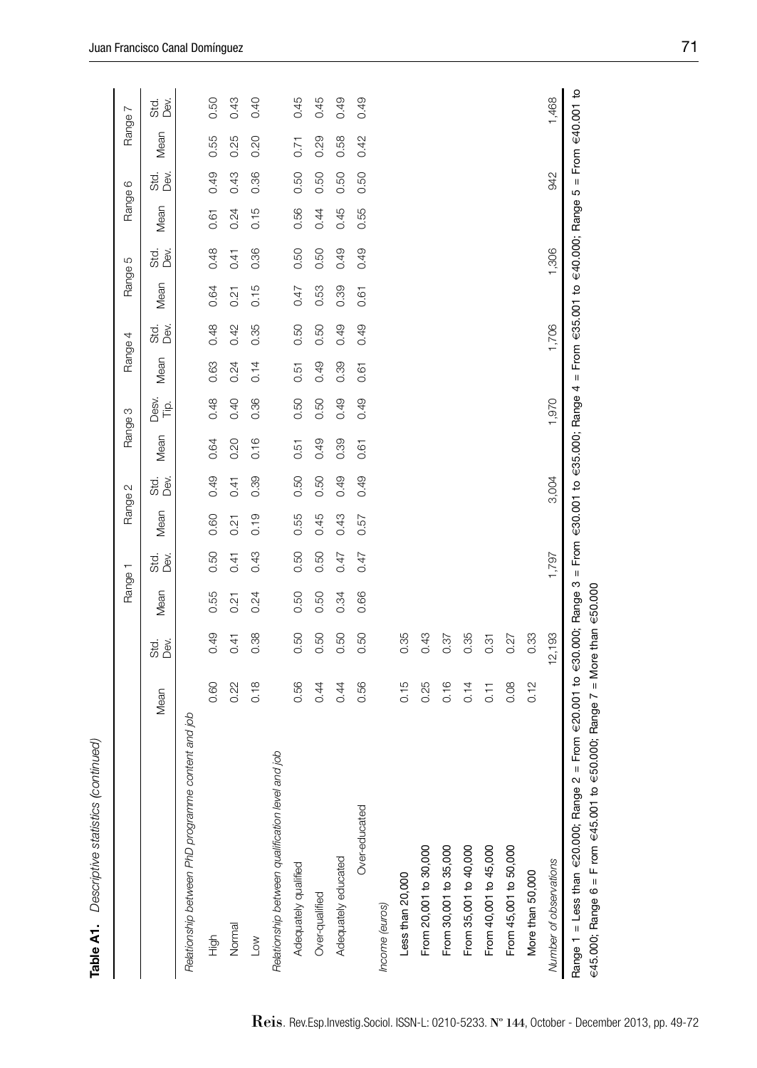**Table A1.** *Descriptive statistics (continued)*

| | Mean | Std. Dev. | Range 1 | | Range 2 | | Range 3 | | Range 4 | | Range 5 | | Range 6 | | Range 7 | |
|---|---|---|---|---|---|---|---|---|---|---|---|---|---|---|---|---|
| | | | Mean | Std. Dev. | Mean | Std. Dev. | Mean | Desv. Tip. | Mean | Std. Dev. | Mean | Std. Dev. | Mean | Std. Dev. | Mean | Std. Dev. |
| *Relationship between PhD programme content and job* | | | | | | | | | | | | | | | | |
| High | 0.60 | 0.49 | 0.55 | 0.50 | 0.60 | 0.49 | 0.64 | 0.48 | 0.63 | 0.48 | 0.64 | 0.48 | 0.61 | 0.49 | 0.55 | 0.50 |
| Normal | 0.22 | 0.41 | 0.21 | 0.41 | 0.21 | 0.41 | 0.20 | 0.40 | 0.24 | 0.42 | 0.21 | 0.41 | 0.24 | 0.43 | 0.25 | 0.43 |
| Low | 0.18 | 0.38 | 0.24 | 0.43 | 0.19 | 0.39 | 0.16 | 0.36 | 0.14 | 0.35 | 0.15 | 0.36 | 0.15 | 0.36 | 0.20 | 0.40 |
| *Relationship between qualification level and job* | | | | | | | | | | | | | | | | |
| Adequately qualified | 0.56 | 0.50 | 0.50 | 0.50 | 0.55 | 0.50 | 0.51 | 0.50 | 0.51 | 0.50 | 0.47 | 0.50 | 0.56 | 0.50 | 0.71 | 0.45 |
| Over-qualified | 0.44 | 0.50 | 0.50 | 0.50 | 0.45 | 0.50 | 0.49 | 0.50 | 0.49 | 0.50 | 0.53 | 0.50 | 0.44 | 0.50 | 0.29 | 0.45 |
| Adequately educated | 0.44 | 0.50 | 0.34 | 0.47 | 0.43 | 0.49 | 0.39 | 0.49 | 0.39 | 0.49 | 0.39 | 0.49 | 0.45 | 0.50 | 0.58 | 0.49 |
| Over-educated | 0.56 | 0.50 | 0.66 | 0.47 | 0.57 | 0.49 | 0.61 | 0.49 | 0.61 | 0.49 | 0.61 | 0.49 | 0.55 | 0.50 | 0.42 | 0.49 |
| *Income (euros)* | | | | | | | | | | | | | | | | |
| Less than 20,000 | 0.15 | 0.35 | | | | | | | | | | | | | | |
| From 20,001 to 30,000 | 0.25 | 0.43 | | | | | | | | | | | | | | |
| From 30,001 to 35,000 | 0.16 | 0.37 | | | | | | | | | | | | | | |
| From 35,001 to 40,000 | 0.14 | 0.35 | | | | | | | | | | | | | | |
| From 40,001 to 45,000 | 0.11 | 0.31 | | | | | | | | | | | | | | |
| From 45,001 to 50,000 | 0.08 | 0.27 | | | | | | | | | | | | | | |
| More than 50,000 | 0.12 | 0.33 | | | | | | | | | | | | | | |
| *Number of observations* | | 12,193 | | 1,797 | | 3,004 | | 1,970 | | 1,706 | | 1,306 | | 942 | | 1,468 |

Range 1 = Less than €20,000; Range 2 = From €20.001 to €30.000; Range 3 = From €30.001 to €35.000; Range 4 = From €35.001 to €40.000; Range 5 = From €40.001 to €45.000; Range 6 = F rom €45.001 to €50.000; Range 7 = More than €50.000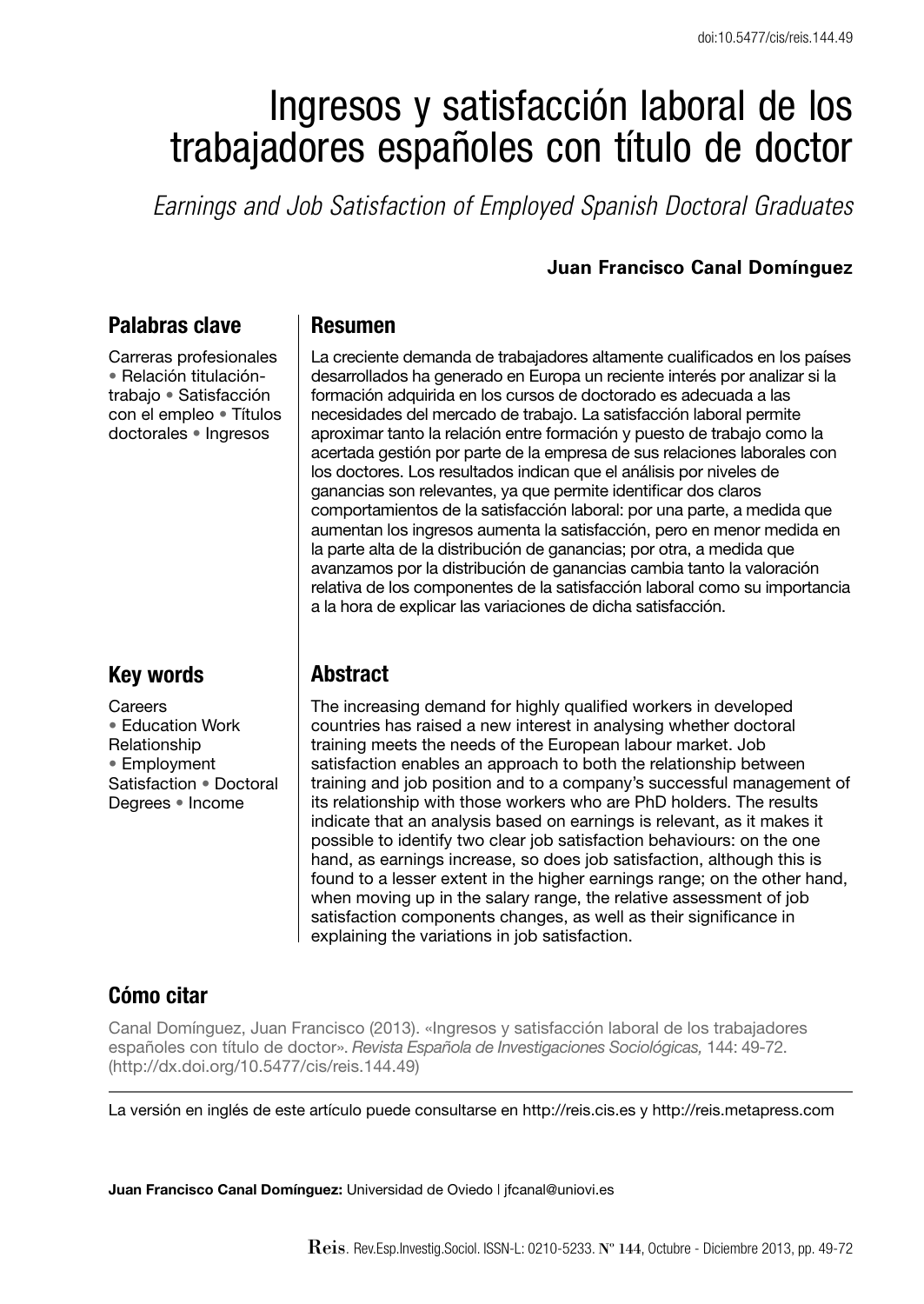# Ingresos y satisfacción laboral de los trabajadores españoles con título de doctor

*Earnings and Job Satisfaction of Employed Spanish Doctoral Graduates*

**Juan Francisco Canal Domínguez**

## Palabras clave

Carreras profesionales • Relación titulación-trabajo • Satisfacción con el empleo • Títulos doctorales • Ingresos

## Resumen

La creciente demanda de trabajadores altamente cualificados en los países desarrollados ha generado en Europa un reciente interés por analizar si la formación adquirida en los cursos de doctorado es adecuada a las necesidades del mercado de trabajo. La satisfacción laboral permite aproximar tanto la relación entre formación y puesto de trabajo como la acertada gestión por parte de la empresa de sus relaciones laborales con los doctores. Los resultados indican que el análisis por niveles de ganancias son relevantes, ya que permite identificar dos claros comportamientos de la satisfacción laboral: por una parte, a medida que aumentan los ingresos aumenta la satisfacción, pero en menor medida en la parte alta de la distribución de ganancias; por otra, a medida que avanzamos por la distribución de ganancias cambia tanto la valoración relativa de los componentes de la satisfacción laboral como su importancia a la hora de explicar las variaciones de dicha satisfacción.

## Key words

Careers • Education Work Relationship • Employment Satisfaction • Doctoral Degrees • Income

## Abstract

The increasing demand for highly qualified workers in developed countries has raised a new interest in analysing whether doctoral training meets the needs of the European labour market. Job satisfaction enables an approach to both the relationship between training and job position and to a company's successful management of its relationship with those workers who are PhD holders. The results indicate that an analysis based on earnings is relevant, as it makes it possible to identify two clear job satisfaction behaviours: on the one hand, as earnings increase, so does job satisfaction, although this is found to a lesser extent in the higher earnings range; on the other hand, when moving up in the salary range, the relative assessment of job satisfaction components changes, as well as their significance in explaining the variations in job satisfaction.

## Cómo citar

Canal Domínguez, Juan Francisco (2013). «Ingresos y satisfacción laboral de los trabajadores españoles con título de doctor». *Revista Española de Investigaciones Sociológicas,* 144: 49-72. (http://dx.doi.org/10.5477/cis/reis.144.49)

La versión en inglés de este artículo puede consultarse en http://reis.cis.es y http://reis.metapress.com

**Juan Francisco Canal Domínguez:** Universidad de Oviedo | jfcanal@uniovi.es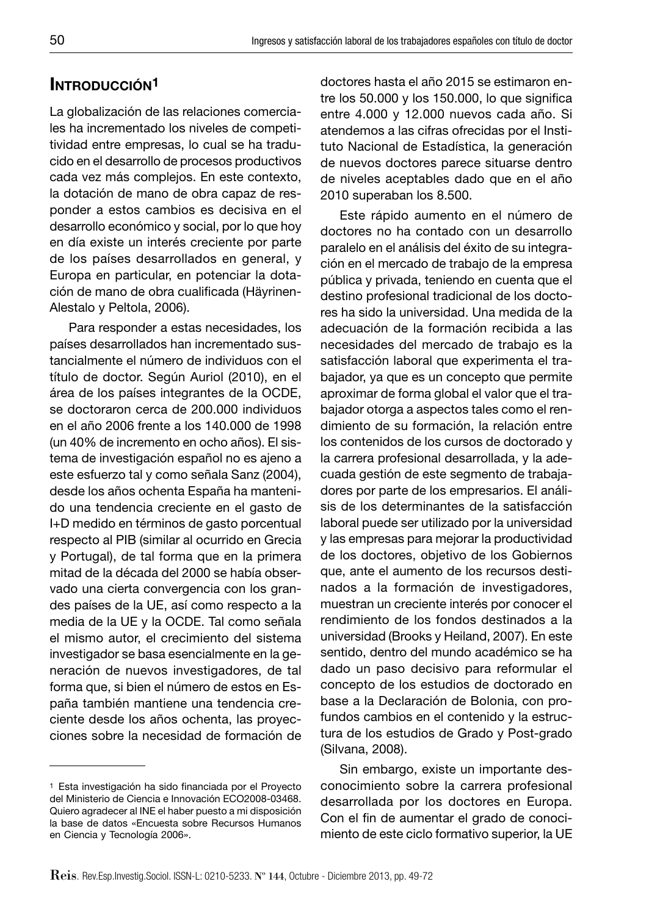## Introducción[1]

La globalización de las relaciones comerciales ha incrementado los niveles de competitividad entre empresas, lo cual se ha traducido en el desarrollo de procesos productivos cada vez más complejos. En este contexto, la dotación de mano de obra capaz de responder a estos cambios es decisiva en el desarrollo económico y social, por lo que hoy en día existe un interés creciente por parte de los países desarrollados en general, y Europa en particular, en potenciar la dotación de mano de obra cualificada (Häyrinen-Alestalo y Peltola, 2006).

Para responder a estas necesidades, los países desarrollados han incrementado sustancialmente el número de individuos con el título de doctor. Según Auriol (2010), en el área de los países integrantes de la OCDE, se doctoraron cerca de 200.000 individuos en el año 2006 frente a los 140.000 de 1998 (un 40% de incremento en ocho años). El sistema de investigación español no es ajeno a este esfuerzo tal y como señala Sanz (2004), desde los años ochenta España ha mantenido una tendencia creciente en el gasto de I+D medido en términos de gasto porcentual respecto al PIB (similar al ocurrido en Grecia y Portugal), de tal forma que en la primera mitad de la década del 2000 se había observado una cierta convergencia con los grandes países de la UE, así como respecto a la media de la UE y la OCDE. Tal como señala el mismo autor, el crecimiento del sistema investigador se basa esencialmente en la generación de nuevos investigadores, de tal forma que, si bien el número de estos en España también mantiene una tendencia creciente desde los años ochenta, las proyecciones sobre la necesidad de formación de doctores hasta el año 2015 se estimaron entre los 50.000 y los 150.000, lo que significa entre 4.000 y 12.000 nuevos cada año. Si atendemos a las cifras ofrecidas por el Instituto Nacional de Estadística, la generación de nuevos doctores parece situarse dentro de niveles aceptables dado que en el año 2010 superaban los 8.500.

Este rápido aumento en el número de doctores no ha contado con un desarrollo paralelo en el análisis del éxito de su integración en el mercado de trabajo de la empresa pública y privada, teniendo en cuenta que el destino profesional tradicional de los doctores ha sido la universidad. Una medida de la adecuación de la formación recibida a las necesidades del mercado de trabajo es la satisfacción laboral que experimenta el trabajador, ya que es un concepto que permite aproximar de forma global el valor que el trabajador otorga a aspectos tales como el rendimiento de su formación, la relación entre los contenidos de los cursos de doctorado y la carrera profesional desarrollada, y la adecuada gestión de este segmento de trabajadores por parte de los empresarios. El análisis de los determinantes de la satisfacción laboral puede ser utilizado por la universidad y las empresas para mejorar la productividad de los doctores, objetivo de los Gobiernos que, ante el aumento de los recursos destinados a la formación de investigadores, muestran un creciente interés por conocer el rendimiento de los fondos destinados a la universidad (Brooks y Heiland, 2007). En este sentido, dentro del mundo académico se ha dado un paso decisivo para reformular el concepto de los estudios de doctorado en base a la Declaración de Bolonia, con profundos cambios en el contenido y la estructura de los estudios de Grado y Post-grado (Silvana, 2008).

Sin embargo, existe un importante desconocimiento sobre la carrera profesional desarrollada por los doctores en Europa. Con el fin de aumentar el grado de conocimiento de este ciclo formativo superior, la UE

---

[1] Esta investigación ha sido financiada por el Proyecto del Ministerio de Ciencia e Innovación ECO2008-03468. Quiero agradecer al INE el haber puesto a mi disposición la base de datos «Encuesta sobre Recursos Humanos en Ciencia y Tecnología 2006».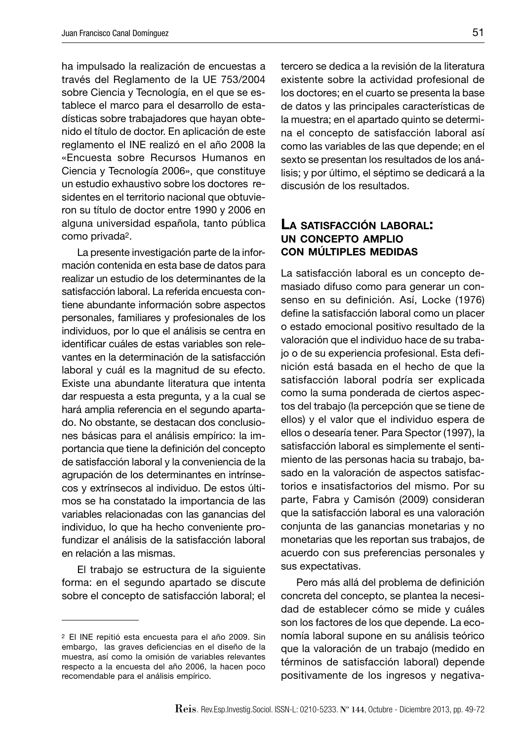ha impulsado la realización de encuestas a través del Reglamento de la UE 753/2004 sobre Ciencia y Tecnología, en el que se establece el marco para el desarrollo de estadísticas sobre trabajadores que hayan obtenido el título de doctor. En aplicación de este reglamento el INE realizó en el año 2008 la «Encuesta sobre Recursos Humanos en Ciencia y Tecnología 2006», que constituye un estudio exhaustivo sobre los doctores residentes en el territorio nacional que obtuvieron su título de doctor entre 1990 y 2006 en alguna universidad española, tanto pública como privada[2].

La presente investigación parte de la información contenida en esta base de datos para realizar un estudio de los determinantes de la satisfacción laboral. La referida encuesta contiene abundante información sobre aspectos personales, familiares y profesionales de los individuos, por lo que el análisis se centra en identificar cuáles de estas variables son relevantes en la determinación de la satisfacción laboral y cuál es la magnitud de su efecto. Existe una abundante literatura que intenta dar respuesta a esta pregunta, y a la cual se hará amplia referencia en el segundo apartado. No obstante, se destacan dos conclusiones básicas para el análisis empírico: la importancia que tiene la definición del concepto de satisfacción laboral y la conveniencia de la agrupación de los determinantes en intrínsecos y extrínsecos al individuo. De estos últimos se ha constatado la importancia de las variables relacionadas con las ganancias del individuo, lo que ha hecho conveniente profundizar el análisis de la satisfacción laboral en relación a las mismas.

El trabajo se estructura de la siguiente forma: en el segundo apartado se discute sobre el concepto de satisfacción laboral; el tercero se dedica a la revisión de la literatura existente sobre la actividad profesional de los doctores; en el cuarto se presenta la base de datos y las principales características de la muestra; en el apartado quinto se determina el concepto de satisfacción laboral así como las variables de las que depende; en el sexto se presentan los resultados de los análisis; y por último, el séptimo se dedicará a la discusión de los resultados.

[2] El INE repitió esta encuesta para el año 2009. Sin embargo, las graves deficiencias en el diseño de la muestra, así como la omisión de variables relevantes respecto a la encuesta del año 2006, la hacen poco recomendable para el análisis empírico.

## La satisfacción laboral: un concepto amplio con múltiples medidas

La satisfacción laboral es un concepto demasiado difuso como para generar un consenso en su definición. Así, Locke (1976) define la satisfacción laboral como un placer o estado emocional positivo resultado de la valoración que el individuo hace de su trabajo o de su experiencia profesional. Esta definición está basada en el hecho de que la satisfacción laboral podría ser explicada como la suma ponderada de ciertos aspectos del trabajo (la percepción que se tiene de ellos) y el valor que el individuo espera de ellos o desearía tener. Para Spector (1997), la satisfacción laboral es simplemente el sentimiento de las personas hacia su trabajo, basado en la valoración de aspectos satisfactorios e insatisfactorios del mismo. Por su parte, Fabra y Camisón (2009) consideran que la satisfacción laboral es una valoración conjunta de las ganancias monetarias y no monetarias que les reportan sus trabajos, de acuerdo con sus preferencias personales y sus expectativas.

Pero más allá del problema de definición concreta del concepto, se plantea la necesidad de establecer cómo se mide y cuáles son los factores de los que depende. La economía laboral supone en su análisis teórico que la valoración de un trabajo (medido en términos de satisfacción laboral) depende positivamente de los ingresos y negativa-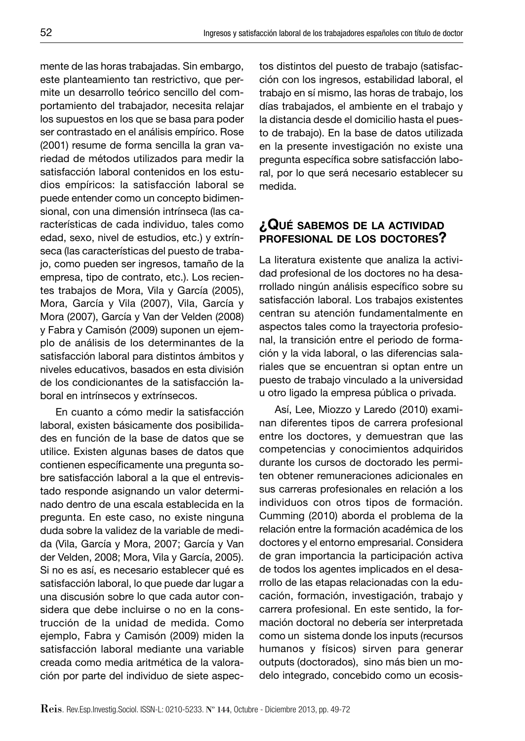mente de las horas trabajadas. Sin embargo, este planteamiento tan restrictivo, que permite un desarrollo teórico sencillo del comportamiento del trabajador, necesita relajar los supuestos en los que se basa para poder ser contrastado en el análisis empírico. Rose (2001) resume de forma sencilla la gran variedad de métodos utilizados para medir la satisfacción laboral contenidos en los estudios empíricos: la satisfacción laboral se puede entender como un concepto bidimensional, con una dimensión intrínseca (las características de cada individuo, tales como edad, sexo, nivel de estudios, etc.) y extrínseca (las características del puesto de trabajo, como pueden ser ingresos, tamaño de la empresa, tipo de contrato, etc.). Los recientes trabajos de Mora, Vila y García (2005), Mora, García y Vila (2007), Vila, García y Mora (2007), García y Van der Velden (2008) y Fabra y Camisón (2009) suponen un ejemplo de análisis de los determinantes de la satisfacción laboral para distintos ámbitos y niveles educativos, basados en esta división de los condicionantes de la satisfacción laboral en intrínsecos y extrínsecos.

En cuanto a cómo medir la satisfacción laboral, existen básicamente dos posibilidades en función de la base de datos que se utilice. Existen algunas bases de datos que contienen específicamente una pregunta sobre satisfacción laboral a la que el entrevistado responde asignando un valor determinado dentro de una escala establecida en la pregunta. En este caso, no existe ninguna duda sobre la validez de la variable de medida (Vila, García y Mora, 2007; García y Van der Velden, 2008; Mora, Vila y García, 2005). Si no es así, es necesario establecer qué es satisfacción laboral, lo que puede dar lugar a una discusión sobre lo que cada autor considera que debe incluirse o no en la construcción de la unidad de medida. Como ejemplo, Fabra y Camisón (2009) miden la satisfacción laboral mediante una variable creada como media aritmética de la valoración por parte del individuo de siete aspectos distintos del puesto de trabajo (satisfacción con los ingresos, estabilidad laboral, el trabajo en sí mismo, las horas de trabajo, los días trabajados, el ambiente en el trabajo y la distancia desde el domicilio hasta el puesto de trabajo). En la base de datos utilizada en la presente investigación no existe una pregunta específica sobre satisfacción laboral, por lo que será necesario establecer su medida.

## ¿Qué sabemos de la actividad profesional de los doctores?

La literatura existente que analiza la actividad profesional de los doctores no ha desarrollado ningún análisis específico sobre su satisfacción laboral. Los trabajos existentes centran su atención fundamentalmente en aspectos tales como la trayectoria profesional, la transición entre el periodo de formación y la vida laboral, o las diferencias salariales que se encuentran si optan entre un puesto de trabajo vinculado a la universidad u otro ligado la empresa pública o privada.

Así, Lee, Miozzo y Laredo (2010) examinan diferentes tipos de carrera profesional entre los doctores, y demuestran que las competencias y conocimientos adquiridos durante los cursos de doctorado les permiten obtener remuneraciones adicionales en sus carreras profesionales en relación a los individuos con otros tipos de formación. Cumming (2010) aborda el problema de la relación entre la formación académica de los doctores y el entorno empresarial. Considera de gran importancia la participación activa de todos los agentes implicados en el desarrollo de las etapas relacionadas con la educación, formación, investigación, trabajo y carrera profesional. En este sentido, la formación doctoral no debería ser interpretada como un sistema donde los inputs (recursos humanos y físicos) sirven para generar outputs (doctorados), sino más bien un modelo integrado, concebido como un ecosis-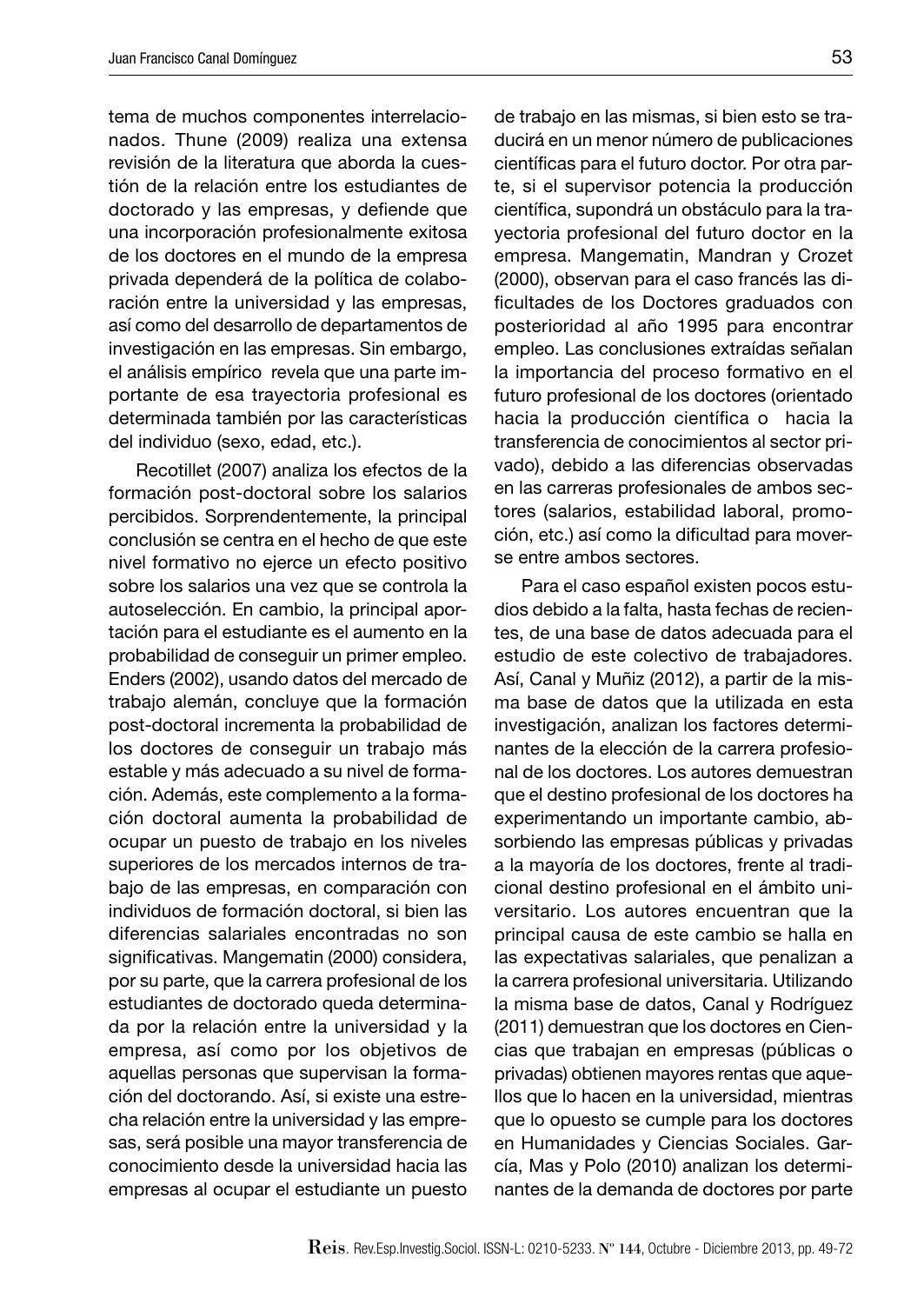tema de muchos componentes interrelacionados. Thune (2009) realiza una extensa revisión de la literatura que aborda la cuestión de la relación entre los estudiantes de doctorado y las empresas, y defiende que una incorporación profesionalmente exitosa de los doctores en el mundo de la empresa privada dependerá de la política de colaboración entre la universidad y las empresas, así como del desarrollo de departamentos de investigación en las empresas. Sin embargo, el análisis empírico revela que una parte importante de esa trayectoria profesional es determinada también por las características del individuo (sexo, edad, etc.).

Recotillet (2007) analiza los efectos de la formación post-doctoral sobre los salarios percibidos. Sorprendentemente, la principal conclusión se centra en el hecho de que este nivel formativo no ejerce un efecto positivo sobre los salarios una vez que se controla la autoselección. En cambio, la principal aportación para el estudiante es el aumento en la probabilidad de conseguir un primer empleo. Enders (2002), usando datos del mercado de trabajo alemán, concluye que la formación post-doctoral incrementa la probabilidad de los doctores de conseguir un trabajo más estable y más adecuado a su nivel de formación. Además, este complemento a la formación doctoral aumenta la probabilidad de ocupar un puesto de trabajo en los niveles superiores de los mercados internos de trabajo de las empresas, en comparación con individuos de formación doctoral, si bien las diferencias salariales encontradas no son significativas. Mangematin (2000) considera, por su parte, que la carrera profesional de los estudiantes de doctorado queda determinada por la relación entre la universidad y la empresa, así como por los objetivos de aquellas personas que supervisan la formación del doctorando. Así, si existe una estrecha relación entre la universidad y las empresas, será posible una mayor transferencia de conocimiento desde la universidad hacia las empresas al ocupar el estudiante un puesto de trabajo en las mismas, si bien esto se traducirá en un menor número de publicaciones científicas para el futuro doctor. Por otra parte, si el supervisor potencia la producción científica, supondrá un obstáculo para la trayectoria profesional del futuro doctor en la empresa. Mangematin, Mandran y Crozet (2000), observan para el caso francés las dificultades de los Doctores graduados con posterioridad al año 1995 para encontrar empleo. Las conclusiones extraídas señalan la importancia del proceso formativo en el futuro profesional de los doctores (orientado hacia la producción científica o hacia la transferencia de conocimientos al sector privado), debido a las diferencias observadas en las carreras profesionales de ambos sectores (salarios, estabilidad laboral, promoción, etc.) así como la dificultad para moverse entre ambos sectores.

Para el caso español existen pocos estudios debido a la falta, hasta fechas de recientes, de una base de datos adecuada para el estudio de este colectivo de trabajadores. Así, Canal y Muñiz (2012), a partir de la misma base de datos que la utilizada en esta investigación, analizan los factores determinantes de la elección de la carrera profesional de los doctores. Los autores demuestran que el destino profesional de los doctores ha experimentando un importante cambio, absorbiendo las empresas públicas y privadas a la mayoría de los doctores, frente al tradicional destino profesional en el ámbito universitario. Los autores encuentran que la principal causa de este cambio se halla en las expectativas salariales, que penalizan a la carrera profesional universitaria. Utilizando la misma base de datos, Canal y Rodríguez (2011) demuestran que los doctores en Ciencias que trabajan en empresas (públicas o privadas) obtienen mayores rentas que aquellos que lo hacen en la universidad, mientras que lo opuesto se cumple para los doctores en Humanidades y Ciencias Sociales. García, Mas y Polo (2010) analizan los determinantes de la demanda de doctores por parte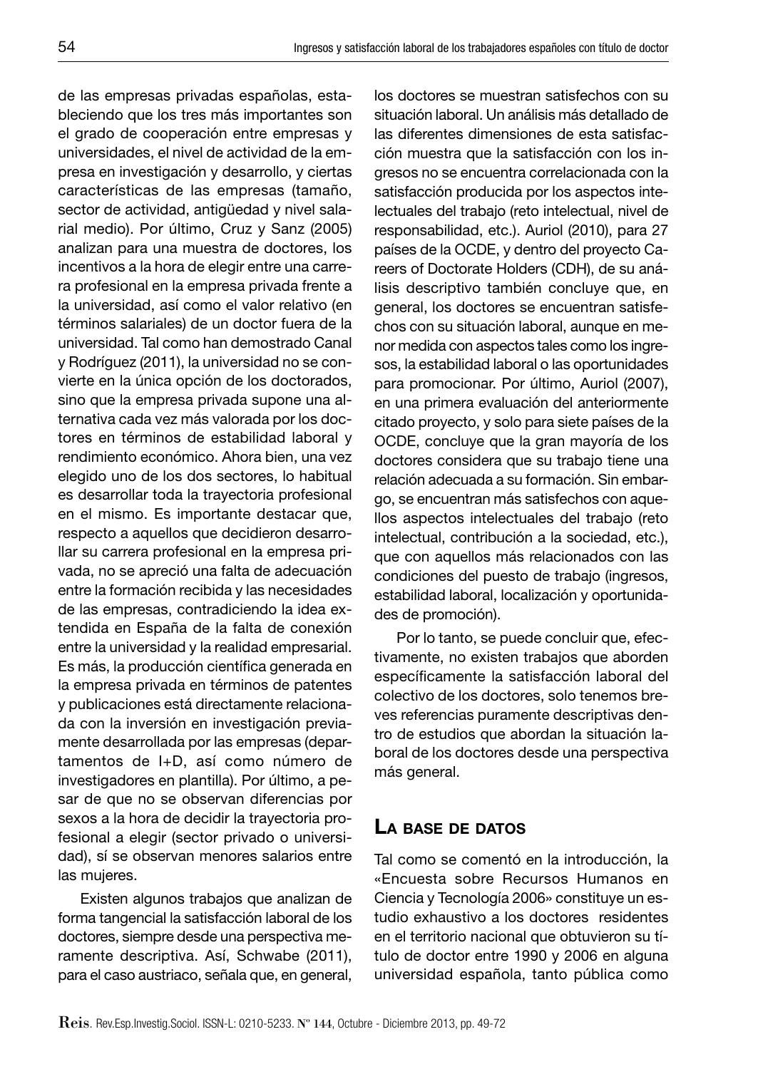de las empresas privadas españolas, estableciendo que los tres más importantes son el grado de cooperación entre empresas y universidades, el nivel de actividad de la empresa en investigación y desarrollo, y ciertas características de las empresas (tamaño, sector de actividad, antigüedad y nivel salarial medio). Por último, Cruz y Sanz (2005) analizan para una muestra de doctores, los incentivos a la hora de elegir entre una carrera profesional en la empresa privada frente a la universidad, así como el valor relativo (en términos salariales) de un doctor fuera de la universidad. Tal como han demostrado Canal y Rodríguez (2011), la universidad no se convierte en la única opción de los doctorados, sino que la empresa privada supone una alternativa cada vez más valorada por los doctores en términos de estabilidad laboral y rendimiento económico. Ahora bien, una vez elegido uno de los dos sectores, lo habitual es desarrollar toda la trayectoria profesional en el mismo. Es importante destacar que, respecto a aquellos que decidieron desarrollar su carrera profesional en la empresa privada, no se apreció una falta de adecuación entre la formación recibida y las necesidades de las empresas, contradiciendo la idea extendida en España de la falta de conexión entre la universidad y la realidad empresarial. Es más, la producción científica generada en la empresa privada en términos de patentes y publicaciones está directamente relacionada con la inversión en investigación previamente desarrollada por las empresas (departamentos de I+D, así como número de investigadores en plantilla). Por último, a pesar de que no se observan diferencias por sexos a la hora de decidir la trayectoria profesional a elegir (sector privado o universidad), sí se observan menores salarios entre las mujeres.

Existen algunos trabajos que analizan de forma tangencial la satisfacción laboral de los doctores, siempre desde una perspectiva meramente descriptiva. Así, Schwabe (2011), para el caso austriaco, señala que, en general, los doctores se muestran satisfechos con su situación laboral. Un análisis más detallado de las diferentes dimensiones de esta satisfacción muestra que la satisfacción con los ingresos no se encuentra correlacionada con la satisfacción producida por los aspectos intelectuales del trabajo (reto intelectual, nivel de responsabilidad, etc.). Auriol (2010), para 27 países de la OCDE, y dentro del proyecto Careers of Doctorate Holders (CDH), de su análisis descriptivo también concluye que, en general, los doctores se encuentran satisfechos con su situación laboral, aunque en menor medida con aspectos tales como los ingresos, la estabilidad laboral o las oportunidades para promocionar. Por último, Auriol (2007), en una primera evaluación del anteriormente citado proyecto, y solo para siete países de la OCDE, concluye que la gran mayoría de los doctores considera que su trabajo tiene una relación adecuada a su formación. Sin embargo, se encuentran más satisfechos con aquellos aspectos intelectuales del trabajo (reto intelectual, contribución a la sociedad, etc.), que con aquellos más relacionados con las condiciones del puesto de trabajo (ingresos, estabilidad laboral, localización y oportunidades de promoción).

Por lo tanto, se puede concluir que, efectivamente, no existen trabajos que aborden específicamente la satisfacción laboral del colectivo de los doctores, solo tenemos breves referencias puramente descriptivas dentro de estudios que abordan la situación laboral de los doctores desde una perspectiva más general.

## La base de datos

Tal como se comentó en la introducción, la «Encuesta sobre Recursos Humanos en Ciencia y Tecnología 2006» constituye un estudio exhaustivo a los doctores residentes en el territorio nacional que obtuvieron su título de doctor entre 1990 y 2006 en alguna universidad española, tanto pública como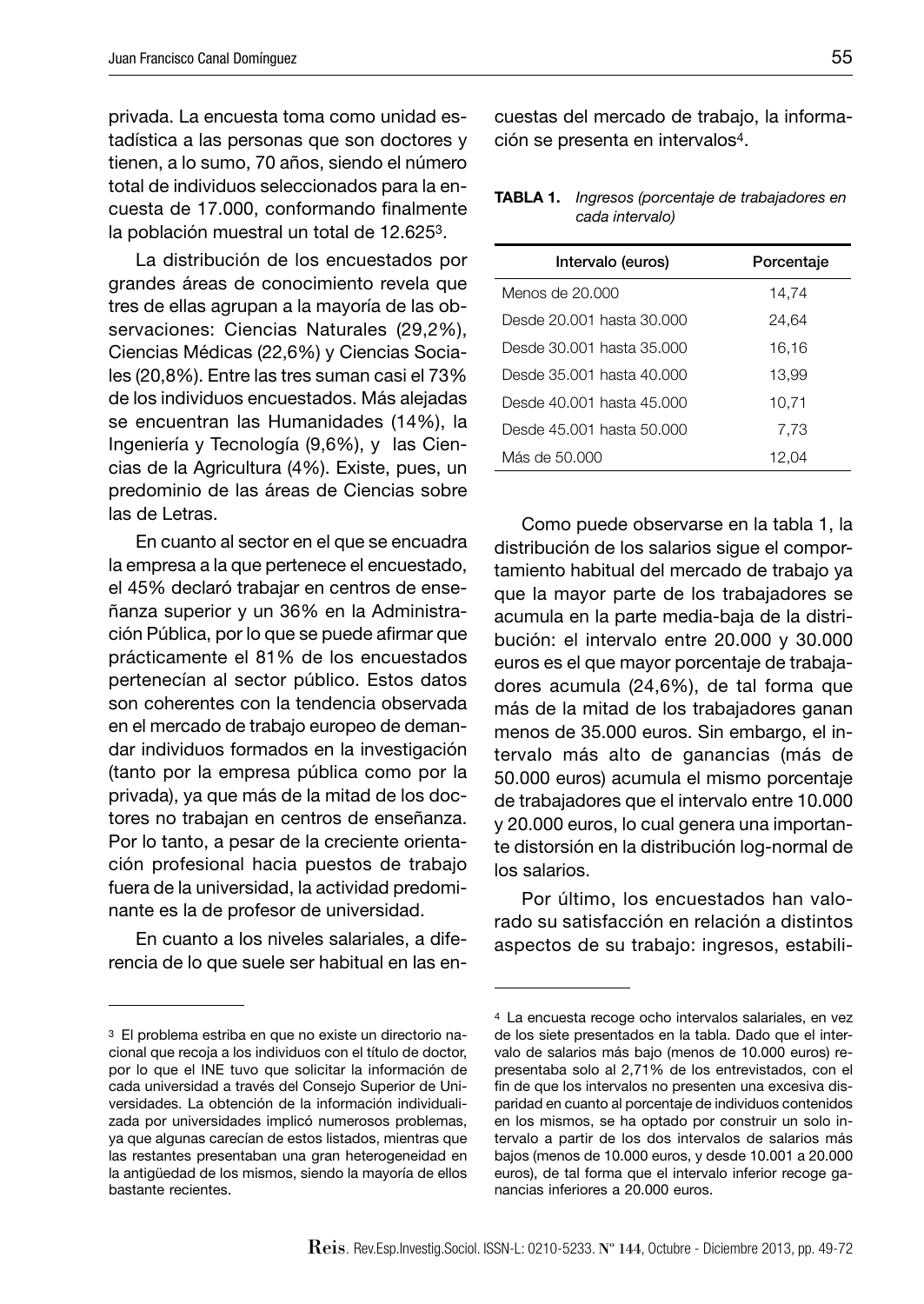privada. La encuesta toma como unidad estadística a las personas que son doctores y tienen, a lo sumo, 70 años, siendo el número total de individuos seleccionados para la encuesta de 17.000, conformando finalmente la población muestral un total de 12.625[3].

La distribución de los encuestados por grandes áreas de conocimiento revela que tres de ellas agrupan a la mayoría de las observaciones: Ciencias Naturales (29,2%), Ciencias Médicas (22,6%) y Ciencias Sociales (20,8%). Entre las tres suman casi el 73% de los individuos encuestados. Más alejadas se encuentran las Humanidades (14%), la Ingeniería y Tecnología (9,6%), y las Ciencias de la Agricultura (4%). Existe, pues, un predominio de las áreas de Ciencias sobre las de Letras.

En cuanto al sector en el que se encuadra la empresa a la que pertenece el encuestado, el 45% declaró trabajar en centros de enseñanza superior y un 36% en la Administración Pública, por lo que se puede afirmar que prácticamente el 81% de los encuestados pertenecían al sector público. Estos datos son coherentes con la tendencia observada en el mercado de trabajo europeo de demandar individuos formados en la investigación (tanto por la empresa pública como por la privada), ya que más de la mitad de los doctores no trabajan en centros de enseñanza. Por lo tanto, a pesar de la creciente orientación profesional hacia puestos de trabajo fuera de la universidad, la actividad predominante es la de profesor de universidad.

En cuanto a los niveles salariales, a diferencia de lo que suele ser habitual en las encuestas del mercado de trabajo, la información se presenta en intervalos[4].

**TABLA 1.** *Ingresos (porcentaje de trabajadores en cada intervalo)*

| Intervalo (euros) | Porcentaje |
|---|---|
| Menos de 20.000 | 14,74 |
| Desde 20.001 hasta 30.000 | 24,64 |
| Desde 30.001 hasta 35.000 | 16,16 |
| Desde 35.001 hasta 40.000 | 13,99 |
| Desde 40.001 hasta 45.000 | 10,71 |
| Desde 45.001 hasta 50.000 | 7,73 |
| Más de 50.000 | 12,04 |

Como puede observarse en la tabla 1, la distribución de los salarios sigue el comportamiento habitual del mercado de trabajo ya que la mayor parte de los trabajadores se acumula en la parte media-baja de la distribución: el intervalo entre 20.000 y 30.000 euros es el que mayor porcentaje de trabajadores acumula (24,6%), de tal forma que más de la mitad de los trabajadores ganan menos de 35.000 euros. Sin embargo, el intervalo más alto de ganancias (más de 50.000 euros) acumula el mismo porcentaje de trabajadores que el intervalo entre 10.000 y 20.000 euros, lo cual genera una importante distorsión en la distribución log-normal de los salarios.

Por último, los encuestados han valorado su satisfacción en relación a distintos aspectos de su trabajo: ingresos, estabili-

---

[3] El problema estriba en que no existe un directorio nacional que recoja a los individuos con el título de doctor, por lo que el INE tuvo que solicitar la información de cada universidad a través del Consejo Superior de Universidades. La obtención de la información individualizada por universidades implicó numerosos problemas, ya que algunas carecían de estos listados, mientras que las restantes presentaban una gran heterogeneidad en la antigüedad de los mismos, siendo la mayoría de ellos bastante recientes.

[4] La encuesta recoge ocho intervalos salariales, en vez de los siete presentados en la tabla. Dado que el intervalo de salarios más bajo (menos de 10.000 euros) representaba solo al 2,71% de los entrevistados, con el fin de que los intervalos no presenten una excesiva disparidad en cuanto al porcentaje de individuos contenidos en los mismos, se ha optado por construir un solo intervalo a partir de los dos intervalos de salarios más bajos (menos de 10.000 euros, y desde 10.001 a 20.000 euros), de tal forma que el intervalo inferior recoge ganancias inferiores a 20.000 euros.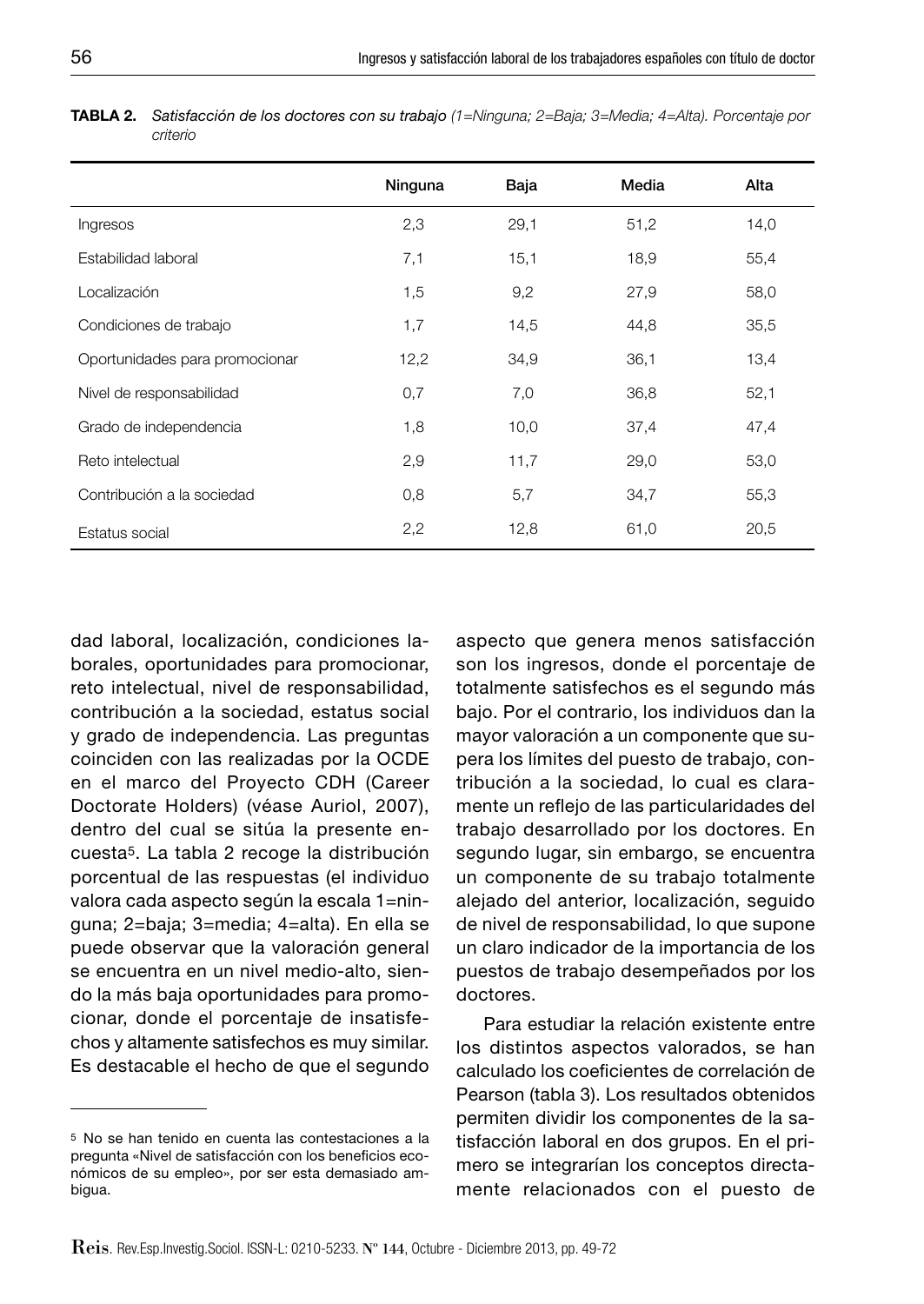**TABLA 2.** *Satisfacción de los doctores con su trabajo (1=Ninguna; 2=Baja; 3=Media; 4=Alta). Porcentaje por criterio*

| | Ninguna | Baja | Media | Alta |
|---|---|---|---|---|
| Ingresos | 2,3 | 29,1 | 51,2 | 14,0 |
| Estabilidad laboral | 7,1 | 15,1 | 18,9 | 55,4 |
| Localización | 1,5 | 9,2 | 27,9 | 58,0 |
| Condiciones de trabajo | 1,7 | 14,5 | 44,8 | 35,5 |
| Oportunidades para promocionar | 12,2 | 34,9 | 36,1 | 13,4 |
| Nivel de responsabilidad | 0,7 | 7,0 | 36,8 | 52,1 |
| Grado de independencia | 1,8 | 10,0 | 37,4 | 47,4 |
| Reto intelectual | 2,9 | 11,7 | 29,0 | 53,0 |
| Contribución a la sociedad | 0,8 | 5,7 | 34,7 | 55,3 |
| Estatus social | 2,2 | 12,8 | 61,0 | 20,5 |

dad laboral, localización, condiciones laborales, oportunidades para promocionar, reto intelectual, nivel de responsabilidad, contribución a la sociedad, estatus social y grado de independencia. Las preguntas coinciden con las realizadas por la OCDE en el marco del Proyecto CDH (Career Doctorate Holders) (véase Auriol, 2007), dentro del cual se sitúa la presente encuesta[5]. La tabla 2 recoge la distribución porcentual de las respuestas (el individuo valora cada aspecto según la escala 1=ninguna; 2=baja; 3=media; 4=alta). En ella se puede observar que la valoración general se encuentra en un nivel medio-alto, siendo la más baja oportunidades para promocionar, donde el porcentaje de insatisfechos y altamente satisfechos es muy similar. Es destacable el hecho de que el segundo aspecto que genera menos satisfacción son los ingresos, donde el porcentaje de totalmente satisfechos es el segundo más bajo. Por el contrario, los individuos dan la mayor valoración a un componente que supera los límites del puesto de trabajo, contribución a la sociedad, lo cual es claramente un reflejo de las particularidades del trabajo desarrollado por los doctores. En segundo lugar, sin embargo, se encuentra un componente de su trabajo totalmente alejado del anterior, localización, seguido de nivel de responsabilidad, lo que supone un claro indicador de la importancia de los puestos de trabajo desempeñados por los doctores.

Para estudiar la relación existente entre los distintos aspectos valorados, se han calculado los coeficientes de correlación de Pearson (tabla 3). Los resultados obtenidos permiten dividir los componentes de la satisfacción laboral en dos grupos. En el primero se integrarían los conceptos directamente relacionados con el puesto de

[5] No se han tenido en cuenta las contestaciones a la pregunta «Nivel de satisfacción con los beneficios económicos de su empleo», por ser esta demasiado ambigua.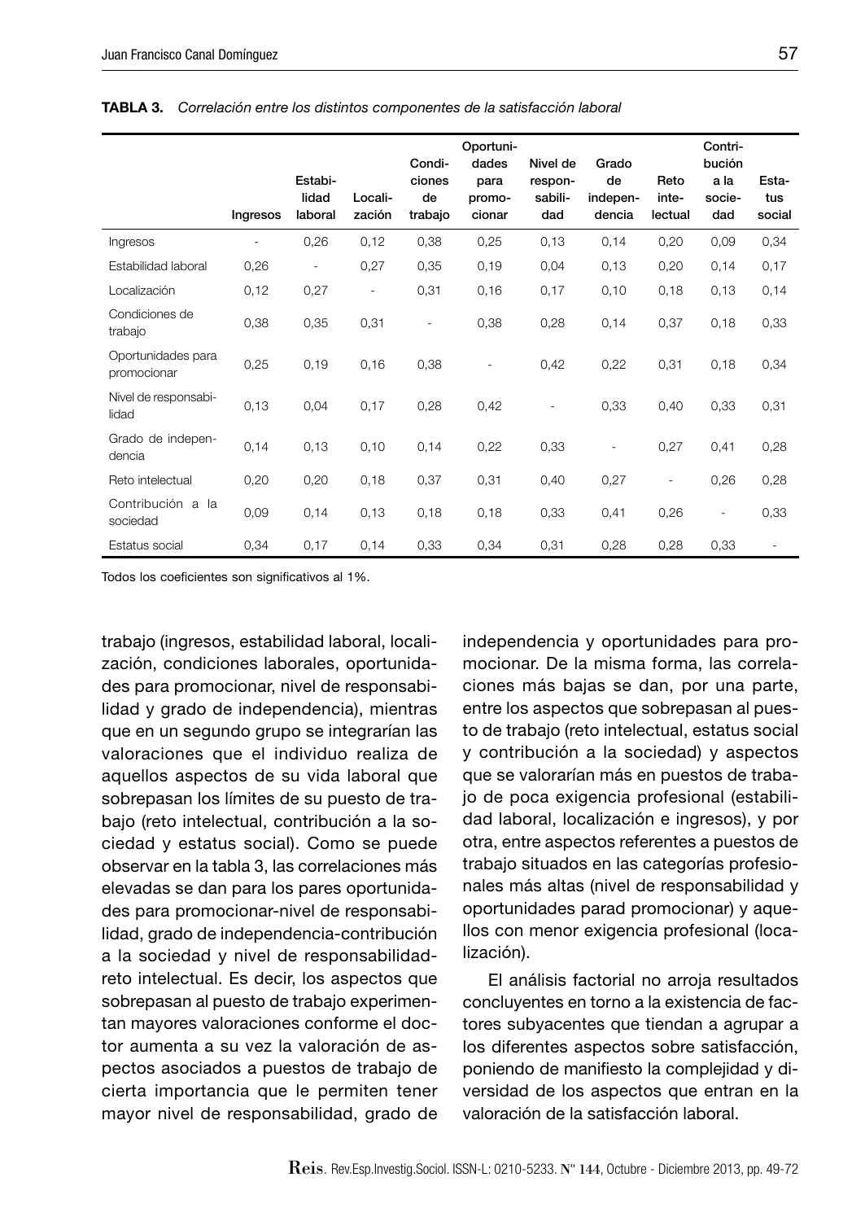**TABLA 3.** *Correlación entre los distintos componentes de la satisfacción laboral*

| | Ingresos | Estabilidad laboral | Localización | Condiciones de trabajo | Oportunidades para promocionar | Nivel de responsabilidad | Grado de independencia | Reto intelectual | Contribución a la sociedad | Estatus social |
|---|---|---|---|---|---|---|---|---|---|---|
| Ingresos | - | 0,26 | 0,12 | 0,38 | 0,25 | 0,13 | 0,14 | 0,20 | 0,09 | 0,34 |
| Estabilidad laboral | 0,26 | - | 0,27 | 0,35 | 0,19 | 0,04 | 0,13 | 0,20 | 0,14 | 0,17 |
| Localización | 0,12 | 0,27 | - | 0,31 | 0,16 | 0,17 | 0,10 | 0,18 | 0,13 | 0,14 |
| Condiciones de trabajo | 0,38 | 0,35 | 0,31 | - | 0,38 | 0,28 | 0,14 | 0,37 | 0,18 | 0,33 |
| Oportunidades para promocionar | 0,25 | 0,19 | 0,16 | 0,38 | - | 0,42 | 0,22 | 0,31 | 0,18 | 0,34 |
| Nivel de responsabilidad | 0,13 | 0,04 | 0,17 | 0,28 | 0,42 | - | 0,33 | 0,40 | 0,33 | 0,31 |
| Grado de independencia | 0,14 | 0,13 | 0,10 | 0,14 | 0,22 | 0,33 | - | 0,27 | 0,41 | 0,28 |
| Reto intelectual | 0,20 | 0,20 | 0,18 | 0,37 | 0,31 | 0,40 | 0,27 | - | 0,26 | 0,28 |
| Contribución a la sociedad | 0,09 | 0,14 | 0,13 | 0,18 | 0,18 | 0,33 | 0,41 | 0,26 | - | 0,33 |
| Estatus social | 0,34 | 0,17 | 0,14 | 0,33 | 0,34 | 0,31 | 0,28 | 0,28 | 0,33 | - |

Todos los coeficientes son significativos al 1%.

trabajo (ingresos, estabilidad laboral, localización, condiciones laborales, oportunidades para promocionar, nivel de responsabilidad y grado de independencia), mientras que en un segundo grupo se integrarían las valoraciones que el individuo realiza de aquellos aspectos de su vida laboral que sobrepasan los límites de su puesto de trabajo (reto intelectual, contribución a la sociedad y estatus social). Como se puede observar en la tabla 3, las correlaciones más elevadas se dan para los pares oportunidades para promocionar-nivel de responsabilidad, grado de independencia-contribución a la sociedad y nivel de responsabilidad-reto intelectual. Es decir, los aspectos que sobrepasan al puesto de trabajo experimentan mayores valoraciones conforme el doctor aumenta a su vez la valoración de aspectos asociados a puestos de trabajo de cierta importancia que le permiten tener mayor nivel de responsabilidad, grado de independencia y oportunidades para promocionar. De la misma forma, las correlaciones más bajas se dan, por una parte, entre los aspectos que sobrepasan al puesto de trabajo (reto intelectual, estatus social y contribución a la sociedad) y aspectos que se valorarían más en puestos de trabajo de poca exigencia profesional (estabilidad laboral, localización e ingresos), y por otra, entre aspectos referentes a puestos de trabajo situados en las categorías profesionales más altas (nivel de responsabilidad y oportunidades parad promocionar) y aquellos con menor exigencia profesional (localización).

El análisis factorial no arroja resultados concluyentes en torno a la existencia de factores subyacentes que tiendan a agrupar a los diferentes aspectos sobre satisfacción, poniendo de manifiesto la complejidad y diversidad de los aspectos que entran en la valoración de la satisfacción laboral.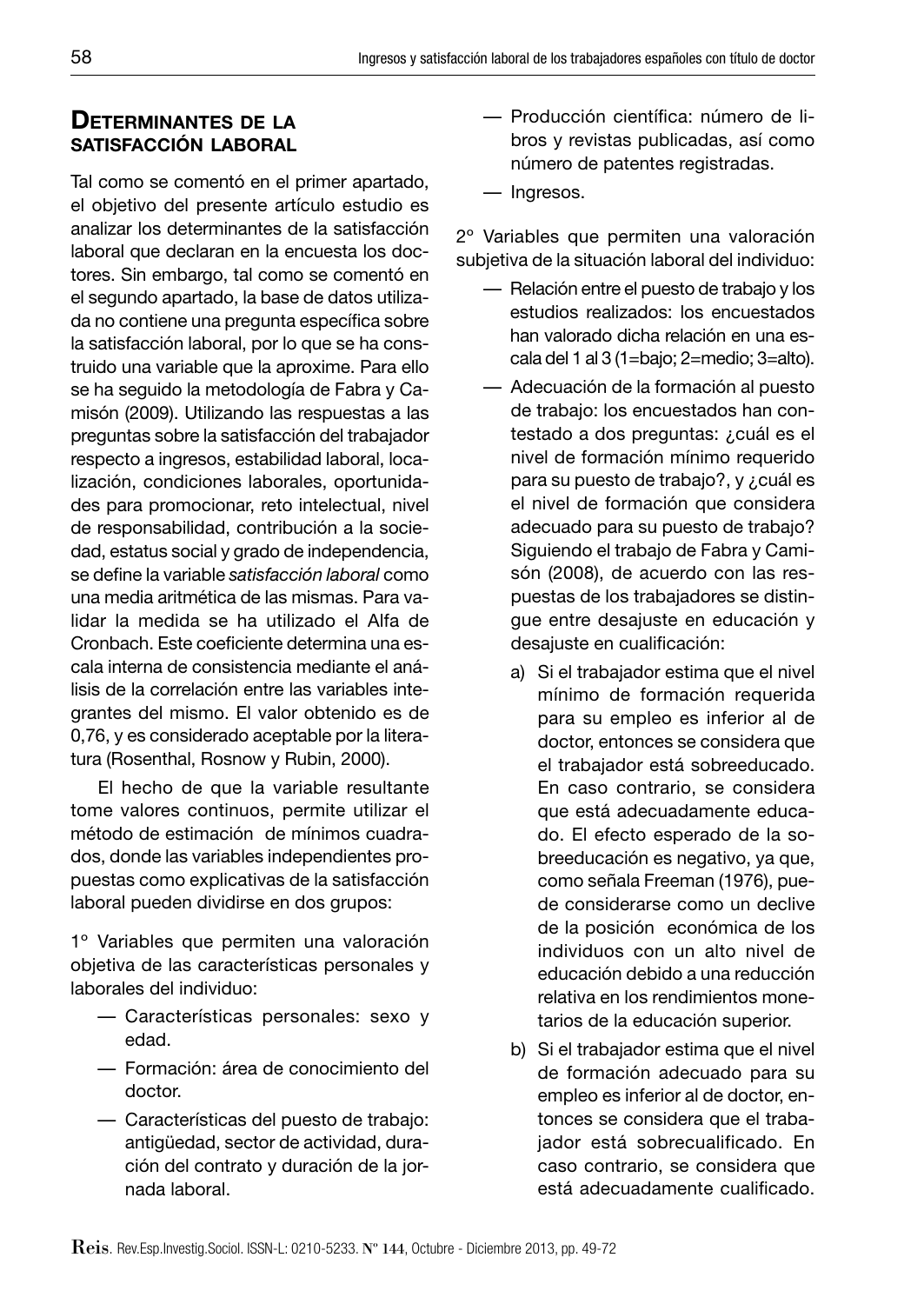## Determinantes de la satisfacción laboral

Tal como se comentó en el primer apartado, el objetivo del presente artículo estudio es analizar los determinantes de la satisfacción laboral que declaran en la encuesta los doctores. Sin embargo, tal como se comentó en el segundo apartado, la base de datos utilizada no contiene una pregunta específica sobre la satisfacción laboral, por lo que se ha construido una variable que la aproxime. Para ello se ha seguido la metodología de Fabra y Camisón (2009). Utilizando las respuestas a las preguntas sobre la satisfacción del trabajador respecto a ingresos, estabilidad laboral, localización, condiciones laborales, oportunidades para promocionar, reto intelectual, nivel de responsabilidad, contribución a la sociedad, estatus social y grado de independencia, se define la variable *satisfacción laboral* como una media aritmética de las mismas. Para validar la medida se ha utilizado el Alfa de Cronbach. Este coeficiente determina una escala interna de consistencia mediante el análisis de la correlación entre las variables integrantes del mismo. El valor obtenido es de 0,76, y es considerado aceptable por la literatura (Rosenthal, Rosnow y Rubin, 2000).

El hecho de que la variable resultante tome valores continuos, permite utilizar el método de estimación de mínimos cuadrados, donde las variables independientes propuestas como explicativas de la satisfacción laboral pueden dividirse en dos grupos:

1° Variables que permiten una valoración objetiva de las características personales y laborales del individuo:

- Características personales: sexo y edad.
- Formación: área de conocimiento del doctor.
- Características del puesto de trabajo: antigüedad, sector de actividad, duración del contrato y duración de la jornada laboral.
- Producción científica: número de libros y revistas publicadas, así como número de patentes registradas.
- Ingresos.

2° Variables que permiten una valoración subjetiva de la situación laboral del individuo:

- Relación entre el puesto de trabajo y los estudios realizados: los encuestados han valorado dicha relación en una escala del 1 al 3 (1=bajo; 2=medio; 3=alto).
- Adecuación de la formación al puesto de trabajo: los encuestados han contestado a dos preguntas: ¿cuál es el nivel de formación mínimo requerido para su puesto de trabajo?, y ¿cuál es el nivel de formación que considera adecuado para su puesto de trabajo? Siguiendo el trabajo de Fabra y Camisón (2008), de acuerdo con las respuestas de los trabajadores se distingue entre desajuste en educación y desajuste en cualificación:
  a) Si el trabajador estima que el nivel mínimo de formación requerida para su empleo es inferior al de doctor, entonces se considera que el trabajador está sobreeducado. En caso contrario, se considera que está adecuadamente educado. El efecto esperado de la sobreeducación es negativo, ya que, como señala Freeman (1976), puede considerarse como un declive de la posición económica de los individuos con un alto nivel de educación debido a una reducción relativa en los rendimientos monetarios de la educación superior.
  b) Si el trabajador estima que el nivel de formación adecuado para su empleo es inferior al de doctor, entonces se considera que el trabajador está sobrecualificado. En caso contrario, se considera que está adecuadamente cualificado.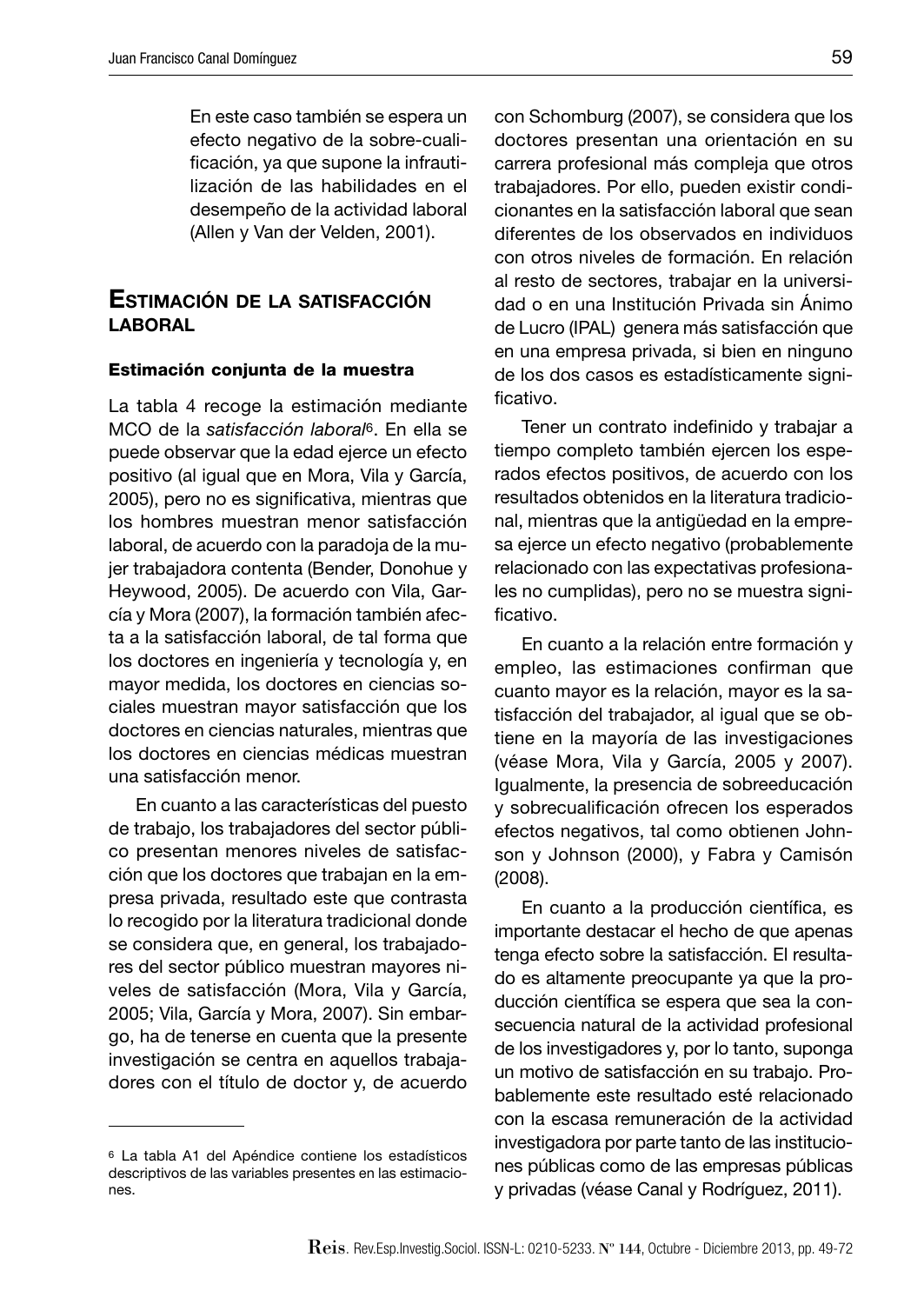En este caso también se espera un efecto negativo de la sobre-cualificación, ya que supone la infrautilización de las habilidades en el desempeño de la actividad laboral (Allen y Van der Velden, 2001).

## Estimación de la satisfacción laboral

### Estimación conjunta de la muestra

La tabla 4 recoge la estimación mediante MCO de la *satisfacción laboral*[6]. En ella se puede observar que la edad ejerce un efecto positivo (al igual que en Mora, Vila y García, 2005), pero no es significativa, mientras que los hombres muestran menor satisfacción laboral, de acuerdo con la paradoja de la mujer trabajadora contenta (Bender, Donohue y Heywood, 2005). De acuerdo con Vila, García y Mora (2007), la formación también afecta a la satisfacción laboral, de tal forma que los doctores en ingeniería y tecnología y, en mayor medida, los doctores en ciencias sociales muestran mayor satisfacción que los doctores en ciencias naturales, mientras que los doctores en ciencias médicas muestran una satisfacción menor.

En cuanto a las características del puesto de trabajo, los trabajadores del sector público presentan menores niveles de satisfacción que los doctores que trabajan en la empresa privada, resultado este que contrasta lo recogido por la literatura tradicional donde se considera que, en general, los trabajadores del sector público muestran mayores niveles de satisfacción (Mora, Vila y García, 2005; Vila, García y Mora, 2007). Sin embargo, ha de tenerse en cuenta que la presente investigación se centra en aquellos trabajadores con el título de doctor y, de acuerdo con Schomburg (2007), se considera que los doctores presentan una orientación en su carrera profesional más compleja que otros trabajadores. Por ello, pueden existir condicionantes en la satisfacción laboral que sean diferentes de los observados en individuos con otros niveles de formación. En relación al resto de sectores, trabajar en la universidad o en una Institución Privada sin Ánimo de Lucro (IPAL) genera más satisfacción que en una empresa privada, si bien en ninguno de los dos casos es estadísticamente significativo.

Tener un contrato indefinido y trabajar a tiempo completo también ejercen los esperados efectos positivos, de acuerdo con los resultados obtenidos en la literatura tradicional, mientras que la antigüedad en la empresa ejerce un efecto negativo (probablemente relacionado con las expectativas profesionales no cumplidas), pero no se muestra significativo.

En cuanto a la relación entre formación y empleo, las estimaciones confirman que cuanto mayor es la relación, mayor es la satisfacción del trabajador, al igual que se obtiene en la mayoría de las investigaciones (véase Mora, Vila y García, 2005 y 2007). Igualmente, la presencia de sobreeducación y sobrecualificación ofrecen los esperados efectos negativos, tal como obtienen Johnson y Johnson (2000), y Fabra y Camisón (2008).

En cuanto a la producción científica, es importante destacar el hecho de que apenas tenga efecto sobre la satisfacción. El resultado es altamente preocupante ya que la producción científica se espera que sea la consecuencia natural de la actividad profesional de los investigadores y, por lo tanto, suponga un motivo de satisfacción en su trabajo. Probablemente este resultado esté relacionado con la escasa remuneración de la actividad investigadora por parte tanto de las instituciones públicas como de las empresas públicas y privadas (véase Canal y Rodríguez, 2011).

[6] La tabla A1 del Apéndice contiene los estadísticos descriptivos de las variables presentes en las estimaciones.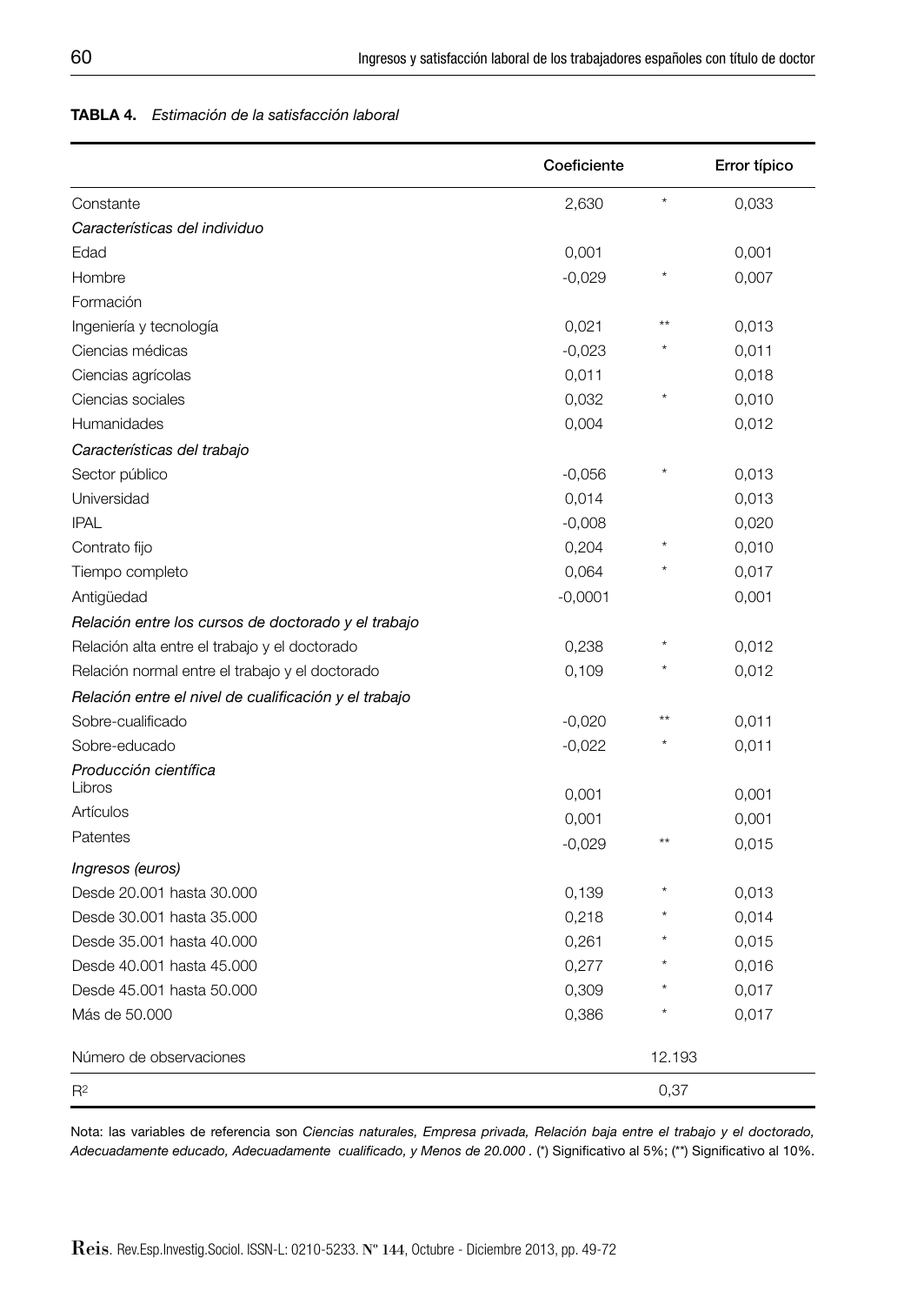**TABLA 4.** *Estimación de la satisfacción laboral*

| | Coeficiente | | Error típico |
|---|---|---|---|
| Constante | 2,630 | * | 0,033 |
| *Características del individuo* | | | |
| Edad | 0,001 | | 0,001 |
| Hombre | -0,029 | * | 0,007 |
| Formación | | | |
| Ingeniería y tecnología | 0,021 | ** | 0,013 |
| Ciencias médicas | -0,023 | * | 0,011 |
| Ciencias agrícolas | 0,011 | | 0,018 |
| Ciencias sociales | 0,032 | * | 0,010 |
| Humanidades | 0,004 | | 0,012 |
| *Características del trabajo* | | | |
| Sector público | -0,056 | * | 0,013 |
| Universidad | 0,014 | | 0,013 |
| IPAL | -0,008 | | 0,020 |
| Contrato fijo | 0,204 | * | 0,010 |
| Tiempo completo | 0,064 | * | 0,017 |
| Antigüedad | -0,0001 | | 0,001 |
| *Relación entre los cursos de doctorado y el trabajo* | | | |
| Relación alta entre el trabajo y el doctorado | 0,238 | * | 0,012 |
| Relación normal entre el trabajo y el doctorado | 0,109 | * | 0,012 |
| *Relación entre el nivel de cualificación y el trabajo* | | | |
| Sobre-cualificado | -0,020 | ** | 0,011 |
| Sobre-educado | -0,022 | * | 0,011 |
| *Producción científica* | | | |
| Libros | 0,001 | | 0,001 |
| Artículos | 0,001 | | 0,001 |
| Patentes | -0,029 | ** | 0,015 |
| *Ingresos (euros)* | | | |
| Desde 20.001 hasta 30.000 | 0,139 | * | 0,013 |
| Desde 30.001 hasta 35.000 | 0,218 | * | 0,014 |
| Desde 35.001 hasta 40.000 | 0,261 | * | 0,015 |
| Desde 40.001 hasta 45.000 | 0,277 | * | 0,016 |
| Desde 45.001 hasta 50.000 | 0,309 | * | 0,017 |
| Más de 50.000 | 0,386 | * | 0,017 |
| Número de observaciones | | 12.193 | |
| $R^2$ | | 0,37 | |

Nota: las variables de referencia son *Ciencias naturales, Empresa privada, Relación baja entre el trabajo y el doctorado, Adecuadamente educado, Adecuadamente cualificado, y Menos de 20.000* . (*) Significativo al 5%; (**) Significativo al 10%.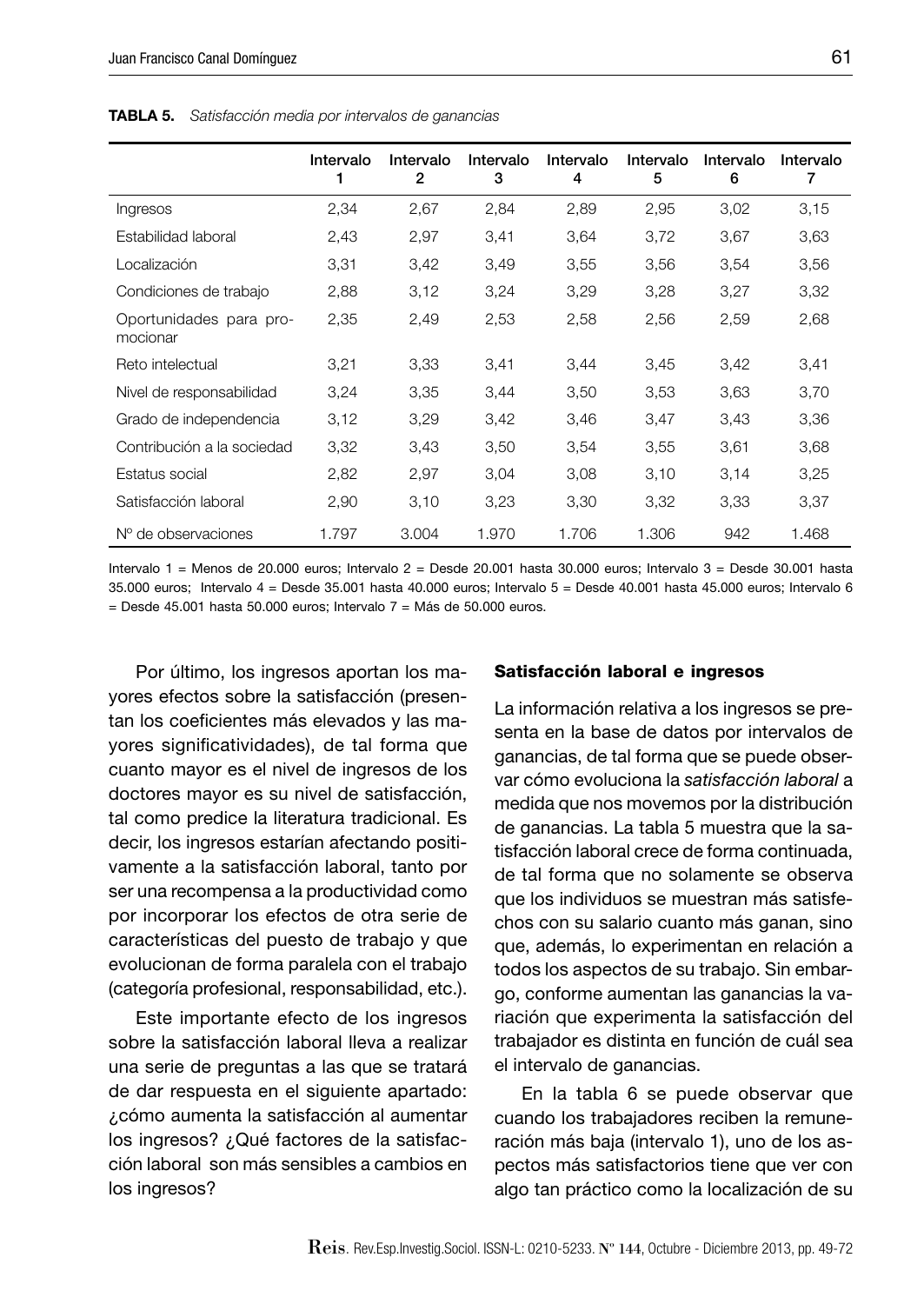**TABLA 5.** *Satisfacción media por intervalos de ganancias*

| | Intervalo 1 | Intervalo 2 | Intervalo 3 | Intervalo 4 | Intervalo 5 | Intervalo 6 | Intervalo 7 |
|---|---|---|---|---|---|---|---|
| Ingresos | 2,34 | 2,67 | 2,84 | 2,89 | 2,95 | 3,02 | 3,15 |
| Estabilidad laboral | 2,43 | 2,97 | 3,41 | 3,64 | 3,72 | 3,67 | 3,63 |
| Localización | 3,31 | 3,42 | 3,49 | 3,55 | 3,56 | 3,54 | 3,56 |
| Condiciones de trabajo | 2,88 | 3,12 | 3,24 | 3,29 | 3,28 | 3,27 | 3,32 |
| Oportunidades para promocionar | 2,35 | 2,49 | 2,53 | 2,58 | 2,56 | 2,59 | 2,68 |
| Reto intelectual | 3,21 | 3,33 | 3,41 | 3,44 | 3,45 | 3,42 | 3,41 |
| Nivel de responsabilidad | 3,24 | 3,35 | 3,44 | 3,50 | 3,53 | 3,63 | 3,70 |
| Grado de independencia | 3,12 | 3,29 | 3,42 | 3,46 | 3,47 | 3,43 | 3,36 |
| Contribución a la sociedad | 3,32 | 3,43 | 3,50 | 3,54 | 3,55 | 3,61 | 3,68 |
| Estatus social | 2,82 | 2,97 | 3,04 | 3,08 | 3,10 | 3,14 | 3,25 |
| Satisfacción laboral | 2,90 | 3,10 | 3,23 | 3,30 | 3,32 | 3,33 | 3,37 |
| Nº de observaciones | 1.797 | 3.004 | 1.970 | 1.706 | 1.306 | 942 | 1.468 |

Intervalo 1 = Menos de 20.000 euros; Intervalo 2 = Desde 20.001 hasta 30.000 euros; Intervalo 3 = Desde 30.001 hasta 35.000 euros; Intervalo 4 = Desde 35.001 hasta 40.000 euros; Intervalo 5 = Desde 40.001 hasta 45.000 euros; Intervalo 6 = Desde 45.001 hasta 50.000 euros; Intervalo 7 = Más de 50.000 euros.

Por último, los ingresos aportan los mayores efectos sobre la satisfacción (presentan los coeficientes más elevados y las mayores significatividades), de tal forma que cuanto mayor es el nivel de ingresos de los doctores mayor es su nivel de satisfacción, tal como predice la literatura tradicional. Es decir, los ingresos estarían afectando positivamente a la satisfacción laboral, tanto por ser una recompensa a la productividad como por incorporar los efectos de otra serie de características del puesto de trabajo y que evolucionan de forma paralela con el trabajo (categoría profesional, responsabilidad, etc.).

Este importante efecto de los ingresos sobre la satisfacción laboral lleva a realizar una serie de preguntas a las que se tratará de dar respuesta en el siguiente apartado: ¿cómo aumenta la satisfacción al aumentar los ingresos? ¿Qué factores de la satisfacción laboral son más sensibles a cambios en los ingresos?

### Satisfacción laboral e ingresos

La información relativa a los ingresos se presenta en la base de datos por intervalos de ganancias, de tal forma que se puede observar cómo evoluciona la *satisfacción laboral* a medida que nos movemos por la distribución de ganancias. La tabla 5 muestra que la satisfacción laboral crece de forma continuada, de tal forma que no solamente se observa que los individuos se muestran más satisfechos con su salario cuanto más ganan, sino que, además, lo experimentan en relación a todos los aspectos de su trabajo. Sin embargo, conforme aumentan las ganancias la variación que experimenta la satisfacción del trabajador es distinta en función de cuál sea el intervalo de ganancias.

En la tabla 6 se puede observar que cuando los trabajadores reciben la remuneración más baja (intervalo 1), uno de los aspectos más satisfactorios tiene que ver con algo tan práctico como la localización de su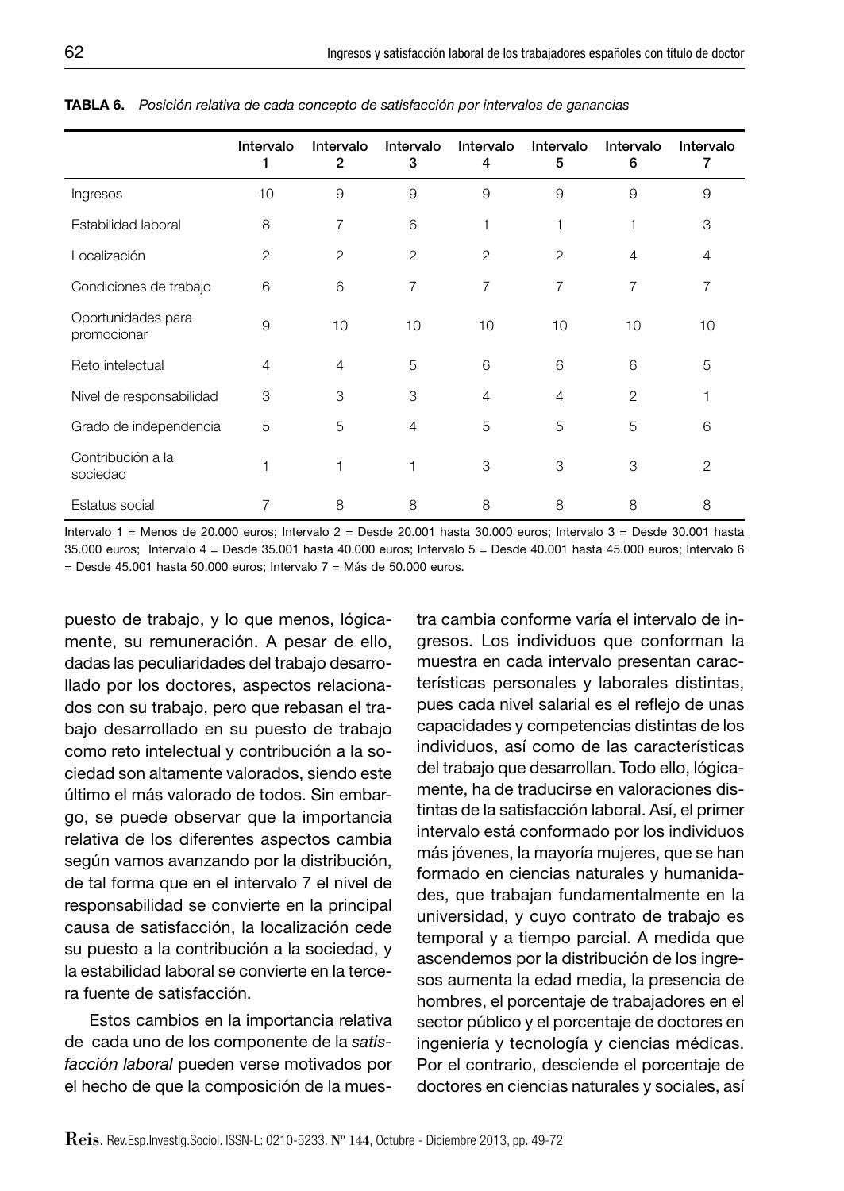**TABLA 6.** *Posición relativa de cada concepto de satisfacción por intervalos de ganancias*

| | Intervalo 1 | Intervalo 2 | Intervalo 3 | Intervalo 4 | Intervalo 5 | Intervalo 6 | Intervalo 7 |
|---|---|---|---|---|---|---|---|
| Ingresos | 10 | 9 | 9 | 9 | 9 | 9 | 9 |
| Estabilidad laboral | 8 | 7 | 6 | 1 | 1 | 1 | 3 |
| Localización | 2 | 2 | 2 | 2 | 2 | 4 | 4 |
| Condiciones de trabajo | 6 | 6 | 7 | 7 | 7 | 7 | 7 |
| Oportunidades para promocionar | 9 | 10 | 10 | 10 | 10 | 10 | 10 |
| Reto intelectual | 4 | 4 | 5 | 6 | 6 | 6 | 5 |
| Nivel de responsabilidad | 3 | 3 | 3 | 4 | 4 | 2 | 1 |
| Grado de independencia | 5 | 5 | 4 | 5 | 5 | 5 | 6 |
| Contribución a la sociedad | 1 | 1 | 1 | 3 | 3 | 3 | 2 |
| Estatus social | 7 | 8 | 8 | 8 | 8 | 8 | 8 |

Intervalo 1 = Menos de 20.000 euros; Intervalo 2 = Desde 20.001 hasta 30.000 euros; Intervalo 3 = Desde 30.001 hasta 35.000 euros; Intervalo 4 = Desde 35.001 hasta 40.000 euros; Intervalo 5 = Desde 40.001 hasta 45.000 euros; Intervalo 6 = Desde 45.001 hasta 50.000 euros; Intervalo 7 = Más de 50.000 euros.

puesto de trabajo, y lo que menos, lógicamente, su remuneración. A pesar de ello, dadas las peculiaridades del trabajo desarrollado por los doctores, aspectos relacionados con su trabajo, pero que rebasan el trabajo desarrollado en su puesto de trabajo como reto intelectual y contribución a la sociedad son altamente valorados, siendo este último el más valorado de todos. Sin embargo, se puede observar que la importancia relativa de los diferentes aspectos cambia según vamos avanzando por la distribución, de tal forma que en el intervalo 7 el nivel de responsabilidad se convierte en la principal causa de satisfacción, la localización cede su puesto a la contribución a la sociedad, y la estabilidad laboral se convierte en la tercera fuente de satisfacción.

Estos cambios en la importancia relativa de cada uno de los componente de la *satisfacción laboral* pueden verse motivados por el hecho de que la composición de la muestra cambia conforme varía el intervalo de ingresos. Los individuos que conforman la muestra en cada intervalo presentan características personales y laborales distintas, pues cada nivel salarial es el reflejo de unas capacidades y competencias distintas de los individuos, así como de las características del trabajo que desarrollan. Todo ello, lógicamente, ha de traducirse en valoraciones distintas de la satisfacción laboral. Así, el primer intervalo está conformado por los individuos más jóvenes, la mayoría mujeres, que se han formado en ciencias naturales y humanidades, que trabajan fundamentalmente en la universidad, y cuyo contrato de trabajo es temporal y a tiempo parcial. A medida que ascendemos por la distribución de los ingresos aumenta la edad media, la presencia de hombres, el porcentaje de trabajadores en el sector público y el porcentaje de doctores en ingeniería y tecnología y ciencias médicas. Por el contrario, desciende el porcentaje de doctores en ciencias naturales y sociales, así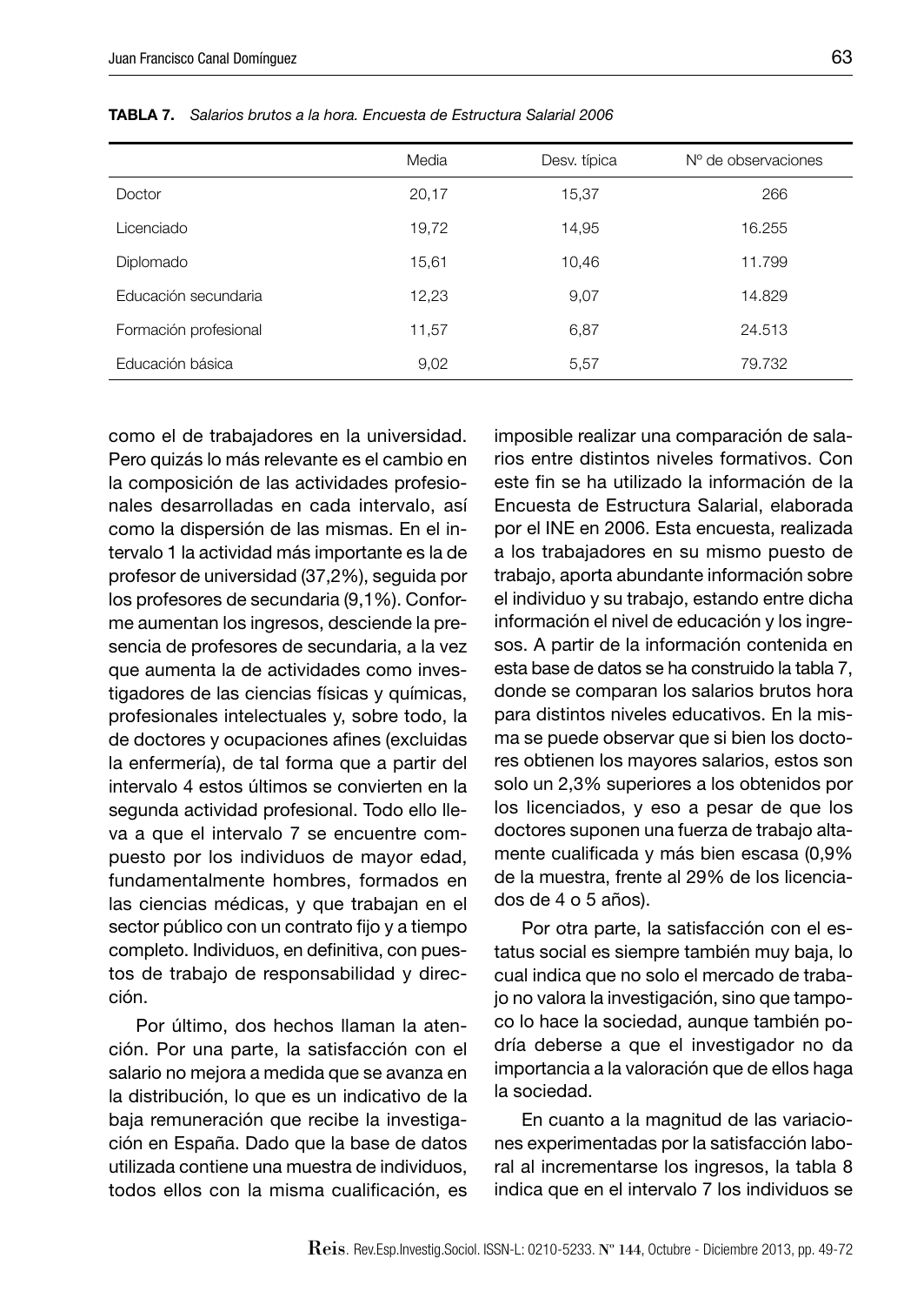**TABLA 7.** *Salarios brutos a la hora. Encuesta de Estructura Salarial 2006*

| | Media | Desv. típica | Nº de observaciones |
|---|---|---|---|
| Doctor | 20,17 | 15,37 | 266 |
| Licenciado | 19,72 | 14,95 | 16.255 |
| Diplomado | 15,61 | 10,46 | 11.799 |
| Educación secundaria | 12,23 | 9,07 | 14.829 |
| Formación profesional | 11,57 | 6,87 | 24.513 |
| Educación básica | 9,02 | 5,57 | 79.732 |

como el de trabajadores en la universidad. Pero quizás lo más relevante es el cambio en la composición de las actividades profesionales desarrolladas en cada intervalo, así como la dispersión de las mismas. En el intervalo 1 la actividad más importante es la de profesor de universidad (37,2%), seguida por los profesores de secundaria (9,1%). Conforme aumentan los ingresos, desciende la presencia de profesores de secundaria, a la vez que aumenta la de actividades como investigadores de las ciencias físicas y químicas, profesionales intelectuales y, sobre todo, la de doctores y ocupaciones afines (excluidas la enfermería), de tal forma que a partir del intervalo 4 estos últimos se convierten en la segunda actividad profesional. Todo ello lleva a que el intervalo 7 se encuentre compuesto por los individuos de mayor edad, fundamentalmente hombres, formados en las ciencias médicas, y que trabajan en el sector público con un contrato fijo y a tiempo completo. Individuos, en definitiva, con puestos de trabajo de responsabilidad y dirección.

Por último, dos hechos llaman la atención. Por una parte, la satisfacción con el salario no mejora a medida que se avanza en la distribución, lo que es un indicativo de la baja remuneración que recibe la investigación en España. Dado que la base de datos utilizada contiene una muestra de individuos, todos ellos con la misma cualificación, es imposible realizar una comparación de salarios entre distintos niveles formativos. Con este fin se ha utilizado la información de la Encuesta de Estructura Salarial, elaborada por el INE en 2006. Esta encuesta, realizada a los trabajadores en su mismo puesto de trabajo, aporta abundante información sobre el individuo y su trabajo, estando entre dicha información el nivel de educación y los ingresos. A partir de la información contenida en esta base de datos se ha construido la tabla 7, donde se comparan los salarios brutos hora para distintos niveles educativos. En la misma se puede observar que si bien los doctores obtienen los mayores salarios, estos son solo un 2,3% superiores a los obtenidos por los licenciados, y eso a pesar de que los doctores suponen una fuerza de trabajo altamente cualificada y más bien escasa (0,9% de la muestra, frente al 29% de los licenciados de 4 o 5 años).

Por otra parte, la satisfacción con el estatus social es siempre también muy baja, lo cual indica que no solo el mercado de trabajo no valora la investigación, sino que tampoco lo hace la sociedad, aunque también podría deberse a que el investigador no da importancia a la valoración que de ellos haga la sociedad.

En cuanto a la magnitud de las variaciones experimentadas por la satisfacción laboral al incrementarse los ingresos, la tabla 8 indica que en el intervalo 7 los individuos se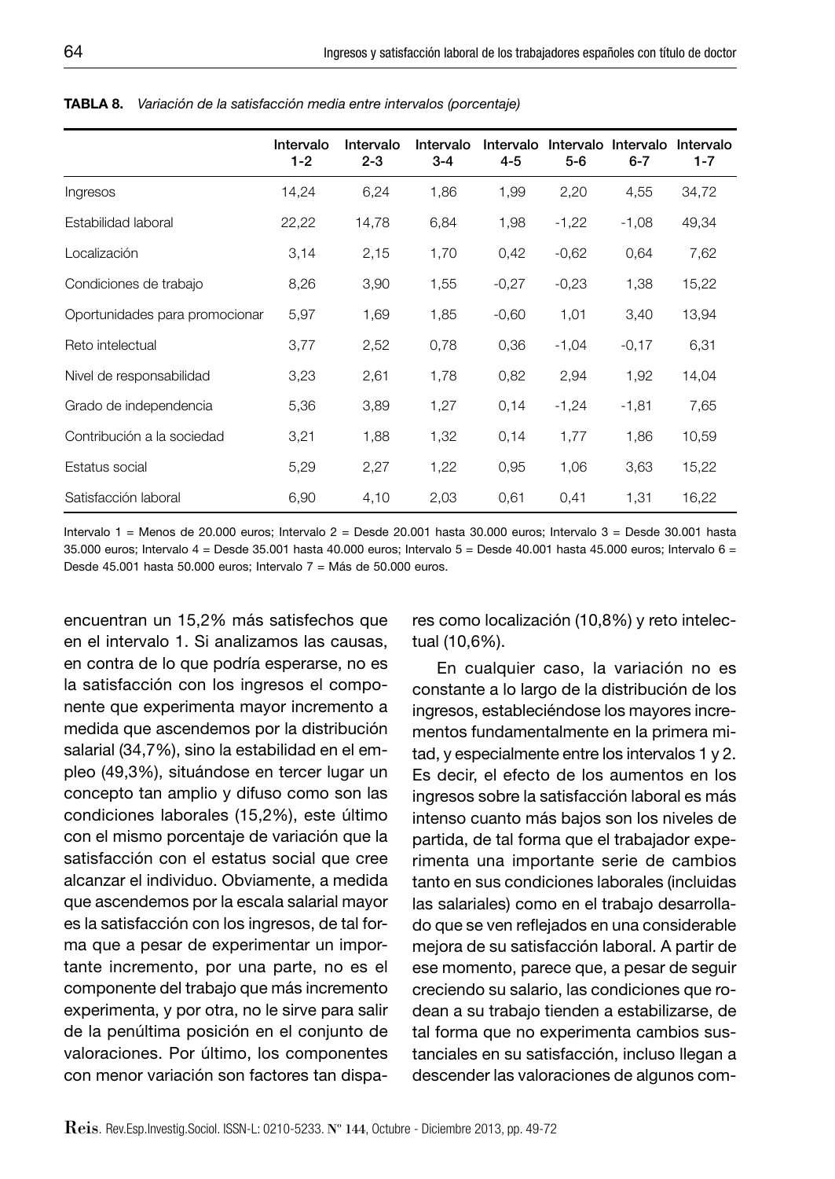**TABLA 8.** *Variación de la satisfacción media entre intervalos (porcentaje)*

| | Intervalo 1-2 | Intervalo 2-3 | Intervalo 3-4 | Intervalo 4-5 | Intervalo 5-6 | Intervalo 6-7 | Intervalo 1-7 |
|---|---|---|---|---|---|---|---|
| Ingresos | 14,24 | 6,24 | 1,86 | 1,99 | 2,20 | 4,55 | 34,72 |
| Estabilidad laboral | 22,22 | 14,78 | 6,84 | 1,98 | -1,22 | -1,08 | 49,34 |
| Localización | 3,14 | 2,15 | 1,70 | 0,42 | -0,62 | 0,64 | 7,62 |
| Condiciones de trabajo | 8,26 | 3,90 | 1,55 | -0,27 | -0,23 | 1,38 | 15,22 |
| Oportunidades para promocionar | 5,97 | 1,69 | 1,85 | -0,60 | 1,01 | 3,40 | 13,94 |
| Reto intelectual | 3,77 | 2,52 | 0,78 | 0,36 | -1,04 | -0,17 | 6,31 |
| Nivel de responsabilidad | 3,23 | 2,61 | 1,78 | 0,82 | 2,94 | 1,92 | 14,04 |
| Grado de independencia | 5,36 | 3,89 | 1,27 | 0,14 | -1,24 | -1,81 | 7,65 |
| Contribución a la sociedad | 3,21 | 1,88 | 1,32 | 0,14 | 1,77 | 1,86 | 10,59 |
| Estatus social | 5,29 | 2,27 | 1,22 | 0,95 | 1,06 | 3,63 | 15,22 |
| Satisfacción laboral | 6,90 | 4,10 | 2,03 | 0,61 | 0,41 | 1,31 | 16,22 |

Intervalo 1 = Menos de 20.000 euros; Intervalo 2 = Desde 20.001 hasta 30.000 euros; Intervalo 3 = Desde 30.001 hasta 35.000 euros; Intervalo 4 = Desde 35.001 hasta 40.000 euros; Intervalo 5 = Desde 40.001 hasta 45.000 euros; Intervalo 6 = Desde 45.001 hasta 50.000 euros; Intervalo 7 = Más de 50.000 euros.

encuentran un 15,2% más satisfechos que en el intervalo 1. Si analizamos las causas, en contra de lo que podría esperarse, no es la satisfacción con los ingresos el componente que experimenta mayor incremento a medida que ascendemos por la distribución salarial (34,7%), sino la estabilidad en el empleo (49,3%), situándose en tercer lugar un concepto tan amplio y difuso como son las condiciones laborales (15,2%), este último con el mismo porcentaje de variación que la satisfacción con el estatus social que cree alcanzar el individuo. Obviamente, a medida que ascendemos por la escala salarial mayor es la satisfacción con los ingresos, de tal forma que a pesar de experimentar un importante incremento, por una parte, no es el componente del trabajo que más incremento experimenta, y por otra, no le sirve para salir de la penúltima posición en el conjunto de valoraciones. Por último, los componentes con menor variación son factores tan dispares como localización (10,8%) y reto intelectual (10,6%).

En cualquier caso, la variación no es constante a lo largo de la distribución de los ingresos, estableciéndose los mayores incrementos fundamentalmente en la primera mitad, y especialmente entre los intervalos 1 y 2. Es decir, el efecto de los aumentos en los ingresos sobre la satisfacción laboral es más intenso cuanto más bajos son los niveles de partida, de tal forma que el trabajador experimenta una importante serie de cambios tanto en sus condiciones laborales (incluidas las salariales) como en el trabajo desarrollado que se ven reflejados en una considerable mejora de su satisfacción laboral. A partir de ese momento, parece que, a pesar de seguir creciendo su salario, las condiciones que rodean a su trabajo tienden a estabilizarse, de tal forma que no experimenta cambios sustanciales en su satisfacción, incluso llegan a descender las valoraciones de algunos com-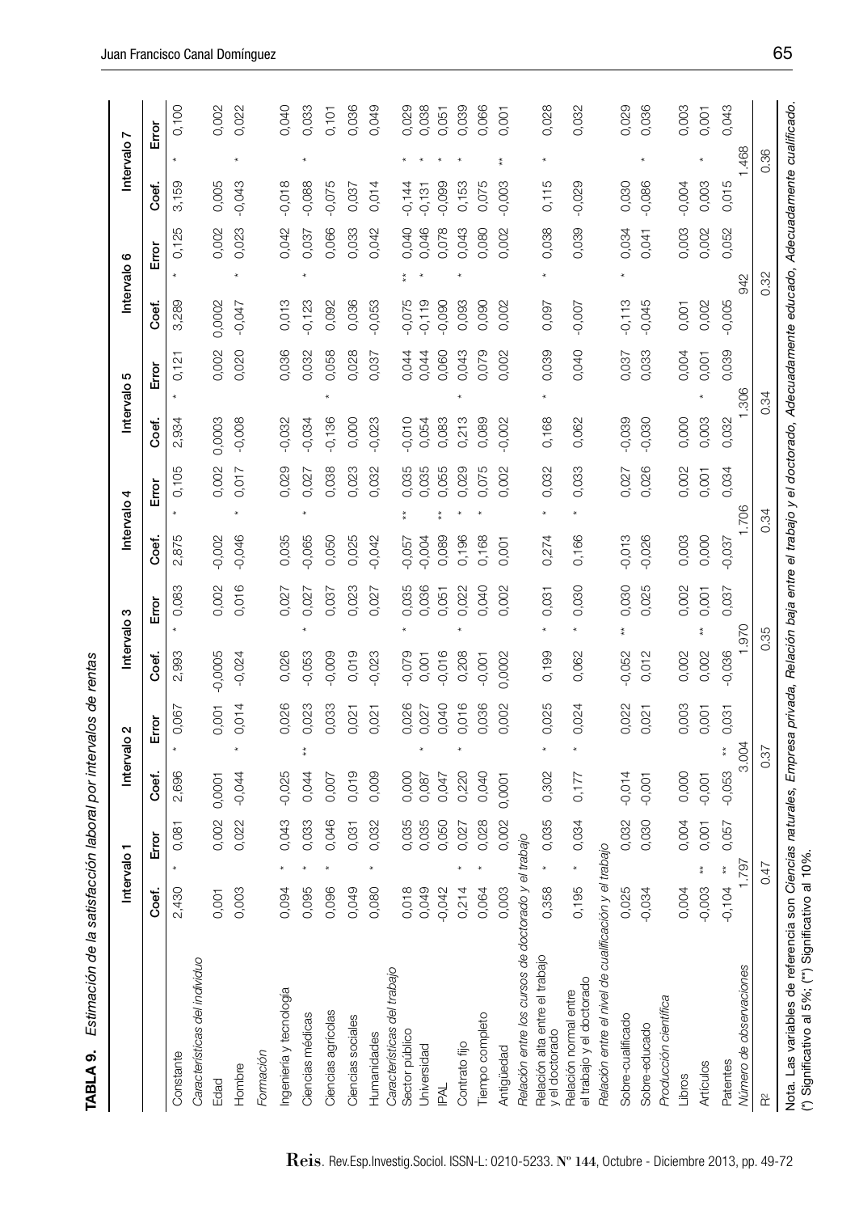**TABLA 9.** *Estimación de la satisfacción laboral por intervalos de rentas*

| | Intervalo 1 | | | Intervalo 2 | | | Intervalo 3 | | | Intervalo 4 | | | Intervalo 5 | | | Intervalo 6 | | | Intervalo 7 | | |
|---|---|---|---|---|---|---|---|---|---|---|---|---|---|---|---|---|---|---|---|---|---|
| | Coef. | | Error | Coef. | | Error | Coef. | | Error | Coef. | | Error | Coef. | | Error | Coef. | | Error | Coef. | | Error |
| Constante | 2,430 | * | 0,081 | 2,696 | * | 0,067 | 2,993 | * | 0,083 | 2,875 | * | 0,105 | 2,934 | * | 0,121 | 3,289 | * | 0,125 | 3,159 | * | 0,100 |
| *Características del individuo* | | | | | | | | | | | | | | | | | | | | | |
| Edad | 0,001 | | 0,002 | 0,0001 | | 0,001 | -0,0005 | | 0,002 | -0,002 | | 0,002 | 0,0003 | | 0,002 | 0,0002 | | 0,002 | 0,005 | | 0,002 |
| Hombre | 0,003 | | 0,022 | -0,044 | * | 0,014 | -0,024 | | 0,016 | -0,046 | * | 0,017 | -0,008 | | 0,020 | -0,047 | * | 0,023 | -0,043 | * | 0,022 |
| *Formación* | | | | | | | | | | | | | | | | | | | | | |
| Ingeniería y tecnología | 0,094 | * | 0,043 | -0,025 | | 0,026 | 0,026 | | 0,027 | 0,035 | | 0,029 | -0,032 | | 0,036 | 0,013 | | 0,042 | -0,018 | | 0,040 |
| Ciencias médicas | 0,095 | * | 0,033 | 0,044 | ** | 0,023 | -0,053 | * | 0,027 | -0,065 | * | 0,027 | -0,034 | | 0,032 | -0,123 | * | 0,037 | -0,088 | * | 0,033 |
| Ciencias agrícolas | 0,096 | * | 0,046 | 0,007 | | 0,033 | -0,009 | | 0,037 | 0,050 | | 0,038 | -0,136 | * | 0,058 | 0,092 | | 0,066 | -0,075 | | 0,101 |
| Ciencias sociales | 0,049 | | 0,031 | 0,019 | | 0,021 | 0,019 | | 0,023 | 0,025 | | 0,023 | 0,000 | | 0,028 | 0,036 | | 0,033 | 0,037 | | 0,036 |
| Humanidades | 0,080 | * | 0,032 | 0,009 | | 0,021 | -0,023 | | 0,027 | -0,042 | | 0,032 | -0,023 | | 0,037 | -0,053 | | 0,042 | 0,014 | | 0,049 |
| *Características del trabajo* | | | | | | | | | | | | | | | | | | | | | |
| Sector público | 0,018 | | 0,035 | 0,000 | | 0,026 | -0,079 | * | 0,035 | -0,057 | ** | 0,035 | -0,010 | | 0,044 | -0,075 | ** | 0,040 | -0,144 | * | 0,029 |
| Universidad | 0,049 | | 0,035 | 0,087 | * | 0,027 | 0,001 | | 0,036 | -0,004 | | 0,035 | 0,054 | | 0,044 | -0,119 | * | 0,046 | -0,131 | * | 0,038 |
| IPAL | -0,042 | | 0,050 | 0,047 | | 0,040 | -0,016 | | 0,051 | 0,089 | ** | 0,055 | 0,083 | | 0,060 | -0,090 | | 0,078 | -0,099 | * | 0,051 |
| Contrato fijo | 0,214 | * | 0,027 | 0,220 | * | 0,016 | 0,208 | * | 0,022 | 0,196 | * | 0,029 | 0,213 | * | 0,043 | 0,093 | * | 0,043 | 0,153 | * | 0,039 |
| Tiempo completo | 0,064 | * | 0,028 | 0,040 | | 0,036 | -0,001 | | 0,040 | 0,168 | * | 0,075 | 0,089 | | 0,079 | 0,090 | | 0,080 | 0,075 | | 0,066 |
| Antigüedad | 0,003 | | 0,002 | 0,0001 | | 0,002 | 0,0002 | | 0,002 | 0,001 | | 0,002 | -0,002 | | 0,002 | 0,002 | | 0,002 | -0,003 | ** | 0,001 |
| *Relación entre los cursos de doctorado y el trabajo* | | | | | | | | | | | | | | | | | | | | | |
| Relación alta entre el trabajo y el doctorado | 0,358 | * | 0,035 | 0,302 | * | 0,025 | 0,199 | * | 0,031 | 0,274 | * | 0,032 | 0,168 | * | 0,039 | 0,097 | * | 0,038 | 0,115 | * | 0,028 |
| Relación normal entre el trabajo y el doctorado | 0,195 | * | 0,034 | 0,177 | * | 0,024 | 0,062 | * | 0,030 | 0,166 | * | 0,033 | 0,062 | | 0,040 | -0,007 | | 0,039 | -0,029 | | 0,032 |
| *Relación entre el nivel de cualificación y el trabajo* | | | | | | | | | | | | | | | | | | | | | |
| Sobre-cualificado | 0,025 | | 0,032 | -0,014 | | 0,022 | -0,052 | ** | 0,030 | -0,013 | | 0,027 | -0,039 | | 0,037 | -0,113 | * | 0,034 | 0,030 | | 0,029 |
| Sobre-educado | -0,034 | | 0,030 | -0,001 | | 0,021 | 0,012 | | 0,025 | -0,026 | | 0,026 | -0,030 | | 0,033 | -0,045 | | 0,041 | -0,086 | * | 0,036 |
| *Producción científica* | | | | | | | | | | | | | | | | | | | | | |
| Libros | 0,004 | | 0,004 | 0,000 | | 0,003 | 0,002 | | 0,002 | 0,003 | | 0,002 | 0,000 | | 0,004 | 0,001 | | 0,003 | -0,004 | | 0,003 |
| Artículos | -0,003 | ** | 0,001 | -0,001 | | 0,001 | 0,002 | ** | 0,001 | 0,000 | | 0,001 | 0,003 | * | 0,001 | 0,002 | | 0,002 | 0,003 | * | 0,001 |
| Patentes | -0,104 | ** | 0,057 | -0,053 | ** | 0,031 | -0,036 | | 0,037 | -0,037 | | 0,034 | 0,032 | | 0,039 | -0,005 | | 0,052 | 0,015 | | 0,043 |
| *Número de observaciones* | 1.797 | | | 3.004 | | | 1.970 | | | 1.706 | | | 1.306 | | | 942 | | | 1.468 | | |
| $R^2$ | 0,47 | | | 0,37 | | | 0,35 | | | 0,34 | | | 0,34 | | | 0,32 | | | 0,36 | | |

Nota. Las variables de referencia son *Ciencias naturales, Empresa privada, Relación baja entre el trabajo y el doctorado, Adecuadamente educado, Adecuadamente cualificado.*
(*) Significativo al 5%; (**) Significativo al 10%.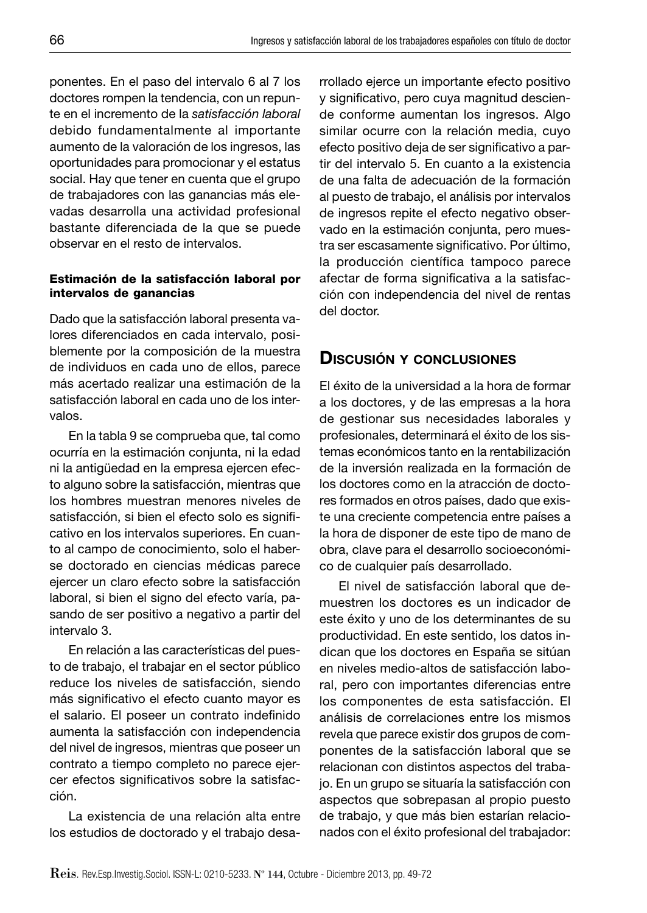ponentes. En el paso del intervalo 6 al 7 los doctores rompen la tendencia, con un repunte en el incremento de la *satisfacción laboral* debido fundamentalmente al importante aumento de la valoración de los ingresos, las oportunidades para promocionar y el estatus social. Hay que tener en cuenta que el grupo de trabajadores con las ganancias más elevadas desarrolla una actividad profesional bastante diferenciada de la que se puede observar en el resto de intervalos.

#### Estimación de la satisfacción laboral por intervalos de ganancias

Dado que la satisfacción laboral presenta valores diferenciados en cada intervalo, posiblemente por la composición de la muestra de individuos en cada uno de ellos, parece más acertado realizar una estimación de la satisfacción laboral en cada uno de los intervalos.

En la tabla 9 se comprueba que, tal como ocurría en la estimación conjunta, ni la edad ni la antigüedad en la empresa ejercen efecto alguno sobre la satisfacción, mientras que los hombres muestran menores niveles de satisfacción, si bien el efecto solo es significativo en los intervalos superiores. En cuanto al campo de conocimiento, solo el haberse doctorado en ciencias médicas parece ejercer un claro efecto sobre la satisfacción laboral, si bien el signo del efecto varía, pasando de ser positivo a negativo a partir del intervalo 3.

En relación a las características del puesto de trabajo, el trabajar en el sector público reduce los niveles de satisfacción, siendo más significativo el efecto cuanto mayor es el salario. El poseer un contrato indefinido aumenta la satisfacción con independencia del nivel de ingresos, mientras que poseer un contrato a tiempo completo no parece ejercer efectos significativos sobre la satisfacción.

La existencia de una relación alta entre los estudios de doctorado y el trabajo desarrollado ejerce un importante efecto positivo y significativo, pero cuya magnitud desciende conforme aumentan los ingresos. Algo similar ocurre con la relación media, cuyo efecto positivo deja de ser significativo a partir del intervalo 5. En cuanto a la existencia de una falta de adecuación de la formación al puesto de trabajo, el análisis por intervalos de ingresos repite el efecto negativo observado en la estimación conjunta, pero muestra ser escasamente significativo. Por último, la producción científica tampoco parece afectar de forma significativa a la satisfacción con independencia del nivel de rentas del doctor.

## Discusión y conclusiones

El éxito de la universidad a la hora de formar a los doctores, y de las empresas a la hora de gestionar sus necesidades laborales y profesionales, determinará el éxito de los sistemas económicos tanto en la rentabilización de la inversión realizada en la formación de los doctores como en la atracción de doctores formados en otros países, dado que existe una creciente competencia entre países a la hora de disponer de este tipo de mano de obra, clave para el desarrollo socioeconómico de cualquier país desarrollado.

El nivel de satisfacción laboral que demuestren los doctores es un indicador de este éxito y uno de los determinantes de su productividad. En este sentido, los datos indican que los doctores en España se sitúan en niveles medio-altos de satisfacción laboral, pero con importantes diferencias entre los componentes de esta satisfacción. El análisis de correlaciones entre los mismos revela que parece existir dos grupos de componentes de la satisfacción laboral que se relacionan con distintos aspectos del trabajo. En un grupo se situaría la satisfacción con aspectos que sobrepasan al propio puesto de trabajo, y que más bien estarían relacionados con el éxito profesional del trabajador: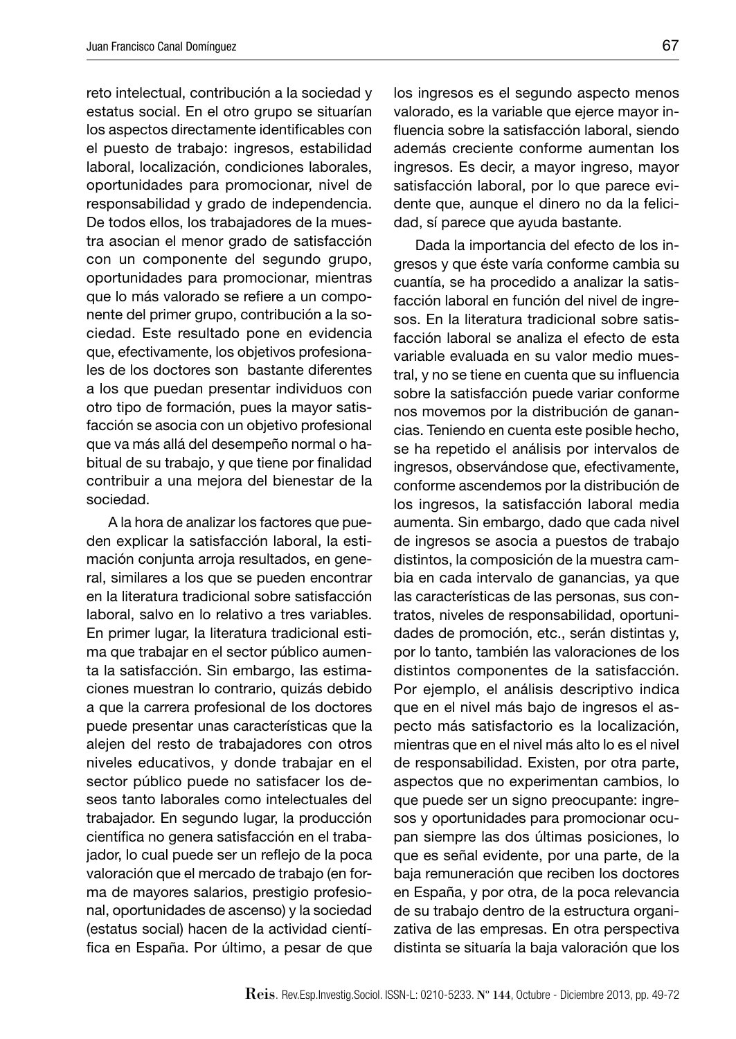reto intelectual, contribución a la sociedad y estatus social. En el otro grupo se situarían los aspectos directamente identificables con el puesto de trabajo: ingresos, estabilidad laboral, localización, condiciones laborales, oportunidades para promocionar, nivel de responsabilidad y grado de independencia. De todos ellos, los trabajadores de la muestra asocian el menor grado de satisfacción con un componente del segundo grupo, oportunidades para promocionar, mientras que lo más valorado se refiere a un componente del primer grupo, contribución a la sociedad. Este resultado pone en evidencia que, efectivamente, los objetivos profesionales de los doctores son bastante diferentes a los que puedan presentar individuos con otro tipo de formación, pues la mayor satisfacción se asocia con un objetivo profesional que va más allá del desempeño normal o habitual de su trabajo, y que tiene por finalidad contribuir a una mejora del bienestar de la sociedad.

A la hora de analizar los factores que pueden explicar la satisfacción laboral, la estimación conjunta arroja resultados, en general, similares a los que se pueden encontrar en la literatura tradicional sobre satisfacción laboral, salvo en lo relativo a tres variables. En primer lugar, la literatura tradicional estima que trabajar en el sector público aumenta la satisfacción. Sin embargo, las estimaciones muestran lo contrario, quizás debido a que la carrera profesional de los doctores puede presentar unas características que la alejen del resto de trabajadores con otros niveles educativos, y donde trabajar en el sector público puede no satisfacer los deseos tanto laborales como intelectuales del trabajador. En segundo lugar, la producción científica no genera satisfacción en el trabajador, lo cual puede ser un reflejo de la poca valoración que el mercado de trabajo (en forma de mayores salarios, prestigio profesional, oportunidades de ascenso) y la sociedad (estatus social) hacen de la actividad científica en España. Por último, a pesar de que los ingresos es el segundo aspecto menos valorado, es la variable que ejerce mayor influencia sobre la satisfacción laboral, siendo además creciente conforme aumentan los ingresos. Es decir, a mayor ingreso, mayor satisfacción laboral, por lo que parece evidente que, aunque el dinero no da la felicidad, sí parece que ayuda bastante.

Dada la importancia del efecto de los ingresos y que éste varía conforme cambia su cuantía, se ha procedido a analizar la satisfacción laboral en función del nivel de ingresos. En la literatura tradicional sobre satisfacción laboral se analiza el efecto de esta variable evaluada en su valor medio muestral, y no se tiene en cuenta que su influencia sobre la satisfacción puede variar conforme nos movemos por la distribución de ganancias. Teniendo en cuenta este posible hecho, se ha repetido el análisis por intervalos de ingresos, observándose que, efectivamente, conforme ascendemos por la distribución de los ingresos, la satisfacción laboral media aumenta. Sin embargo, dado que cada nivel de ingresos se asocia a puestos de trabajo distintos, la composición de la muestra cambia en cada intervalo de ganancias, ya que las características de las personas, sus contratos, niveles de responsabilidad, oportunidades de promoción, etc., serán distintas y, por lo tanto, también las valoraciones de los distintos componentes de la satisfacción. Por ejemplo, el análisis descriptivo indica que en el nivel más bajo de ingresos el aspecto más satisfactorio es la localización, mientras que en el nivel más alto lo es el nivel de responsabilidad. Existen, por otra parte, aspectos que no experimentan cambios, lo que puede ser un signo preocupante: ingresos y oportunidades para promocionar ocupan siempre las dos últimas posiciones, lo que es señal evidente, por una parte, de la baja remuneración que reciben los doctores en España, y por otra, de la poca relevancia de su trabajo dentro de la estructura organizativa de las empresas. En otra perspectiva distinta se situaría la baja valoración que los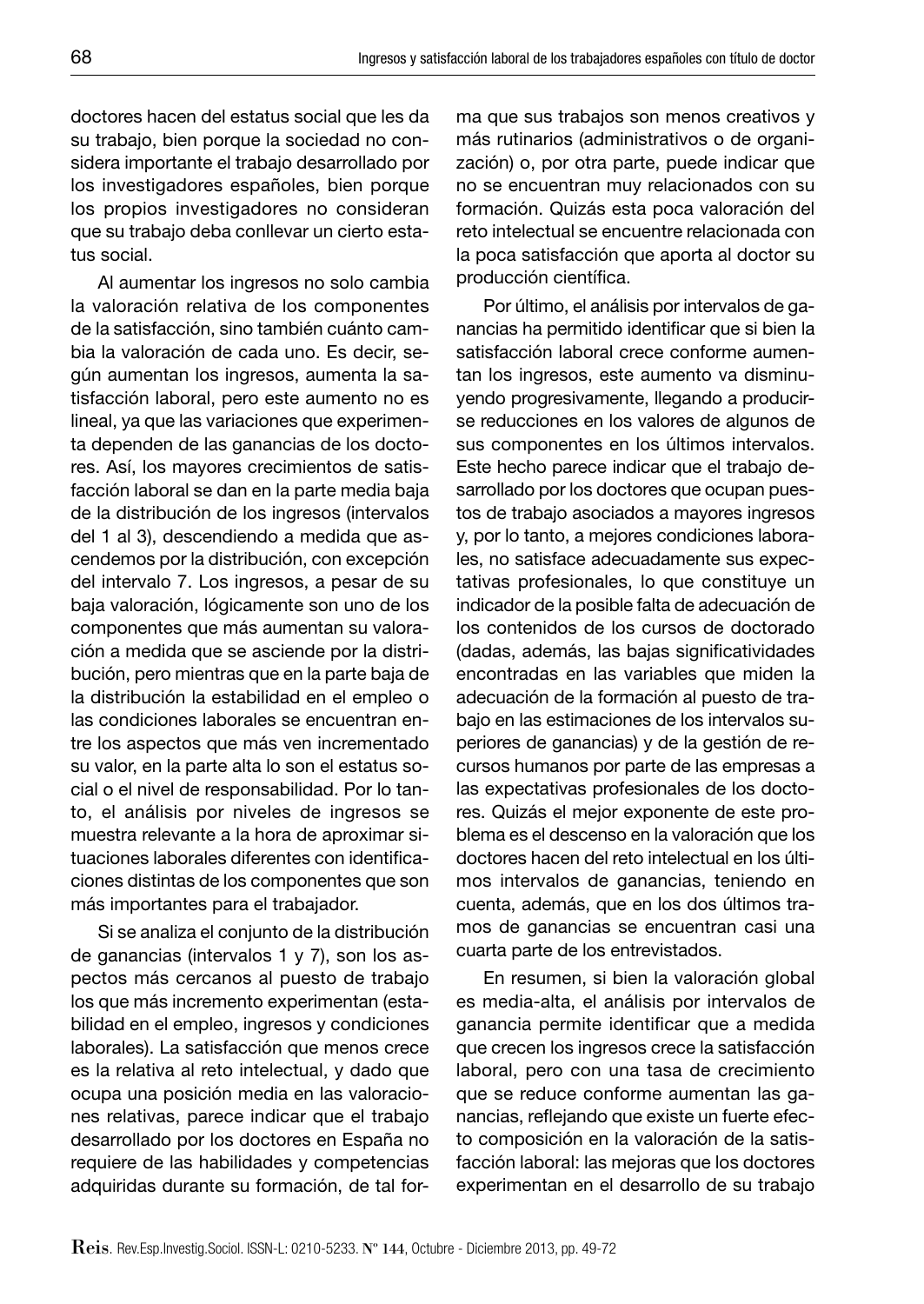doctores hacen del estatus social que les da su trabajo, bien porque la sociedad no considera importante el trabajo desarrollado por los investigadores españoles, bien porque los propios investigadores no consideran que su trabajo deba conllevar un cierto estatus social.

Al aumentar los ingresos no solo cambia la valoración relativa de los componentes de la satisfacción, sino también cuánto cambia la valoración de cada uno. Es decir, según aumentan los ingresos, aumenta la satisfacción laboral, pero este aumento no es lineal, ya que las variaciones que experimenta dependen de las ganancias de los doctores. Así, los mayores crecimientos de satisfacción laboral se dan en la parte media baja de la distribución de los ingresos (intervalos del 1 al 3), descendiendo a medida que ascendemos por la distribución, con excepción del intervalo 7. Los ingresos, a pesar de su baja valoración, lógicamente son uno de los componentes que más aumentan su valoración a medida que se asciende por la distribución, pero mientras que en la parte baja de la distribución la estabilidad en el empleo o las condiciones laborales se encuentran entre los aspectos que más ven incrementado su valor, en la parte alta lo son el estatus social o el nivel de responsabilidad. Por lo tanto, el análisis por niveles de ingresos se muestra relevante a la hora de aproximar situaciones laborales diferentes con identificaciones distintas de los componentes que son más importantes para el trabajador.

Si se analiza el conjunto de la distribución de ganancias (intervalos 1 y 7), son los aspectos más cercanos al puesto de trabajo los que más incremento experimentan (estabilidad en el empleo, ingresos y condiciones laborales). La satisfacción que menos crece es la relativa al reto intelectual, y dado que ocupa una posición media en las valoraciones relativas, parece indicar que el trabajo desarrollado por los doctores en España no requiere de las habilidades y competencias adquiridas durante su formación, de tal forma que sus trabajos son menos creativos y más rutinarios (administrativos o de organización) o, por otra parte, puede indicar que no se encuentran muy relacionados con su formación. Quizás esta poca valoración del reto intelectual se encuentre relacionada con la poca satisfacción que aporta al doctor su producción científica.

Por último, el análisis por intervalos de ganancias ha permitido identificar que si bien la satisfacción laboral crece conforme aumentan los ingresos, este aumento va disminuyendo progresivamente, llegando a producirse reducciones en los valores de algunos de sus componentes en los últimos intervalos. Este hecho parece indicar que el trabajo desarrollado por los doctores que ocupan puestos de trabajo asociados a mayores ingresos y, por lo tanto, a mejores condiciones laborales, no satisface adecuadamente sus expectativas profesionales, lo que constituye un indicador de la posible falta de adecuación de los contenidos de los cursos de doctorado (dadas, además, las bajas significatividades encontradas en las variables que miden la adecuación de la formación al puesto de trabajo en las estimaciones de los intervalos superiores de ganancias) y de la gestión de recursos humanos por parte de las empresas a las expectativas profesionales de los doctores. Quizás el mejor exponente de este problema es el descenso en la valoración que los doctores hacen del reto intelectual en los últimos intervalos de ganancias, teniendo en cuenta, además, que en los dos últimos tramos de ganancias se encuentran casi una cuarta parte de los entrevistados.

En resumen, si bien la valoración global es media-alta, el análisis por intervalos de ganancia permite identificar que a medida que crecen los ingresos crece la satisfacción laboral, pero con una tasa de crecimiento que se reduce conforme aumentan las ganancias, reflejando que existe un fuerte efecto composición en la valoración de la satisfacción laboral: las mejoras que los doctores experimentan en el desarrollo de su trabajo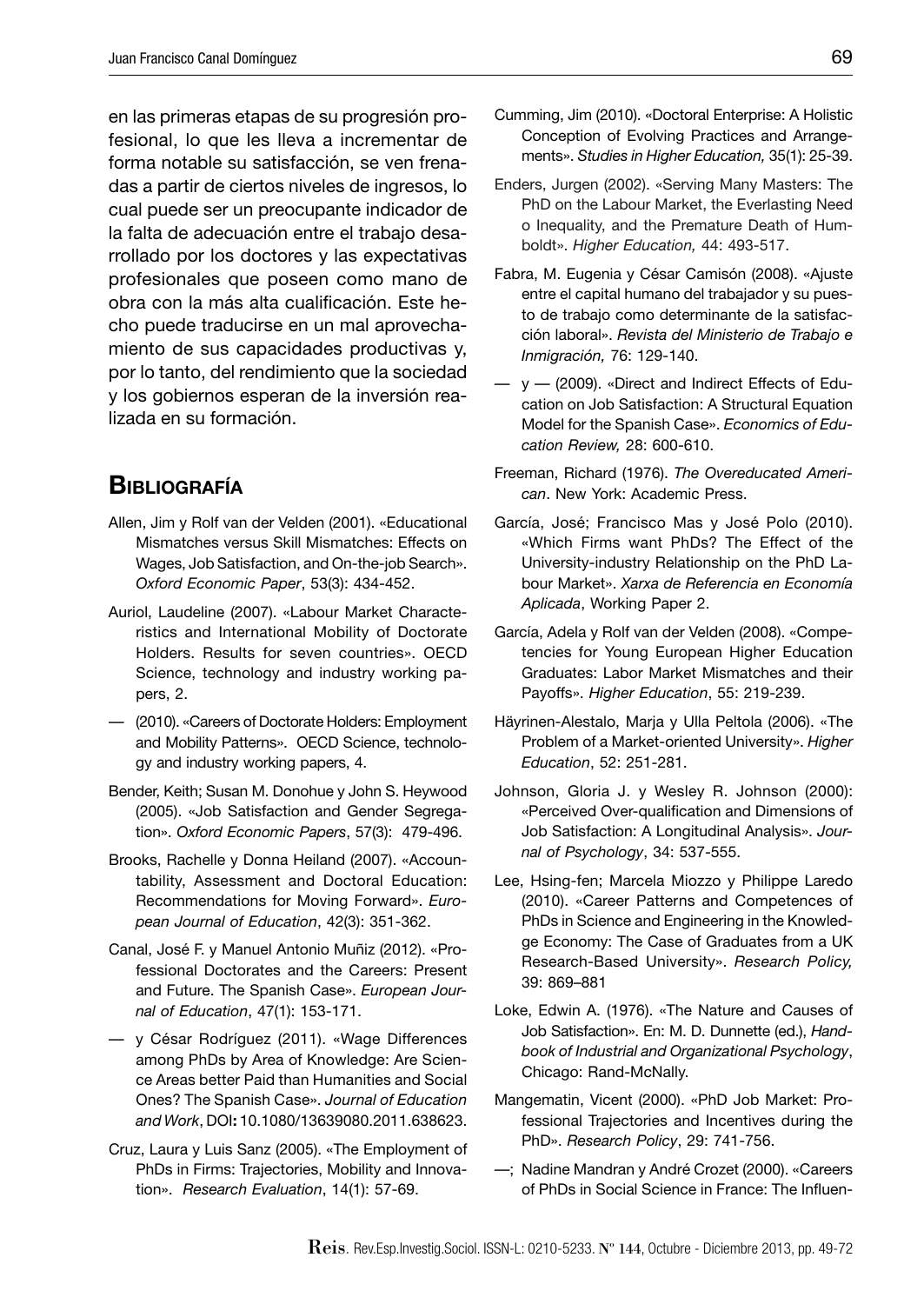en las primeras etapas de su progresión profesional, lo que les lleva a incrementar de forma notable su satisfacción, se ven frenadas a partir de ciertos niveles de ingresos, lo cual puede ser un preocupante indicador de la falta de adecuación entre el trabajo desarrollado por los doctores y las expectativas profesionales que poseen como mano de obra con la más alta cualificación. Este hecho puede traducirse en un mal aprovechamiento de sus capacidades productivas y, por lo tanto, del rendimiento que la sociedad y los gobiernos esperan de la inversión realizada en su formación.

## Bibliografía

Allen, Jim y Rolf van der Velden (2001). «Educational Mismatches versus Skill Mismatches: Effects on Wages, Job Satisfaction, and On-the-job Search». *Oxford Economic Paper*, 53(3): 434-452.

Auriol, Laudeline (2007). «Labour Market Characteristics and International Mobility of Doctorate Holders. Results for seven countries». OECD Science, technology and industry working papers, 2.

— (2010). «Careers of Doctorate Holders: Employment and Mobility Patterns». OECD Science, technology and industry working papers, 4.

Bender, Keith; Susan M. Donohue y John S. Heywood (2005). «Job Satisfaction and Gender Segregation». *Oxford Economic Papers*, 57(3): 479-496.

Brooks, Rachelle y Donna Heiland (2007). «Accountability, Assessment and Doctoral Education: Recommendations for Moving Forward». *European Journal of Education*, 42(3): 351-362.

Canal, José F. y Manuel Antonio Muñiz (2012). «Professional Doctorates and the Careers: Present and Future. The Spanish Case». *European Journal of Education*, 47(1): 153-171.

— y César Rodríguez (2011). «Wage Differences among PhDs by Area of Knowledge: Are Science Areas better Paid than Humanities and Social Ones? The Spanish Case». *Journal of Education and Work*, DOI: 10.1080/13639080.2011.638623.

Cruz, Laura y Luis Sanz (2005). «The Employment of PhDs in Firms: Trajectories, Mobility and Innovation». *Research Evaluation*, 14(1): 57-69.

Cumming, Jim (2010). «Doctoral Enterprise: A Holistic Conception of Evolving Practices and Arrangements». *Studies in Higher Education,* 35(1): 25-39.

Enders, Jurgen (2002). «Serving Many Masters: The PhD on the Labour Market, the Everlasting Need o Inequality, and the Premature Death of Humboldt». *Higher Education,* 44: 493-517.

Fabra, M. Eugenia y César Camisón (2008). «Ajuste entre el capital humano del trabajador y su puesto de trabajo como determinante de la satisfacción laboral». *Revista del Ministerio de Trabajo e Inmigración,* 76: 129-140.

— y — (2009). «Direct and Indirect Effects of Education on Job Satisfaction: A Structural Equation Model for the Spanish Case». *Economics of Education Review,* 28: 600-610.

Freeman, Richard (1976). *The Overeducated American*. New York: Academic Press.

García, José; Francisco Mas y José Polo (2010). «Which Firms want PhDs? The Effect of the University-industry Relationship on the PhD Labour Market». *Xarxa de Referencia en Economía Aplicada*, Working Paper 2.

García, Adela y Rolf van der Velden (2008). «Competencies for Young European Higher Education Graduates: Labor Market Mismatches and their Payoffs». *Higher Education*, 55: 219-239.

Häyrinen-Alestalo, Marja y Ulla Peltola (2006). «The Problem of a Market-oriented University». *Higher Education*, 52: 251-281.

Johnson, Gloria J. y Wesley R. Johnson (2000): «Perceived Over-qualification and Dimensions of Job Satisfaction: A Longitudinal Analysis». *Journal of Psychology*, 34: 537-555.

Lee, Hsing-fen; Marcela Miozzo y Philippe Laredo (2010). «Career Patterns and Competences of PhDs in Science and Engineering in the Knowledge Economy: The Case of Graduates from a UK Research-Based University». *Research Policy,* 39: 869–881

Loke, Edwin A. (1976). «The Nature and Causes of Job Satisfaction». En: M. D. Dunnette (ed.), *Handbook of Industrial and Organizational Psychology*, Chicago: Rand-McNally.

Mangematin, Vicent (2000). «PhD Job Market: Professional Trajectories and Incentives during the PhD». *Research Policy*, 29: 741-756.

—; Nadine Mandran y André Crozet (2000). «Careers of PhDs in Social Science in France: The Influen-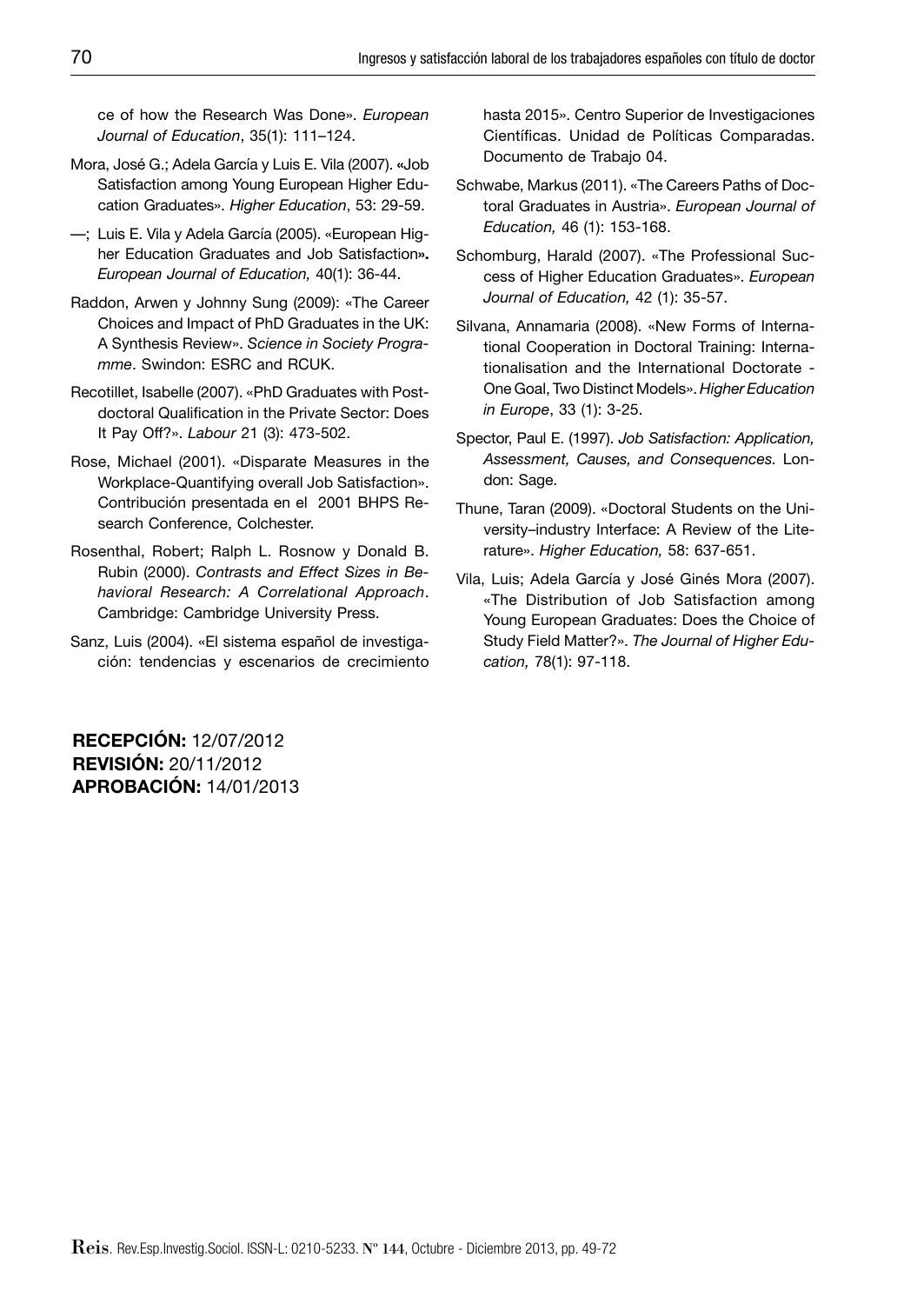ce of how the Research Was Done». *European Journal of Education*, 35(1): 111–124.

Mora, José G.; Adela García y Luis E. Vila (2007). «Job Satisfaction among Young European Higher Education Graduates». *Higher Education*, 53: 29-59.

—; Luis E. Vila y Adela García (2005). «European Higher Education Graduates and Job Satisfaction». *European Journal of Education,* 40(1): 36-44.

Raddon, Arwen y Johnny Sung (2009): «The Career Choices and Impact of PhD Graduates in the UK: A Synthesis Review». *Science in Society Programme*. Swindon: ESRC and RCUK.

Recotillet, Isabelle (2007). «PhD Graduates with Postdoctoral Qualification in the Private Sector: Does It Pay Off?». *Labour* 21 (3): 473-502.

Rose, Michael (2001). «Disparate Measures in the Workplace-Quantifying overall Job Satisfaction». Contribución presentada en el 2001 BHPS Research Conference, Colchester.

Rosenthal, Robert; Ralph L. Rosnow y Donald B. Rubin (2000). *Contrasts and Effect Sizes in Behavioral Research: A Correlational Approach*. Cambridge: Cambridge University Press.

Sanz, Luis (2004). «El sistema español de investigación: tendencias y escenarios de crecimiento hasta 2015». Centro Superior de Investigaciones Científicas. Unidad de Políticas Comparadas. Documento de Trabajo 04.

Schwabe, Markus (2011). «The Careers Paths of Doctoral Graduates in Austria». *European Journal of Education,* 46 (1): 153-168.

Schomburg, Harald (2007). «The Professional Success of Higher Education Graduates». *European Journal of Education,* 42 (1): 35-57.

Silvana, Annamaria (2008). «New Forms of International Cooperation in Doctoral Training: Internationalisation and the International Doctorate - One Goal, Two Distinct Models». *Higher Education in Europe*, 33 (1): 3-25.

Spector, Paul E. (1997). *Job Satisfaction: Application, Assessment, Causes, and Consequences*. London: Sage.

Thune, Taran (2009). «Doctoral Students on the University–industry Interface: A Review of the Literature». *Higher Education,* 58: 637-651.

Vila, Luis; Adela García y José Ginés Mora (2007). «The Distribution of Job Satisfaction among Young European Graduates: Does the Choice of Study Field Matter?». *The Journal of Higher Education,* 78(1): 97-118.

**RECEPCIÓN:** 12/07/2012
**REVISIÓN:** 20/11/2012
**APROBACIÓN:** 14/01/2013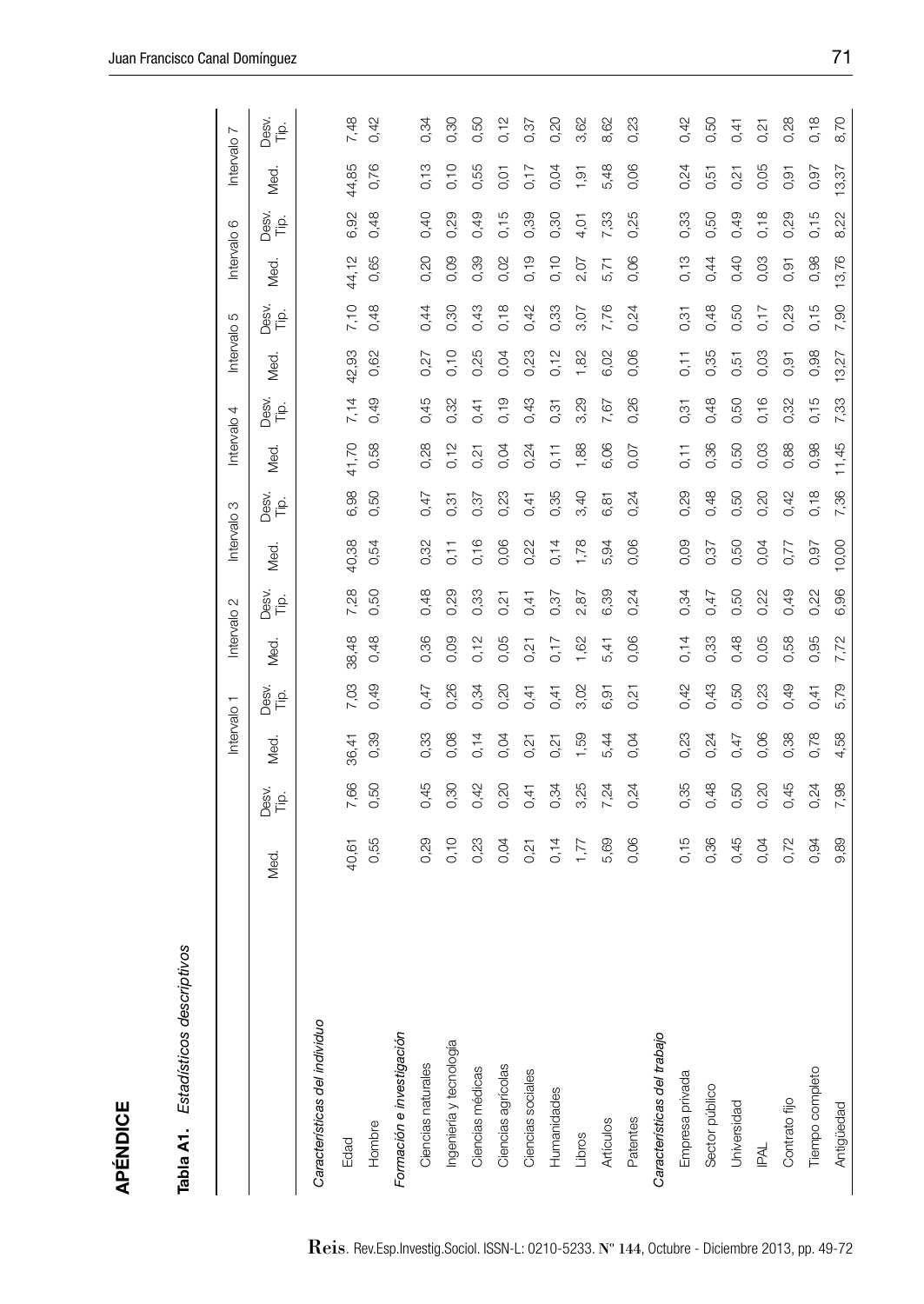## APÉNDICE

**Tabla A1.** *Estadísticos descriptivos*

| | | | Intervalo 1 | | Intervalo 2 | | Intervalo 3 | | Intervalo 4 | | Intervalo 5 | | Intervalo 6 | | Intervalo 7 | |
|---|---|---|---|---|---|---|---|---|---|---|---|---|---|---|---|---|
| | Med. | Desv. Típ. | Med. | Desv. Típ. | Med. | Desv. Típ. | Med. | Desv. Típ. | Med. | Desv. Típ. | Med. | Desv. Típ. | Med. | Desv. Típ. | Med. | Desv. Típ. |
| *Características del individuo* | | | | | | | | | | | | | | | | |
| Edad | 40,61 | 7,66 | 36,41 | 7,03 | 38,48 | 7,28 | 40,38 | 6,98 | 41,70 | 7,14 | 42,93 | 7,10 | 44,12 | 6,92 | 44,85 | 7,48 |
| Hombre | 0,55 | 0,50 | 0,39 | 0,49 | 0,48 | 0,50 | 0,54 | 0,50 | 0,58 | 0,49 | 0,62 | 0,48 | 0,65 | 0,48 | 0,76 | 0,42 |
| *Formación e investigación* | | | | | | | | | | | | | | | | |
| Ciencias naturales | 0,29 | 0,45 | 0,33 | 0,47 | 0,36 | 0,48 | 0,32 | 0,47 | 0,28 | 0,45 | 0,27 | 0,44 | 0,20 | 0,40 | 0,13 | 0,34 |
| Ingeniería y tecnología | 0,10 | 0,30 | 0,08 | 0,26 | 0,09 | 0,29 | 0,11 | 0,31 | 0,12 | 0,32 | 0,10 | 0,30 | 0,09 | 0,29 | 0,10 | 0,30 |
| Ciencias médicas | 0,23 | 0,42 | 0,14 | 0,34 | 0,12 | 0,33 | 0,16 | 0,37 | 0,21 | 0,41 | 0,25 | 0,43 | 0,39 | 0,49 | 0,55 | 0,50 |
| Ciencias agrícolas | 0,04 | 0,20 | 0,04 | 0,20 | 0,05 | 0,21 | 0,06 | 0,23 | 0,04 | 0,19 | 0,04 | 0,18 | 0,02 | 0,15 | 0,01 | 0,12 |
| Ciencias sociales | 0,21 | 0,41 | 0,21 | 0,41 | 0,21 | 0,41 | 0,22 | 0,41 | 0,24 | 0,43 | 0,23 | 0,42 | 0,19 | 0,39 | 0,17 | 0,37 |
| Humanidades | 0,14 | 0,34 | 0,21 | 0,41 | 0,17 | 0,37 | 0,14 | 0,35 | 0,11 | 0,31 | 0,12 | 0,33 | 0,10 | 0,30 | 0,04 | 0,20 |
| Libros | 1,77 | 3,25 | 1,59 | 3,02 | 1,62 | 2,87 | 1,78 | 3,40 | 1,88 | 3,29 | 1,82 | 3,07 | 2,07 | 4,01 | 1,91 | 3,62 |
| Artículos | 5,69 | 7,24 | 5,44 | 6,91 | 5,41 | 6,39 | 5,94 | 6,81 | 6,06 | 7,67 | 6,02 | 7,76 | 5,71 | 7,33 | 5,48 | 8,62 |
| Patentes | 0,06 | 0,24 | 0,04 | 0,21 | 0,06 | 0,24 | 0,06 | 0,24 | 0,07 | 0,26 | 0,06 | 0,24 | 0,06 | 0,25 | 0,06 | 0,23 |
| *Características del trabajo* | | | | | | | | | | | | | | | | |
| Empresa privada | 0,15 | 0,35 | 0,23 | 0,42 | 0,14 | 0,34 | 0,09 | 0,29 | 0,11 | 0,31 | 0,11 | 0,31 | 0,13 | 0,33 | 0,24 | 0,42 |
| Sector público | 0,36 | 0,48 | 0,24 | 0,43 | 0,33 | 0,47 | 0,37 | 0,48 | 0,36 | 0,48 | 0,35 | 0,48 | 0,44 | 0,50 | 0,51 | 0,50 |
| Universidad | 0,45 | 0,50 | 0,47 | 0,50 | 0,48 | 0,50 | 0,50 | 0,50 | 0,50 | 0,50 | 0,51 | 0,50 | 0,40 | 0,49 | 0,21 | 0,41 |
| IPAL | 0,04 | 0,20 | 0,06 | 0,23 | 0,05 | 0,22 | 0,04 | 0,20 | 0,03 | 0,16 | 0,03 | 0,17 | 0,03 | 0,18 | 0,05 | 0,21 |
| Contrato fijo | 0,72 | 0,45 | 0,38 | 0,49 | 0,58 | 0,49 | 0,77 | 0,42 | 0,88 | 0,32 | 0,91 | 0,29 | 0,91 | 0,29 | 0,91 | 0,28 |
| Tiempo completo | 0,94 | 0,24 | 0,78 | 0,41 | 0,95 | 0,22 | 0,97 | 0,18 | 0,98 | 0,15 | 0,98 | 0,15 | 0,98 | 0,15 | 0,97 | 0,18 |
| Antigüedad | 9,89 | 7,98 | 4,58 | 5,79 | 7,72 | 6,96 | 10,00 | 7,36 | 11,45 | 7,33 | 13,27 | 7,90 | 13,76 | 8,22 | 13,37 | 8,70 |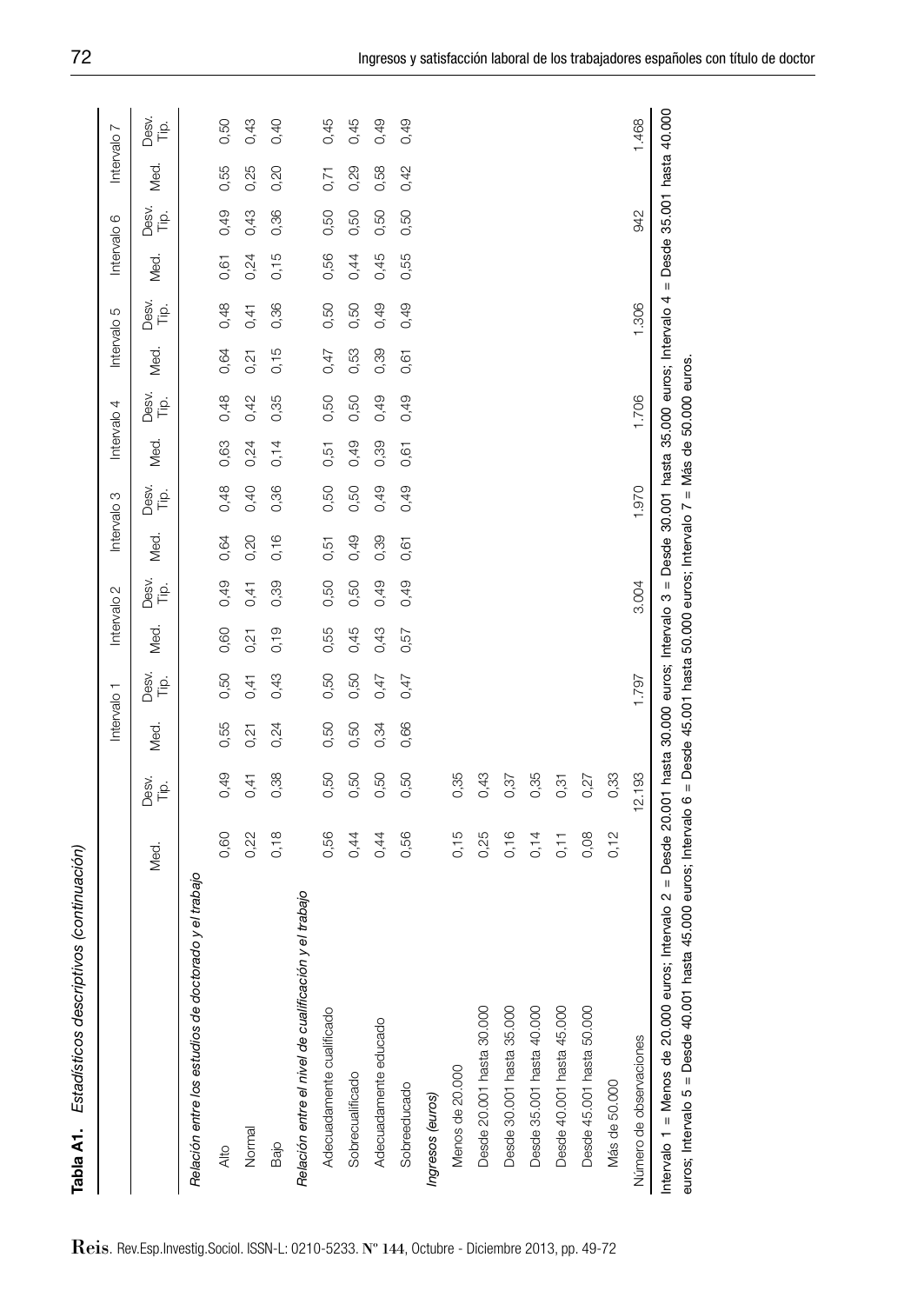**Tabla A1.** *Estadísticos descriptivos (continuación)*

| | | | Intervalo 1 | | Intervalo 2 | | Intervalo 3 | | Intervalo 4 | | Intervalo 5 | | Intervalo 6 | | Intervalo 7 | |
|---|---|---|---|---|---|---|---|---|---|---|---|---|---|---|---|---|
| | Med. | Desv. Tip. | Med. | Desv. Tip. | Med. | Desv. Tip. | Med. | Desv. Tip. | Med. | Desv. Tip. | Med. | Desv. Tip. | Med. | Desv. Tip. | Med. | Desv. Tip. |
| *Relación entre los estudios de doctorado y el trabajo* | | | | | | | | | | | | | | | | |
| Alto | 0,60 | 0,49 | 0,55 | 0,50 | 0,60 | 0,49 | 0,64 | 0,48 | 0,63 | 0,48 | 0,64 | 0,48 | 0,61 | 0,49 | 0,55 | 0,50 |
| Normal | 0,22 | 0,41 | 0,21 | 0,41 | 0,21 | 0,41 | 0,20 | 0,40 | 0,24 | 0,42 | 0,21 | 0,41 | 0,24 | 0,43 | 0,25 | 0,43 |
| Bajo | 0,18 | 0,38 | 0,24 | 0,43 | 0,19 | 0,39 | 0,16 | 0,36 | 0,14 | 0,35 | 0,15 | 0,36 | 0,15 | 0,36 | 0,20 | 0,40 |
| *Relación entre el nivel de cualificación y el trabajo* | | | | | | | | | | | | | | | | |
| Adecuadamente cualificado | 0,56 | 0,50 | 0,50 | 0,50 | 0,55 | 0,50 | 0,51 | 0,50 | 0,51 | 0,50 | 0,47 | 0,50 | 0,56 | 0,50 | 0,71 | 0,45 |
| Sobrecualificado | 0,44 | 0,50 | 0,50 | 0,50 | 0,45 | 0,50 | 0,49 | 0,50 | 0,49 | 0,50 | 0,53 | 0,50 | 0,44 | 0,50 | 0,29 | 0,45 |
| Adecuadamente educado | 0,44 | 0,50 | 0,34 | 0,47 | 0,43 | 0,49 | 0,39 | 0,49 | 0,39 | 0,49 | 0,39 | 0,49 | 0,45 | 0,50 | 0,58 | 0,49 |
| Sobreeducado | 0,56 | 0,50 | 0,66 | 0,47 | 0,57 | 0,49 | 0,61 | 0,49 | 0,61 | 0,49 | 0,61 | 0,49 | 0,55 | 0,50 | 0,42 | 0,49 |
| *Ingresos (euros)* | | | | | | | | | | | | | | | | |
| Menos de 20.000 | 0,15 | 0,35 | | | | | | | | | | | | | | |
| Desde 20.001 hasta 30.000 | 0,25 | 0,43 | | | | | | | | | | | | | | |
| Desde 30.001 hasta 35.000 | 0,16 | 0,37 | | | | | | | | | | | | | | |
| Desde 35.001 hasta 40.000 | 0,14 | 0,35 | | | | | | | | | | | | | | |
| Desde 40.001 hasta 45.000 | 0,11 | 0,31 | | | | | | | | | | | | | | |
| Desde 45.001 hasta 50.000 | 0,08 | 0,27 | | | | | | | | | | | | | | |
| Más de 50.000 | 0,12 | 0,33 | | | | | | | | | | | | | | |
| Número de observaciones | | 12.193 | | 1.797 | | 3.004 | | 1.970 | | 1.706 | | 1.306 | | 942 | | 1.468 |

Intervalo 1 = Menos de 20.000 euros; Intervalo 2 = Desde 20.001 hasta 30.000 euros; Intervalo 3 = Desde 30.001 hasta 35.000 euros; Intervalo 4 = Desde 35.001 hasta 40.000 euros; Intervalo 5 = Desde 40.001 hasta 45.000 euros; Intervalo 6 = Desde 45.001 hasta 50.000 euros; Intervalo 7 = Más de 50.000 euros.